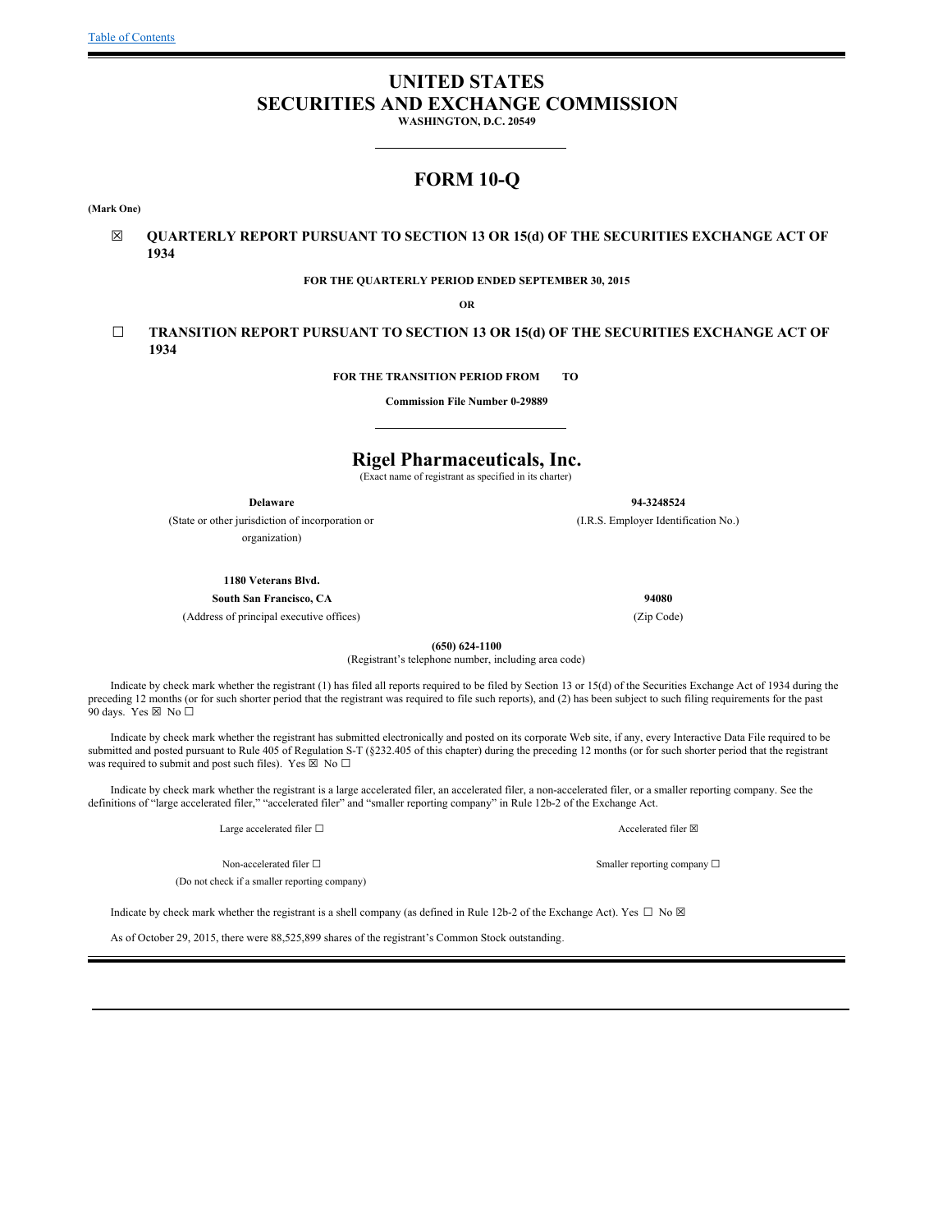# UNITED STATES
# SECURITIES AND EXCHANGE COMMISSION

**WASHINGTON, D.C. 20549**

---

# FORM 10-Q

**(Mark One)**

☒ **QUARTERLY REPORT PURSUANT TO SECTION 13 OR 15(d) OF THE SECURITIES EXCHANGE ACT OF 1934**

**FOR THE QUARTERLY PERIOD ENDED SEPTEMBER 30, 2015**

**OR**

☐ **TRANSITION REPORT PURSUANT TO SECTION 13 OR 15(d) OF THE SECURITIES EXCHANGE ACT OF 1934**

**FOR THE TRANSITION PERIOD FROM TO**

**Commission File Number 0-29889**

---

## Rigel Pharmaceuticals, Inc.

(Exact name of registrant as specified in its charter)

| | |
|---|---|
| **Delaware** | **94-3248524** |
| (State or other jurisdiction of incorporation or organization) | (I.R.S. Employer Identification No.) |
| **1180 Veterans Blvd.** | |
| **South San Francisco, CA** | **94080** |
| (Address of principal executive offices) | (Zip Code) |

**(650) 624-1100**

(Registrant's telephone number, including area code)

Indicate by check mark whether the registrant (1) has filed all reports required to be filed by Section 13 or 15(d) of the Securities Exchange Act of 1934 during the preceding 12 months (or for such shorter period that the registrant was required to file such reports), and (2) has been subject to such filing requirements for the past 90 days. Yes ☒ No ☐

Indicate by check mark whether the registrant has submitted electronically and posted on its corporate Web site, if any, every Interactive Data File required to be submitted and posted pursuant to Rule 405 of Regulation S-T (§232.405 of this chapter) during the preceding 12 months (or for such shorter period that the registrant was required to submit and post such files). Yes ☒ No ☐

Indicate by check mark whether the registrant is a large accelerated filer, an accelerated filer, a non-accelerated filer, or a smaller reporting company. See the definitions of "large accelerated filer," "accelerated filer" and "smaller reporting company" in Rule 12b-2 of the Exchange Act.

| | |
|---|---|
| Large accelerated filer ☐ | Accelerated filer ☒ |
| Non-accelerated filer ☐ (Do not check if a smaller reporting company) | Smaller reporting company ☐ |

Indicate by check mark whether the registrant is a shell company (as defined in Rule 12b-2 of the Exchange Act). Yes ☐ No ☒

As of October 29, 2015, there were 88,525,899 shares of the registrant's Common Stock outstanding.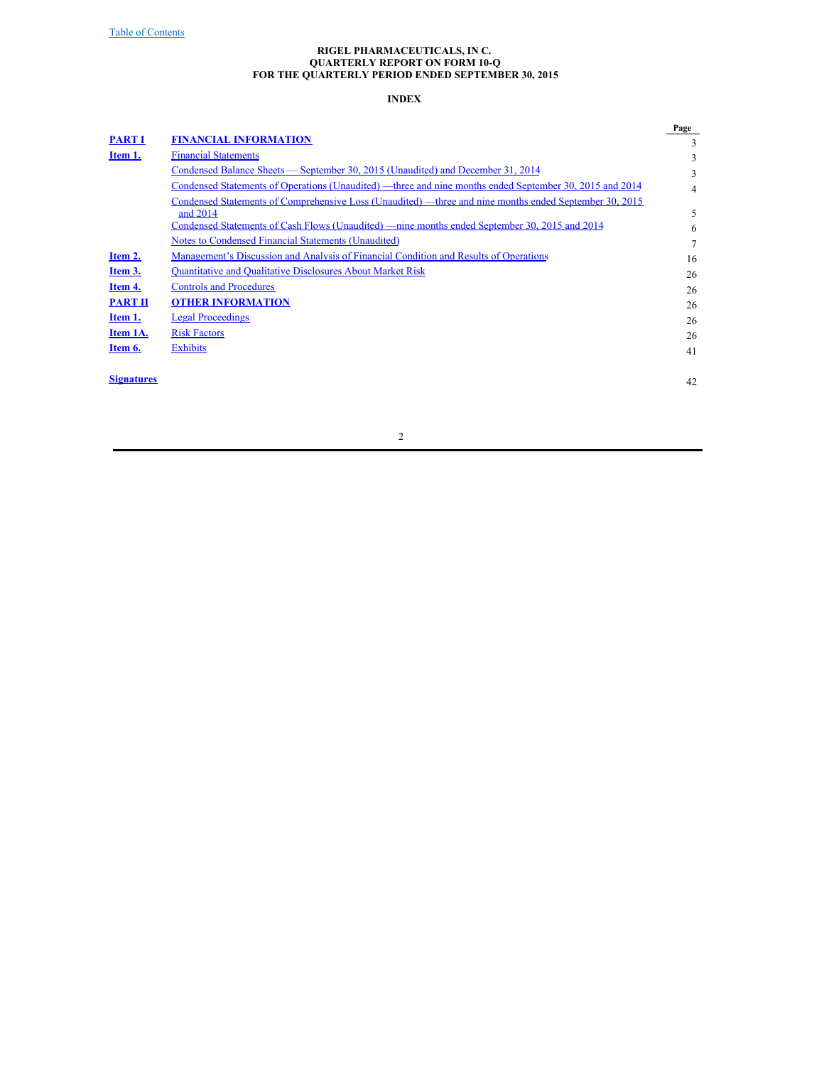Table of Contents

**RIGEL PHARMACEUTICALS, IN C.**
**QUARTERLY REPORT ON FORM 10-Q**
**FOR THE QUARTERLY PERIOD ENDED SEPTEMBER 30, 2015**

**INDEX**

| | | Page |
|---|---|---|
| **PART I** | **FINANCIAL INFORMATION** | 3 |
| **Item 1.** | Financial Statements | 3 |
| | Condensed Balance Sheets — September 30, 2015 (Unaudited) and December 31, 2014 | 3 |
| | Condensed Statements of Operations (Unaudited) —three and nine months ended September 30, 2015 and 2014 | 4 |
| | Condensed Statements of Comprehensive Loss (Unaudited) —three and nine months ended September 30, 2015 and 2014 | 5 |
| | Condensed Statements of Cash Flows (Unaudited) —nine months ended September 30, 2015 and 2014 | 6 |
| | Notes to Condensed Financial Statements (Unaudited) | 7 |
| **Item 2.** | Management's Discussion and Analysis of Financial Condition and Results of Operations | 16 |
| **Item 3.** | Quantitative and Qualitative Disclosures About Market Risk | 26 |
| **Item 4.** | Controls and Procedures | 26 |
| **PART II** | **OTHER INFORMATION** | 26 |
| **Item 1.** | Legal Proceedings | 26 |
| **Item 1A.** | Risk Factors | 26 |
| **Item 6.** | Exhibits | 41 |
| | | |
| **Signatures** | | 42 |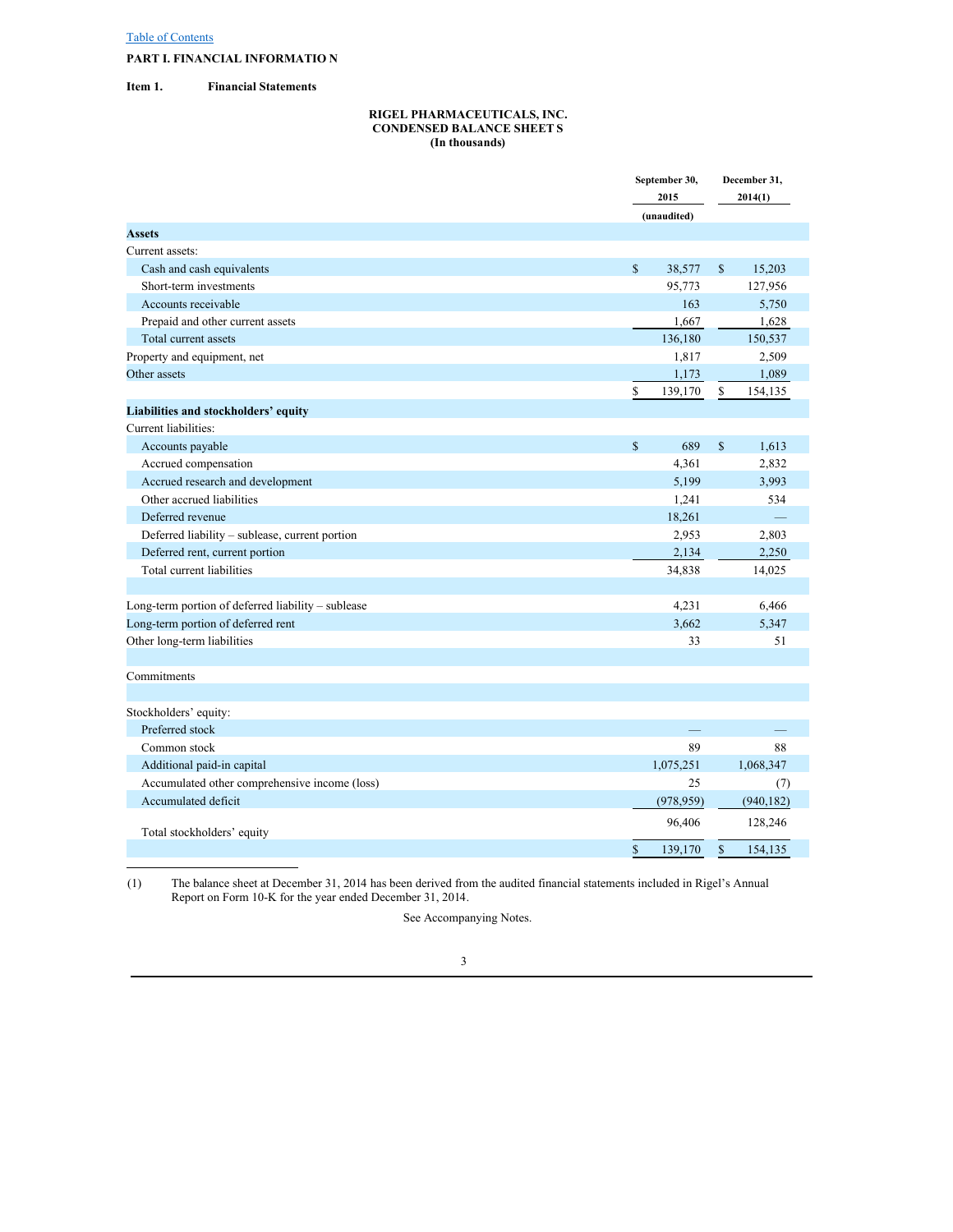[Table of Contents](#)

**PART I. FINANCIAL INFORMATION**

**Item 1. Financial Statements**

**RIGEL PHARMACEUTICALS, INC.**
**CONDENSED BALANCE SHEETS**
**(In thousands)**

| | September 30, 2015 (unaudited) | December 31, 2014(1) |
|---|---|---|
| **Assets** | | |
| Current assets: | | |
| Cash and cash equivalents | $ 38,577 | $ 15,203 |
| Short-term investments | 95,773 | 127,956 |
| Accounts receivable | 163 | 5,750 |
| Prepaid and other current assets | 1,667 | 1,628 |
| Total current assets | 136,180 | 150,537 |
| Property and equipment, net | 1,817 | 2,509 |
| Other assets | 1,173 | 1,089 |
| | $ 139,170 | $ 154,135 |
| **Liabilities and stockholders' equity** | | |
| Current liabilities: | | |
| Accounts payable | $ 689 | $ 1,613 |
| Accrued compensation | 4,361 | 2,832 |
| Accrued research and development | 5,199 | 3,993 |
| Other accrued liabilities | 1,241 | 534 |
| Deferred revenue | 18,261 | — |
| Deferred liability – sublease, current portion | 2,953 | 2,803 |
| Deferred rent, current portion | 2,134 | 2,250 |
| Total current liabilities | 34,838 | 14,025 |
| | | |
| Long-term portion of deferred liability – sublease | 4,231 | 6,466 |
| Long-term portion of deferred rent | 3,662 | 5,347 |
| Other long-term liabilities | 33 | 51 |
| | | |
| Commitments | | |
| | | |
| Stockholders' equity: | | |
| Preferred stock | — | — |
| Common stock | 89 | 88 |
| Additional paid-in capital | 1,075,251 | 1,068,347 |
| Accumulated other comprehensive income (loss) | 25 | (7) |
| Accumulated deficit | (978,959) | (940,182) |
| Total stockholders' equity | 96,406 | 128,246 |
| | $ 139,170 | $ 154,135 |

(1) The balance sheet at December 31, 2014 has been derived from the audited financial statements included in Rigel's Annual Report on Form 10-K for the year ended December 31, 2014.

See Accompanying Notes.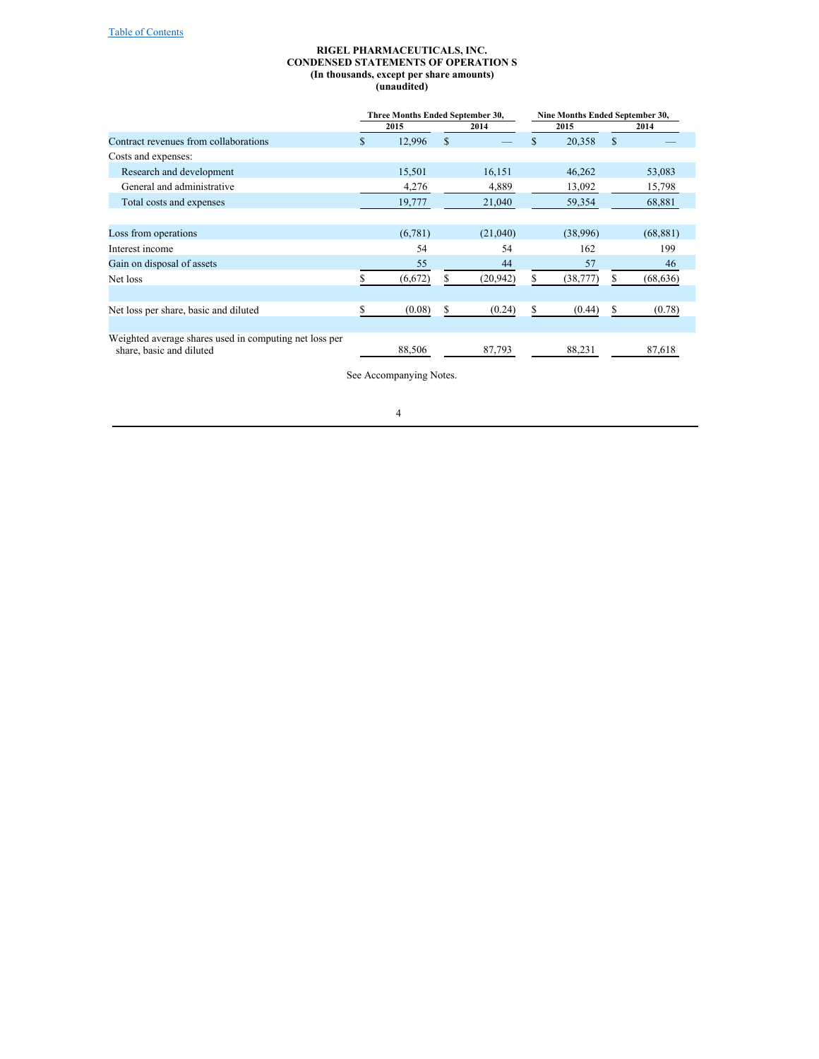**RIGEL PHARMACEUTICALS, INC.**
**CONDENSED STATEMENTS OF OPERATIONS**
**(In thousands, except per share amounts)**
**(unaudited)**

| | Three Months Ended September 30, | | Nine Months Ended September 30, | |
|---|---|---|---|---|
| | 2015 | 2014 | 2015 | 2014 |
| Contract revenues from collaborations | $ 12,996 | $ — | $ 20,358 | $ — |
| Costs and expenses: | | | | |
| Research and development | 15,501 | 16,151 | 46,262 | 53,083 |
| General and administrative | 4,276 | 4,889 | 13,092 | 15,798 |
| Total costs and expenses | 19,777 | 21,040 | 59,354 | 68,881 |
| Loss from operations | (6,781) | (21,040) | (38,996) | (68,881) |
| Interest income | 54 | 54 | 162 | 199 |
| Gain on disposal of assets | 55 | 44 | 57 | 46 |
| Net loss | $ (6,672) | $ (20,942) | $ (38,777) | $ (68,636) |
| Net loss per share, basic and diluted | $ (0.08) | $ (0.24) | $ (0.44) | $ (0.78) |
| Weighted average shares used in computing net loss per share, basic and diluted | 88,506 | 87,793 | 88,231 | 87,618 |

See Accompanying Notes.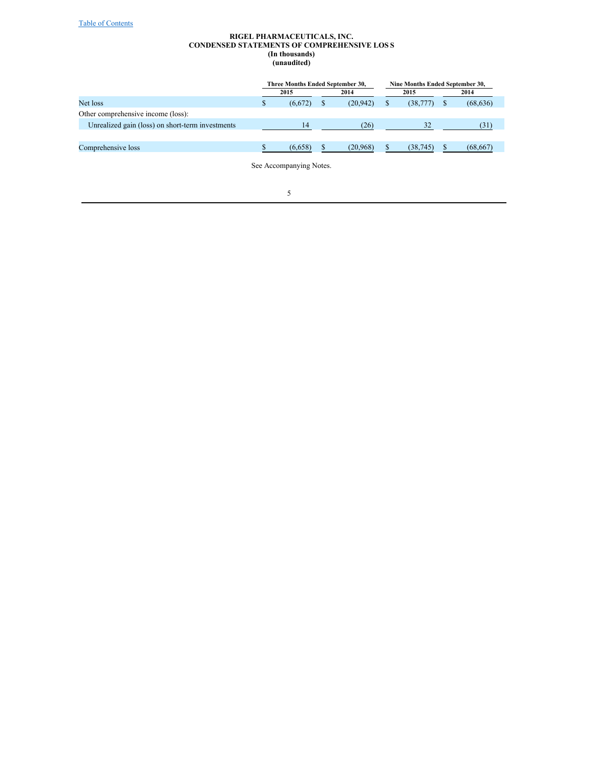**RIGEL PHARMACEUTICALS, INC.**
**CONDENSED STATEMENTS OF COMPREHENSIVE LOSS**
**(In thousands)**
**(unaudited)**

| | Three Months Ended September 30, | | Nine Months Ended September 30, | |
|---|---|---|---|---|
| | 2015 | 2014 | 2015 | 2014 |
| Net loss | $ (6,672) | $ (20,942) | $ (38,777) | $ (68,636) |
| Other comprehensive income (loss): | | | | |
| Unrealized gain (loss) on short-term investments | 14 | (26) | 32 | (31) |
| Comprehensive loss | $ (6,658) | $ (20,968) | $ (38,745) | $ (68,667) |

See Accompanying Notes.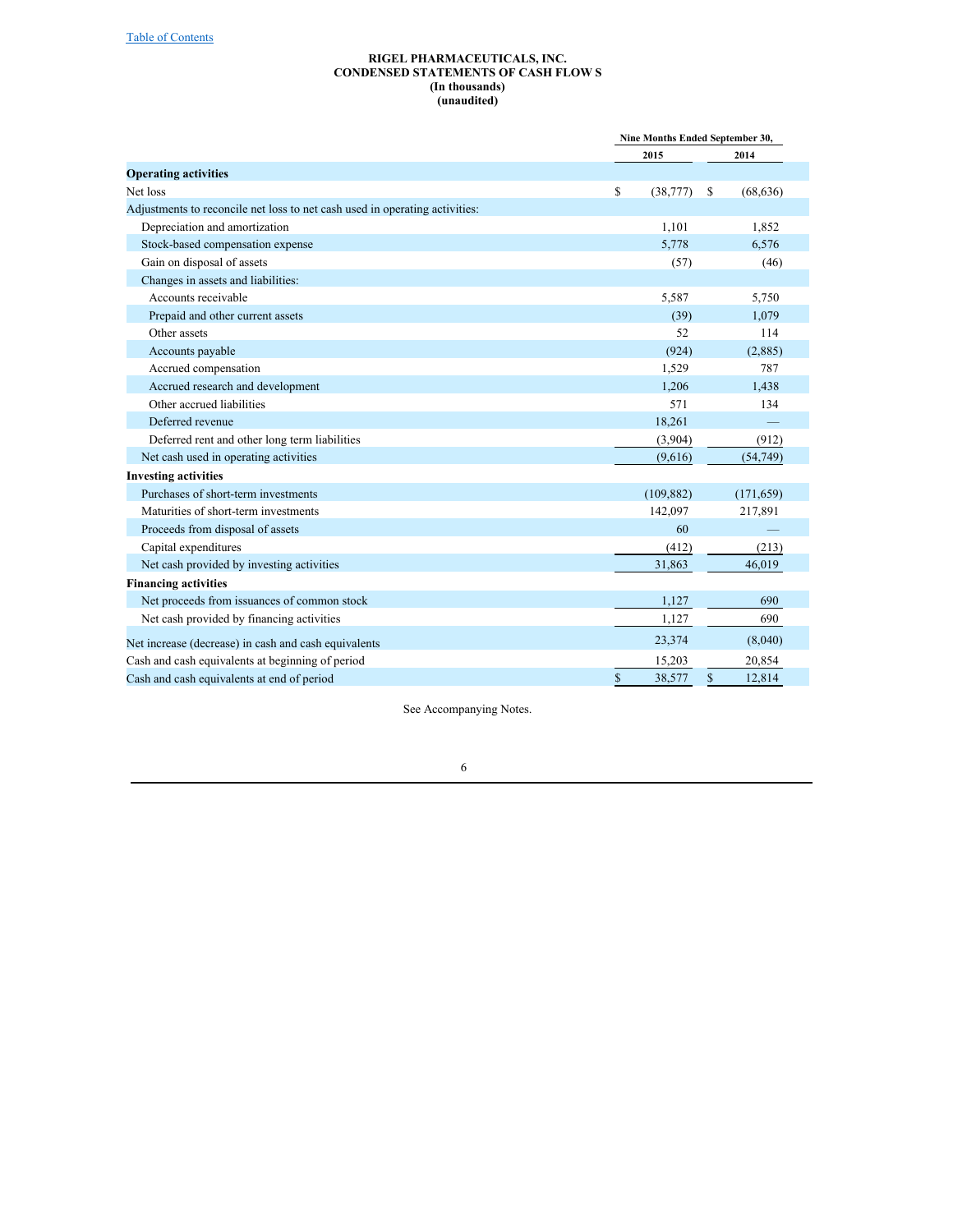**RIGEL PHARMACEUTICALS, INC.**
**CONDENSED STATEMENTS OF CASH FLOWS**
**(In thousands)**
**(unaudited)**

| | Nine Months Ended September 30, | |
|---|---|---|
| | 2015 | 2014 |
| **Operating activities** | | |
| Net loss | $ (38,777) | $ (68,636) |
| Adjustments to reconcile net loss to net cash used in operating activities: | | |
| Depreciation and amortization | 1,101 | 1,852 |
| Stock-based compensation expense | 5,778 | 6,576 |
| Gain on disposal of assets | (57) | (46) |
| Changes in assets and liabilities: | | |
| Accounts receivable | 5,587 | 5,750 |
| Prepaid and other current assets | (39) | 1,079 |
| Other assets | 52 | 114 |
| Accounts payable | (924) | (2,885) |
| Accrued compensation | 1,529 | 787 |
| Accrued research and development | 1,206 | 1,438 |
| Other accrued liabilities | 571 | 134 |
| Deferred revenue | 18,261 | — |
| Deferred rent and other long term liabilities | (3,904) | (912) |
| Net cash used in operating activities | (9,616) | (54,749) |
| **Investing activities** | | |
| Purchases of short-term investments | (109,882) | (171,659) |
| Maturities of short-term investments | 142,097 | 217,891 |
| Proceeds from disposal of assets | 60 | — |
| Capital expenditures | (412) | (213) |
| Net cash provided by investing activities | 31,863 | 46,019 |
| **Financing activities** | | |
| Net proceeds from issuances of common stock | 1,127 | 690 |
| Net cash provided by financing activities | 1,127 | 690 |
| Net increase (decrease) in cash and cash equivalents | 23,374 | (8,040) |
| Cash and cash equivalents at beginning of period | 15,203 | 20,854 |
| Cash and cash equivalents at end of period | $ 38,577 | $ 12,814 |

See Accompanying Notes.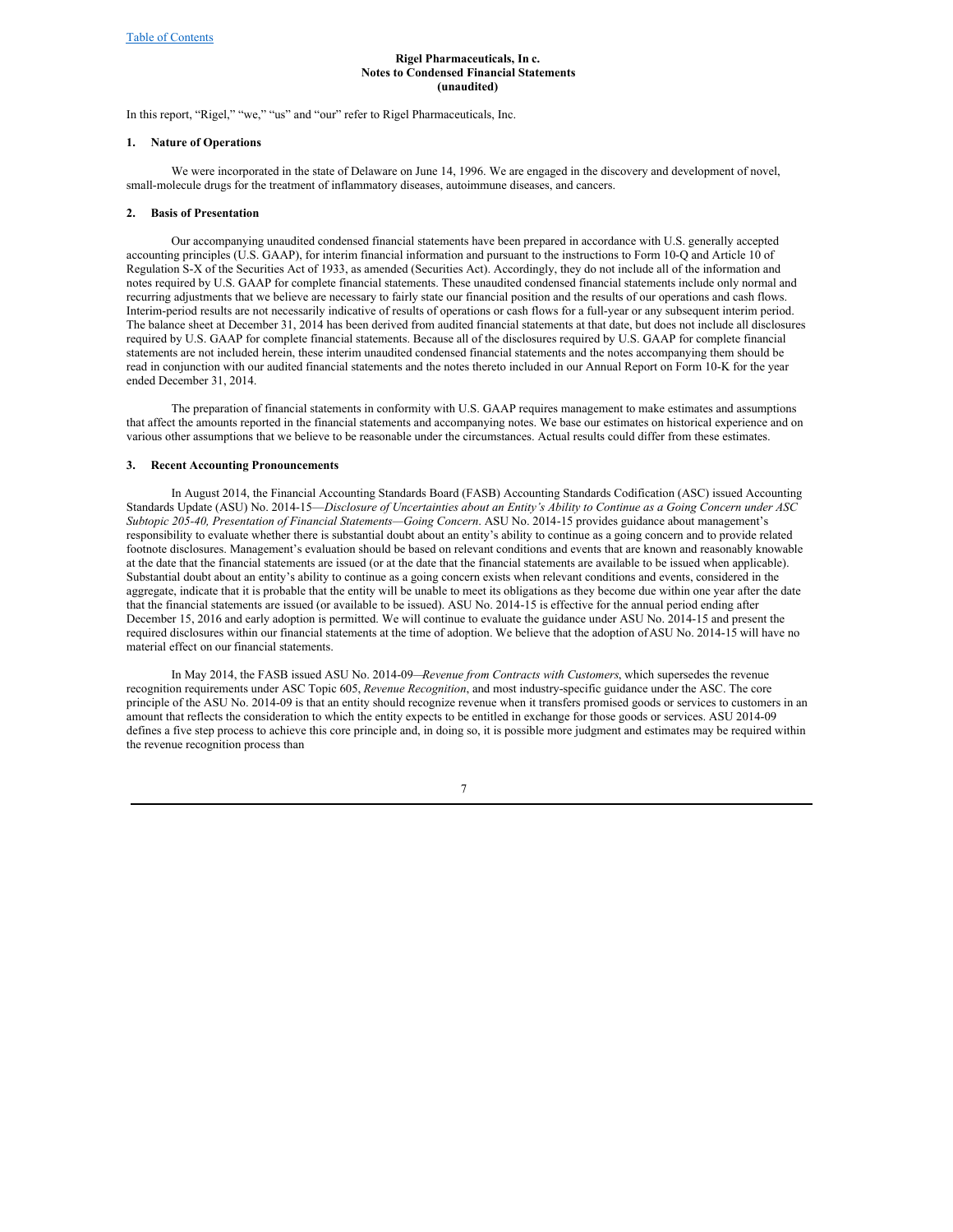**Rigel Pharmaceuticals, In c.**
**Notes to Condensed Financial Statements**
**(unaudited)**

In this report, “Rigel,” “we,” “us” and “our” refer to Rigel Pharmaceuticals, Inc.

## 1. Nature of Operations

We were incorporated in the state of Delaware on June 14, 1996. We are engaged in the discovery and development of novel, small-molecule drugs for the treatment of inflammatory diseases, autoimmune diseases, and cancers.

## 2. Basis of Presentation

Our accompanying unaudited condensed financial statements have been prepared in accordance with U.S. generally accepted accounting principles (U.S. GAAP), for interim financial information and pursuant to the instructions to Form 10-Q and Article 10 of Regulation S-X of the Securities Act of 1933, as amended (Securities Act). Accordingly, they do not include all of the information and notes required by U.S. GAAP for complete financial statements. These unaudited condensed financial statements include only normal and recurring adjustments that we believe are necessary to fairly state our financial position and the results of our operations and cash flows. Interim-period results are not necessarily indicative of results of operations or cash flows for a full-year or any subsequent interim period. The balance sheet at December 31, 2014 has been derived from audited financial statements at that date, but does not include all disclosures required by U.S. GAAP for complete financial statements. Because all of the disclosures required by U.S. GAAP for complete financial statements are not included herein, these interim unaudited condensed financial statements and the notes accompanying them should be read in conjunction with our audited financial statements and the notes thereto included in our Annual Report on Form 10-K for the year ended December 31, 2014.

The preparation of financial statements in conformity with U.S. GAAP requires management to make estimates and assumptions that affect the amounts reported in the financial statements and accompanying notes. We base our estimates on historical experience and on various other assumptions that we believe to be reasonable under the circumstances. Actual results could differ from these estimates.

## 3. Recent Accounting Pronouncements

In August 2014, the Financial Accounting Standards Board (FASB) Accounting Standards Codification (ASC) issued Accounting Standards Update (ASU) No. 2014-15—*Disclosure of Uncertainties about an Entity’s Ability to Continue as a Going Concern under ASC Subtopic 205-40, Presentation of Financial Statements—Going Concern*. ASU No. 2014-15 provides guidance about management’s responsibility to evaluate whether there is substantial doubt about an entity’s ability to continue as a going concern and to provide related footnote disclosures. Management’s evaluation should be based on relevant conditions and events that are known and reasonably knowable at the date that the financial statements are issued (or at the date that the financial statements are available to be issued when applicable). Substantial doubt about an entity’s ability to continue as a going concern exists when relevant conditions and events, considered in the aggregate, indicate that it is probable that the entity will be unable to meet its obligations as they become due within one year after the date that the financial statements are issued (or available to be issued). ASU No. 2014-15 is effective for the annual period ending after December 15, 2016 and early adoption is permitted. We will continue to evaluate the guidance under ASU No. 2014-15 and present the required disclosures within our financial statements at the time of adoption. We believe that the adoption of ASU No. 2014-15 will have no material effect on our financial statements.

In May 2014, the FASB issued ASU No. 2014-09—*Revenue from Contracts with Customers*, which supersedes the revenue recognition requirements under ASC Topic 605, *Revenue Recognition*, and most industry-specific guidance under the ASC. The core principle of the ASU No. 2014-09 is that an entity should recognize revenue when it transfers promised goods or services to customers in an amount that reflects the consideration to which the entity expects to be entitled in exchange for those goods or services. ASU 2014-09 defines a five step process to achieve this core principle and, in doing so, it is possible more judgment and estimates may be required within the revenue recognition process than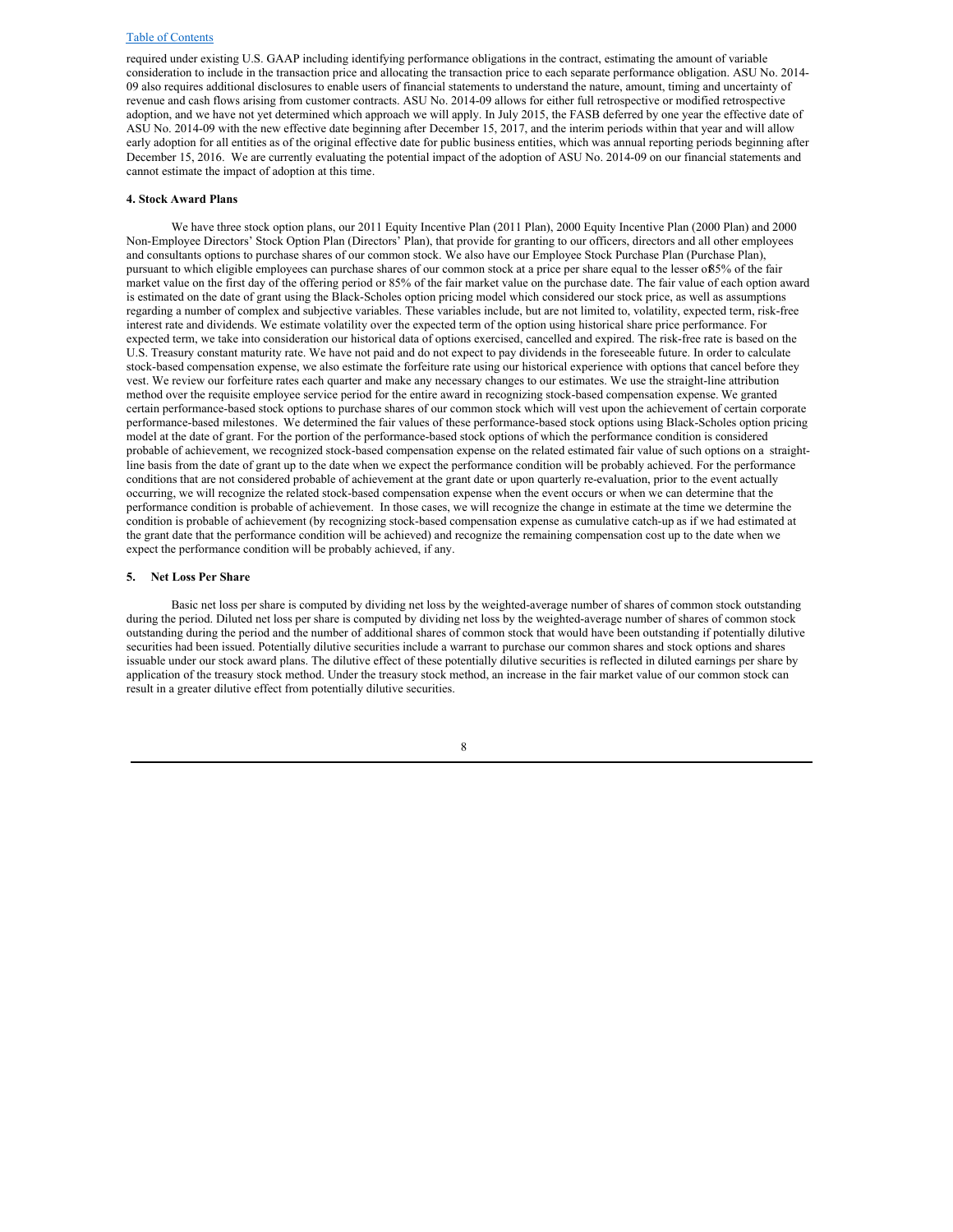required under existing U.S. GAAP including identifying performance obligations in the contract, estimating the amount of variable consideration to include in the transaction price and allocating the transaction price to each separate performance obligation. ASU No. 2014-09 also requires additional disclosures to enable users of financial statements to understand the nature, amount, timing and uncertainty of revenue and cash flows arising from customer contracts. ASU No. 2014-09 allows for either full retrospective or modified retrospective adoption, and we have not yet determined which approach we will apply. In July 2015, the FASB deferred by one year the effective date of ASU No. 2014-09 with the new effective date beginning after December 15, 2017, and the interim periods within that year and will allow early adoption for all entities as of the original effective date for public business entities, which was annual reporting periods beginning after December 15, 2016. We are currently evaluating the potential impact of the adoption of ASU No. 2014-09 on our financial statements and cannot estimate the impact of adoption at this time.

#### 4. Stock Award Plans

We have three stock option plans, our 2011 Equity Incentive Plan (2011 Plan), 2000 Equity Incentive Plan (2000 Plan) and 2000 Non-Employee Directors' Stock Option Plan (Directors' Plan), that provide for granting to our officers, directors and all other employees and consultants options to purchase shares of our common stock. We also have our Employee Stock Purchase Plan (Purchase Plan), pursuant to which eligible employees can purchase shares of our common stock at a price per share equal to the lesser of 85% of the fair market value on the first day of the offering period or 85% of the fair market value on the purchase date. The fair value of each option award is estimated on the date of grant using the Black-Scholes option pricing model which considered our stock price, as well as assumptions regarding a number of complex and subjective variables. These variables include, but are not limited to, volatility, expected term, risk-free interest rate and dividends. We estimate volatility over the expected term of the option using historical share price performance. For expected term, we take into consideration our historical data of options exercised, cancelled and expired. The risk-free rate is based on the U.S. Treasury constant maturity rate. We have not paid and do not expect to pay dividends in the foreseeable future. In order to calculate stock-based compensation expense, we also estimate the forfeiture rate using our historical experience with options that cancel before they vest. We review our forfeiture rates each quarter and make any necessary changes to our estimates. We use the straight-line attribution method over the requisite employee service period for the entire award in recognizing stock-based compensation expense. We granted certain performance-based stock options to purchase shares of our common stock which will vest upon the achievement of certain corporate performance-based milestones. We determined the fair values of these performance-based stock options using Black-Scholes option pricing model at the date of grant. For the portion of the performance-based stock options of which the performance condition is considered probable of achievement, we recognized stock-based compensation expense on the related estimated fair value of such options on a straight-line basis from the date of grant up to the date when we expect the performance condition will be probably achieved. For the performance conditions that are not considered probable of achievement at the grant date or upon quarterly re-evaluation, prior to the event actually occurring, we will recognize the related stock-based compensation expense when the event occurs or when we can determine that the performance condition is probable of achievement. In those cases, we will recognize the change in estimate at the time we determine the condition is probable of achievement (by recognizing stock-based compensation expense as cumulative catch-up as if we had estimated at the grant date that the performance condition will be achieved) and recognize the remaining compensation cost up to the date when we expect the performance condition will be probably achieved, if any.

#### 5. Net Loss Per Share

Basic net loss per share is computed by dividing net loss by the weighted-average number of shares of common stock outstanding during the period. Diluted net loss per share is computed by dividing net loss by the weighted-average number of shares of common stock outstanding during the period and the number of additional shares of common stock that would have been outstanding if potentially dilutive securities had been issued. Potentially dilutive securities include a warrant to purchase our common shares and stock options and shares issuable under our stock award plans. The dilutive effect of these potentially dilutive securities is reflected in diluted earnings per share by application of the treasury stock method. Under the treasury stock method, an increase in the fair market value of our common stock can result in a greater dilutive effect from potentially dilutive securities.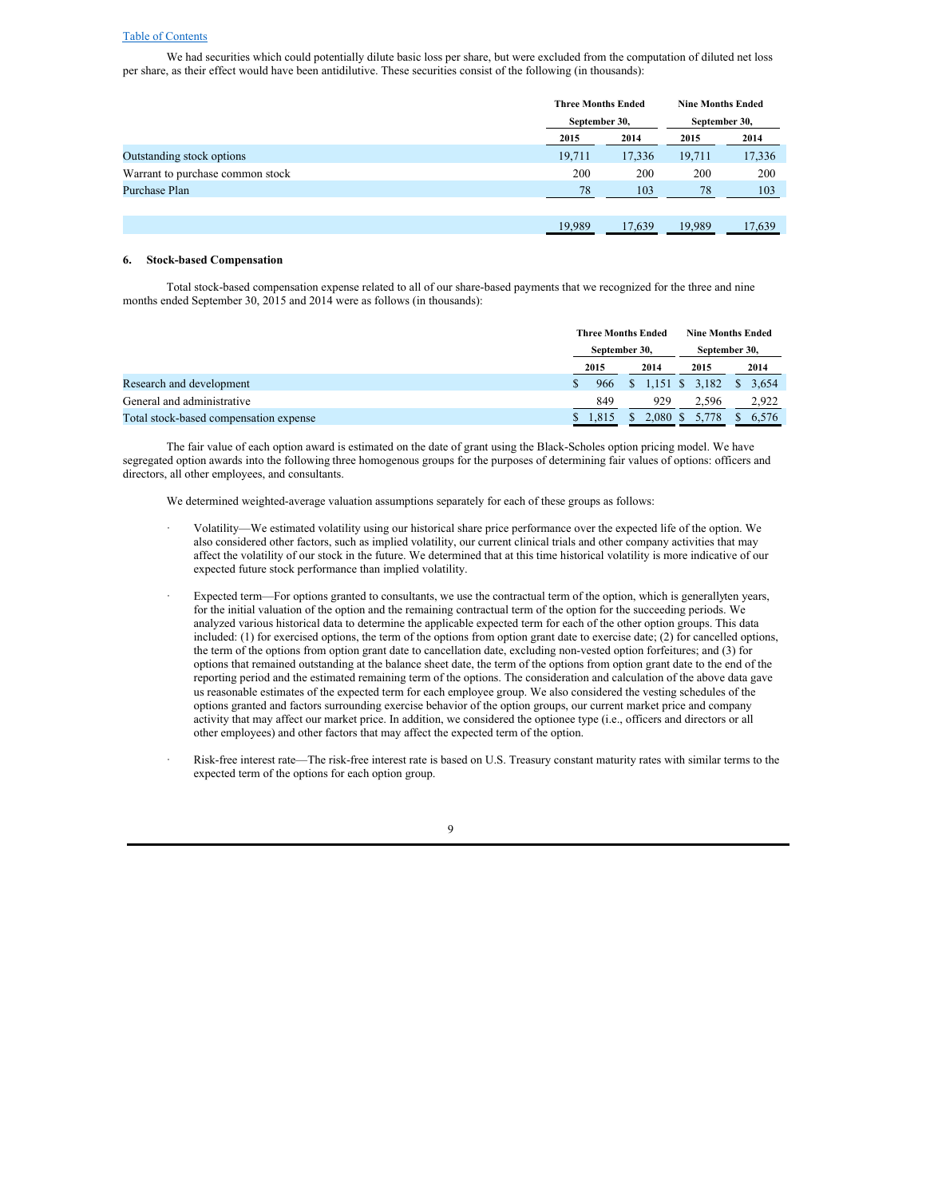We had securities which could potentially dilute basic loss per share, but were excluded from the computation of diluted net loss per share, as their effect would have been antidilutive. These securities consist of the following (in thousands):

| | Three Months Ended September 30, | | Nine Months Ended September 30, | |
|---|---|---|---|---|
| | 2015 | 2014 | 2015 | 2014 |
| Outstanding stock options | 19,711 | 17,336 | 19,711 | 17,336 |
| Warrant to purchase common stock | 200 | 200 | 200 | 200 |
| Purchase Plan | 78 | 103 | 78 | 103 |
| | 19,989 | 17,639 | 19,989 | 17,639 |

## 6. Stock-based Compensation

Total stock-based compensation expense related to all of our share-based payments that we recognized for the three and nine months ended September 30, 2015 and 2014 were as follows (in thousands):

| | Three Months Ended September 30, | | Nine Months Ended September 30, | |
|---|---|---|---|---|
| | 2015 | 2014 | 2015 | 2014 |
| Research and development | $ 966 | $ 1,151 | $ 3,182 | $ 3,654 |
| General and administrative | 849 | 929 | 2,596 | 2,922 |
| Total stock-based compensation expense | $ 1,815 | $ 2,080 | $ 5,778 | $ 6,576 |

The fair value of each option award is estimated on the date of grant using the Black-Scholes option pricing model. We have segregated option awards into the following three homogenous groups for the purposes of determining fair values of options: officers and directors, all other employees, and consultants.

We determined weighted-average valuation assumptions separately for each of these groups as follows:

- Volatility—We estimated volatility using our historical share price performance over the expected life of the option. We also considered other factors, such as implied volatility, our current clinical trials and other company activities that may affect the volatility of our stock in the future. We determined that at this time historical volatility is more indicative of our expected future stock performance than implied volatility.

- Expected term—For options granted to consultants, we use the contractual term of the option, which is generallyten years, for the initial valuation of the option and the remaining contractual term of the option for the succeeding periods. We analyzed various historical data to determine the applicable expected term for each of the other option groups. This data included: (1) for exercised options, the term of the options from option grant date to exercise date; (2) for cancelled options, the term of the options from option grant date to cancellation date, excluding non-vested option forfeitures; and (3) for options that remained outstanding at the balance sheet date, the term of the options from option grant date to the end of the reporting period and the estimated remaining term of the options. The consideration and calculation of the above data gave us reasonable estimates of the expected term for each employee group. We also considered the vesting schedules of the options granted and factors surrounding exercise behavior of the option groups, our current market price and company activity that may affect our market price. In addition, we considered the optionee type (i.e., officers and directors or all other employees) and other factors that may affect the expected term of the option.

- Risk-free interest rate—The risk-free interest rate is based on U.S. Treasury constant maturity rates with similar terms to the expected term of the options for each option group.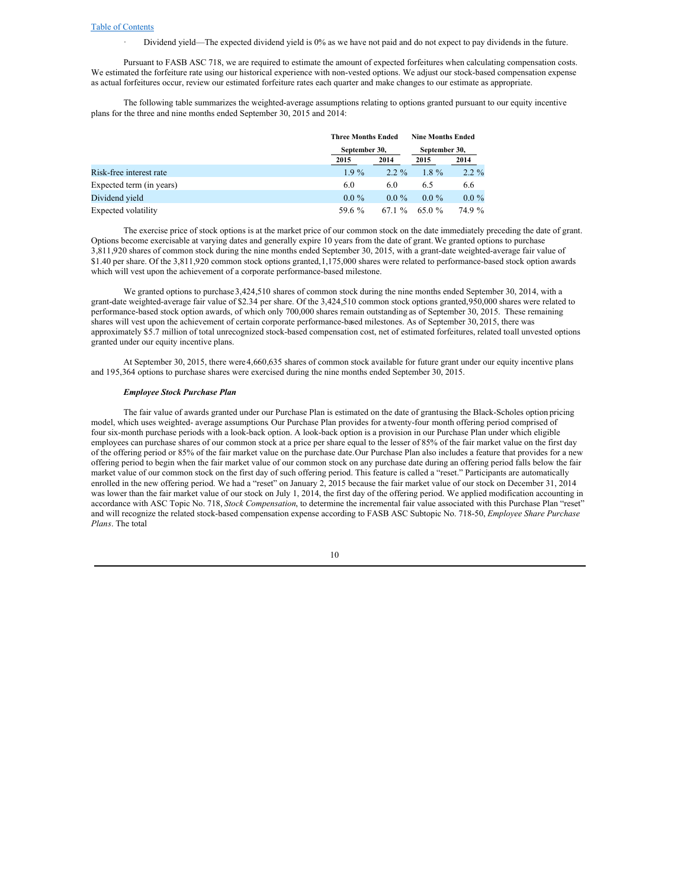- Dividend yield—The expected dividend yield is 0% as we have not paid and do not expect to pay dividends in the future.

Pursuant to FASB ASC 718, we are required to estimate the amount of expected forfeitures when calculating compensation costs. We estimated the forfeiture rate using our historical experience with non-vested options. We adjust our stock-based compensation expense as actual forfeitures occur, review our estimated forfeiture rates each quarter and make changes to our estimate as appropriate.

The following table summarizes the weighted-average assumptions relating to options granted pursuant to our equity incentive plans for the three and nine months ended September 30, 2015 and 2014:

| | Three Months Ended September 30, | | Nine Months Ended September 30, | |
|---|---|---|---|---|
| | 2015 | 2014 | 2015 | 2014 |
| Risk-free interest rate | 1.9 % | 2.2 % | 1.8 % | 2.2 % |
| Expected term (in years) | 6.0 | 6.0 | 6.5 | 6.6 |
| Dividend yield | 0.0 % | 0.0 % | 0.0 % | 0.0 % |
| Expected volatility | 59.6 % | 67.1 % | 65.0 % | 74.9 % |

The exercise price of stock options is at the market price of our common stock on the date immediately preceding the date of grant. Options become exercisable at varying dates and generally expire 10 years from the date of grant. We granted options to purchase 3,811,920 shares of common stock during the nine months ended September 30, 2015, with a grant-date weighted-average fair value of $1.40 per share. Of the 3,811,920 common stock options granted, 1,175,000 shares were related to performance-based stock option awards which will vest upon the achievement of a corporate performance-based milestone.

We granted options to purchase 3,424,510 shares of common stock during the nine months ended September 30, 2014, with a grant-date weighted-average fair value of $2.34 per share. Of the 3,424,510 common stock options granted, 950,000 shares were related to performance-based stock option awards, of which only 700,000 shares remain outstanding as of September 30, 2015. These remaining shares will vest upon the achievement of certain corporate performance-based milestones. As of September 30, 2015, there was approximately $5.7 million of total unrecognized stock-based compensation cost, net of estimated forfeitures, related to all unvested options granted under our equity incentive plans.

At September 30, 2015, there were 4,660,635 shares of common stock available for future grant under our equity incentive plans and 195,364 options to purchase shares were exercised during the nine months ended September 30, 2015.

***Employee Stock Purchase Plan***

The fair value of awards granted under our Purchase Plan is estimated on the date of grant using the Black-Scholes option pricing model, which uses weighted- average assumptions. Our Purchase Plan provides for a twenty-four month offering period comprised of four six-month purchase periods with a look-back option. A look-back option is a provision in our Purchase Plan under which eligible employees can purchase shares of our common stock at a price per share equal to the lesser of 85% of the fair market value on the first day of the offering period or 85% of the fair market value on the purchase date. Our Purchase Plan also includes a feature that provides for a new offering period to begin when the fair market value of our common stock on any purchase date during an offering period falls below the fair market value of our common stock on the first day of such offering period. This feature is called a "reset." Participants are automatically enrolled in the new offering period. We had a "reset" on January 2, 2015 because the fair market value of our stock on December 31, 2014 was lower than the fair market value of our stock on July 1, 2014, the first day of the offering period. We applied modification accounting in accordance with ASC Topic No. 718, *Stock Compensation*, to determine the incremental fair value associated with this Purchase Plan "reset" and will recognize the related stock-based compensation expense according to FASB ASC Subtopic No. 718-50, *Employee Share Purchase Plans*. The total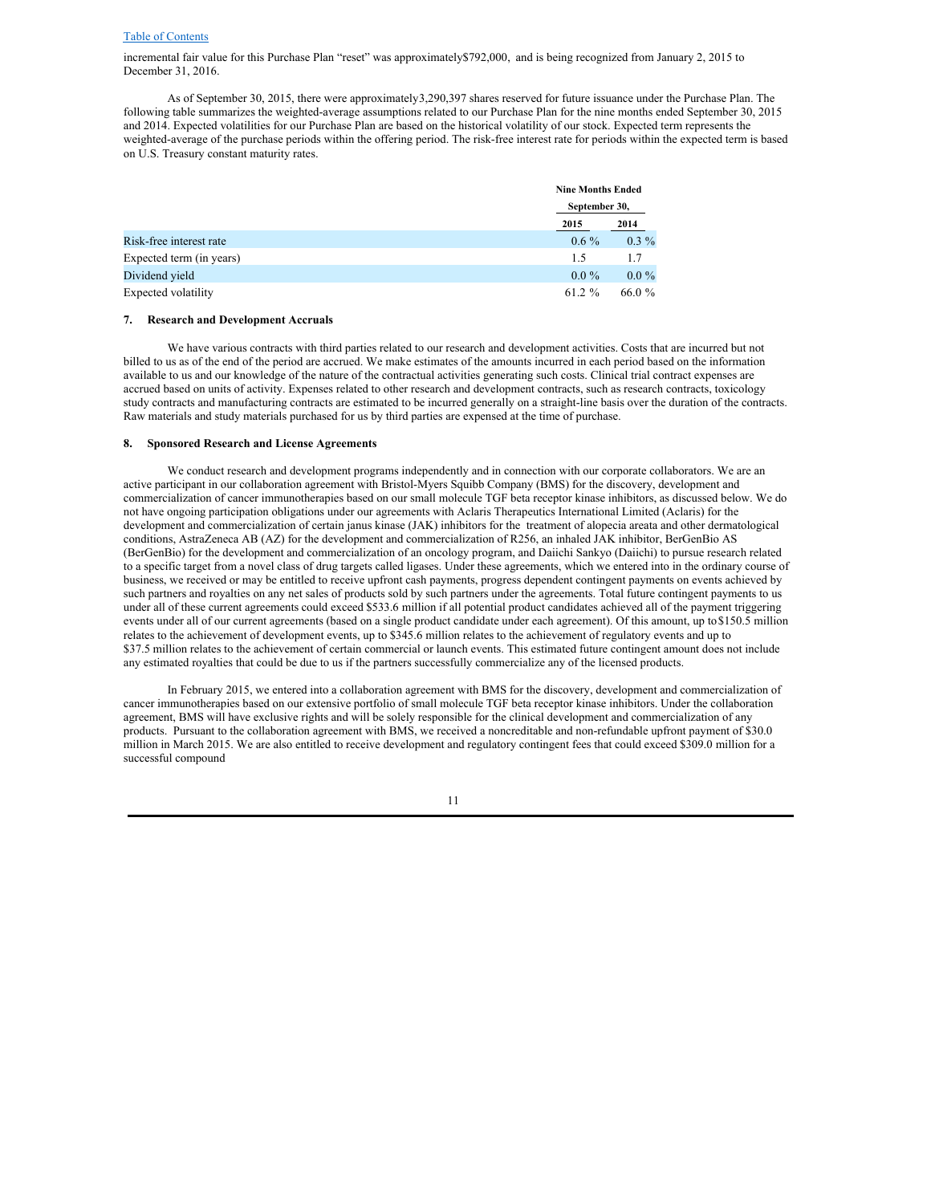incremental fair value for this Purchase Plan "reset" was approximately$792,000, and is being recognized from January 2, 2015 to December 31, 2016.

As of September 30, 2015, there were approximately3,290,397 shares reserved for future issuance under the Purchase Plan. The following table summarizes the weighted-average assumptions related to our Purchase Plan for the nine months ended September 30, 2015 and 2014. Expected volatilities for our Purchase Plan are based on the historical volatility of our stock. Expected term represents the weighted-average of the purchase periods within the offering period. The risk-free interest rate for periods within the expected term is based on U.S. Treasury constant maturity rates.

| | Nine Months Ended September 30, | |
|---|---|---|
| | 2015 | 2014 |
| Risk-free interest rate | 0.6 % | 0.3 % |
| Expected term (in years) | 1.5 | 1.7 |
| Dividend yield | 0.0 % | 0.0 % |
| Expected volatility | 61.2 % | 66.0 % |

## 7. Research and Development Accruals

We have various contracts with third parties related to our research and development activities. Costs that are incurred but not billed to us as of the end of the period are accrued. We make estimates of the amounts incurred in each period based on the information available to us and our knowledge of the nature of the contractual activities generating such costs. Clinical trial contract expenses are accrued based on units of activity. Expenses related to other research and development contracts, such as research contracts, toxicology study contracts and manufacturing contracts are estimated to be incurred generally on a straight-line basis over the duration of the contracts. Raw materials and study materials purchased for us by third parties are expensed at the time of purchase.

## 8. Sponsored Research and License Agreements

We conduct research and development programs independently and in connection with our corporate collaborators. We are an active participant in our collaboration agreement with Bristol-Myers Squibb Company (BMS) for the discovery, development and commercialization of cancer immunotherapies based on our small molecule TGF beta receptor kinase inhibitors, as discussed below. We do not have ongoing participation obligations under our agreements with Aclaris Therapeutics International Limited (Aclaris) for the development and commercialization of certain janus kinase (JAK) inhibitors for the treatment of alopecia areata and other dermatological conditions, AstraZeneca AB (AZ) for the development and commercialization of R256, an inhaled JAK inhibitor, BerGenBio AS (BerGenBio) for the development and commercialization of an oncology program, and Daiichi Sankyo (Daiichi) to pursue research related to a specific target from a novel class of drug targets called ligases. Under these agreements, which we entered into in the ordinary course of business, we received or may be entitled to receive upfront cash payments, progress dependent contingent payments on events achieved by such partners and royalties on any net sales of products sold by such partners under the agreements. Total future contingent payments to us under all of these current agreements could exceed $533.6 million if all potential product candidates achieved all of the payment triggering events under all of our current agreements (based on a single product candidate under each agreement). Of this amount, up to $150.5 million relates to the achievement of development events, up to $345.6 million relates to the achievement of regulatory events and up to $37.5 million relates to the achievement of certain commercial or launch events. This estimated future contingent amount does not include any estimated royalties that could be due to us if the partners successfully commercialize any of the licensed products.

In February 2015, we entered into a collaboration agreement with BMS for the discovery, development and commercialization of cancer immunotherapies based on our extensive portfolio of small molecule TGF beta receptor kinase inhibitors. Under the collaboration agreement, BMS will have exclusive rights and will be solely responsible for the clinical development and commercialization of any products. Pursuant to the collaboration agreement with BMS, we received a noncreditable and non-refundable upfront payment of $30.0 million in March 2015. We are also entitled to receive development and regulatory contingent fees that could exceed $309.0 million for a successful compound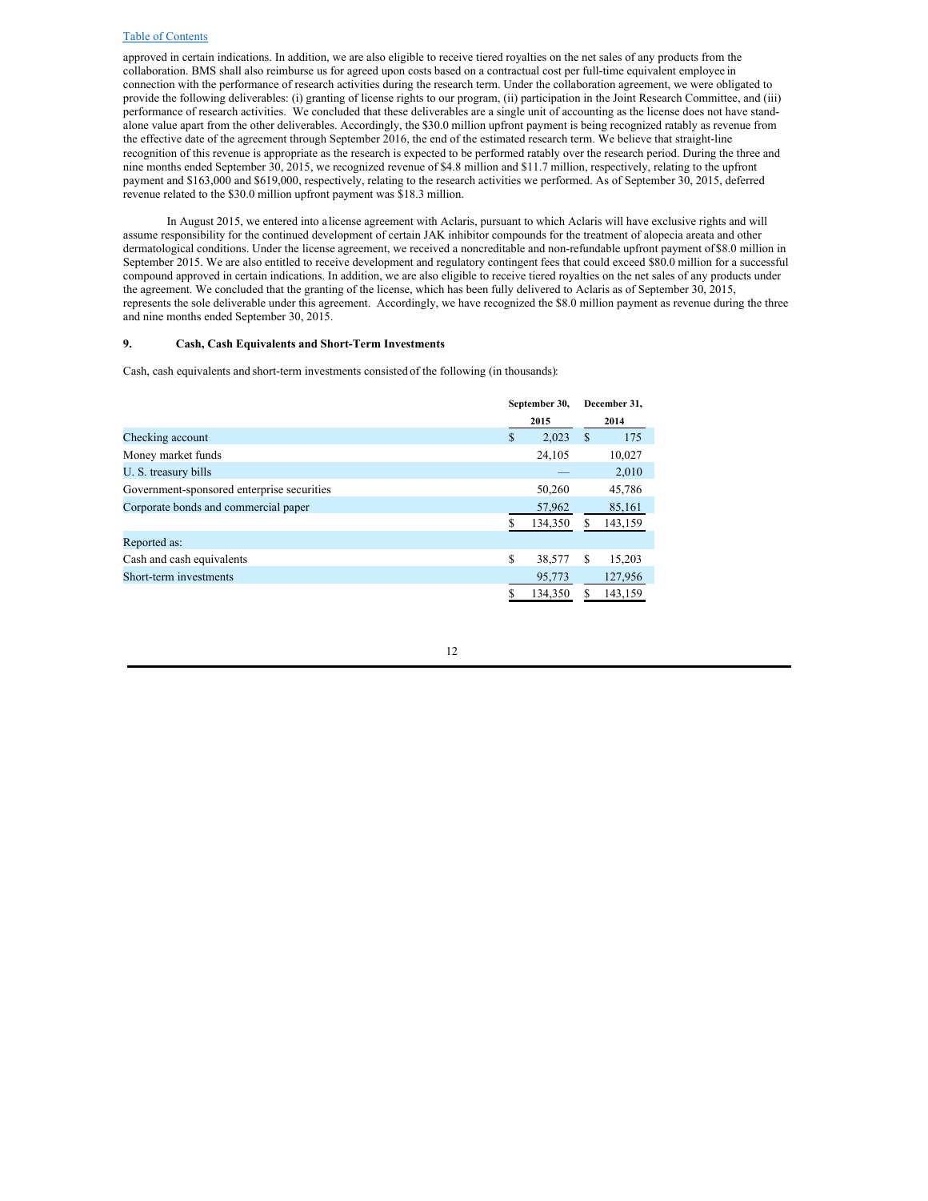approved in certain indications. In addition, we are also eligible to receive tiered royalties on the net sales of any products from the collaboration. BMS shall also reimburse us for agreed upon costs based on a contractual cost per full-time equivalent employee in connection with the performance of research activities during the research term. Under the collaboration agreement, we were obligated to provide the following deliverables: (i) granting of license rights to our program, (ii) participation in the Joint Research Committee, and (iii) performance of research activities. We concluded that these deliverables are a single unit of accounting as the license does not have stand-alone value apart from the other deliverables. Accordingly, the $30.0 million upfront payment is being recognized ratably as revenue from the effective date of the agreement through September 2016, the end of the estimated research term. We believe that straight-line recognition of this revenue is appropriate as the research is expected to be performed ratably over the research period. During the three and nine months ended September 30, 2015, we recognized revenue of $4.8 million and $11.7 million, respectively, relating to the upfront payment and $163,000 and $619,000, respectively, relating to the research activities we performed. As of September 30, 2015, deferred revenue related to the $30.0 million upfront payment was $18.3 million.

In August 2015, we entered into a license agreement with Aclaris, pursuant to which Aclaris will have exclusive rights and will assume responsibility for the continued development of certain JAK inhibitor compounds for the treatment of alopecia areata and other dermatological conditions. Under the license agreement, we received a noncreditable and non-refundable upfront payment of $8.0 million in September 2015. We are also entitled to receive development and regulatory contingent fees that could exceed $80.0 million for a successful compound approved in certain indications. In addition, we are also eligible to receive tiered royalties on the net sales of any products under the agreement. We concluded that the granting of the license, which has been fully delivered to Aclaris as of September 30, 2015, represents the sole deliverable under this agreement. Accordingly, we have recognized the $8.0 million payment as revenue during the three and nine months ended September 30, 2015.

## 9. Cash, Cash Equivalents and Short-Term Investments

Cash, cash equivalents and short-term investments consisted of the following (in thousands):

| | September 30, 2015 | December 31, 2014 |
|---|---|---|
| Checking account | $ 2,023 | $ 175 |
| Money market funds | 24,105 | 10,027 |
| U. S. treasury bills | — | 2,010 |
| Government-sponsored enterprise securities | 50,260 | 45,786 |
| Corporate bonds and commercial paper | 57,962 | 85,161 |
| | $ 134,350 | $ 143,159 |
| Reported as: | | |
| Cash and cash equivalents | $ 38,577 | $ 15,203 |
| Short-term investments | 95,773 | 127,956 |
| | $ 134,350 | $ 143,159 |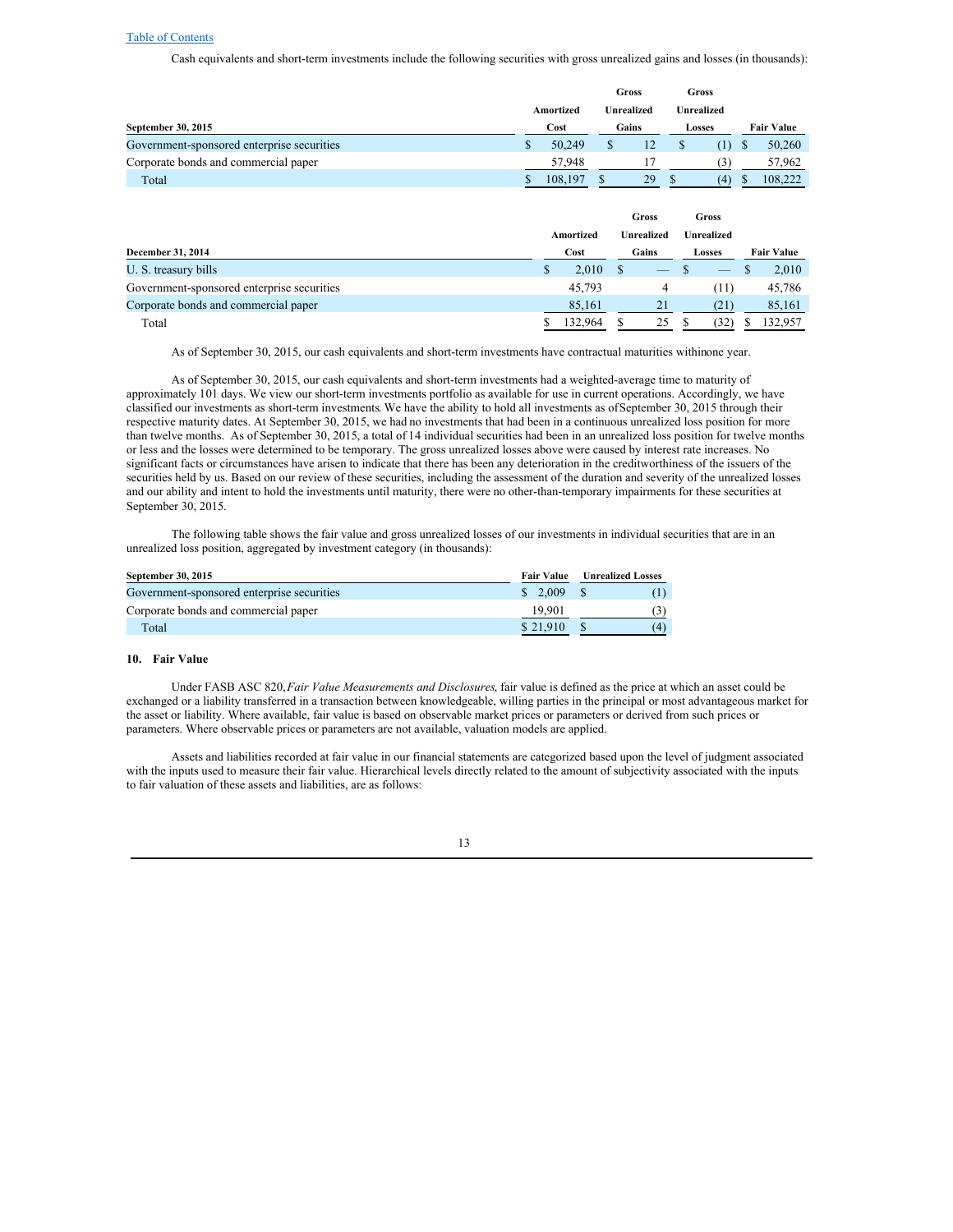Cash equivalents and short-term investments include the following securities with gross unrealized gains and losses (in thousands):

| September 30, 2015 | Amortized Cost | Gross Unrealized Gains | Gross Unrealized Losses | Fair Value |
|---|---|---|---|---|
| Government-sponsored enterprise securities | $ 50,249 | $ 12 | $ (1) | $ 50,260 |
| Corporate bonds and commercial paper | 57,948 | 17 | (3) | 57,962 |
| Total | $ 108,197 | $ 29 | $ (4) | $ 108,222 |

| December 31, 2014 | Amortized Cost | Gross Unrealized Gains | Gross Unrealized Losses | Fair Value |
|---|---|---|---|---|
| U. S. treasury bills | $ 2,010 | $ — | $ — | $ 2,010 |
| Government-sponsored enterprise securities | 45,793 | 4 | (11) | 45,786 |
| Corporate bonds and commercial paper | 85,161 | 21 | (21) | 85,161 |
| Total | $ 132,964 | $ 25 | $ (32) | $ 132,957 |

As of September 30, 2015, our cash equivalents and short-term investments have contractual maturities within one year.

As of September 30, 2015, our cash equivalents and short-term investments had a weighted-average time to maturity of approximately 101 days. We view our short-term investments portfolio as available for use in current operations. Accordingly, we have classified our investments as short-term investments. We have the ability to hold all investments as of September 30, 2015 through their respective maturity dates. At September 30, 2015, we had no investments that had been in a continuous unrealized loss position for more than twelve months. As of September 30, 2015, a total of 14 individual securities had been in an unrealized loss position for twelve months or less and the losses were determined to be temporary. The gross unrealized losses above were caused by interest rate increases. No significant facts or circumstances have arisen to indicate that there has been any deterioration in the creditworthiness of the issuers of the securities held by us. Based on our review of these securities, including the assessment of the duration and severity of the unrealized losses and our ability and intent to hold the investments until maturity, there were no other-than-temporary impairments for these securities at September 30, 2015.

The following table shows the fair value and gross unrealized losses of our investments in individual securities that are in an unrealized loss position, aggregated by investment category (in thousands):

| September 30, 2015 | Fair Value | Unrealized Losses |
|---|---|---|
| Government-sponsored enterprise securities | $ 2,009 | $ (1) |
| Corporate bonds and commercial paper | 19,901 | (3) |
| Total | $ 21,910 | $ (4) |

## 10. Fair Value

Under FASB ASC 820, *Fair Value Measurements and Disclosures*, fair value is defined as the price at which an asset could be exchanged or a liability transferred in a transaction between knowledgeable, willing parties in the principal or most advantageous market for the asset or liability. Where available, fair value is based on observable market prices or parameters or derived from such prices or parameters. Where observable prices or parameters are not available, valuation models are applied.

Assets and liabilities recorded at fair value in our financial statements are categorized based upon the level of judgment associated with the inputs used to measure their fair value. Hierarchical levels directly related to the amount of subjectivity associated with the inputs to fair valuation of these assets and liabilities, are as follows: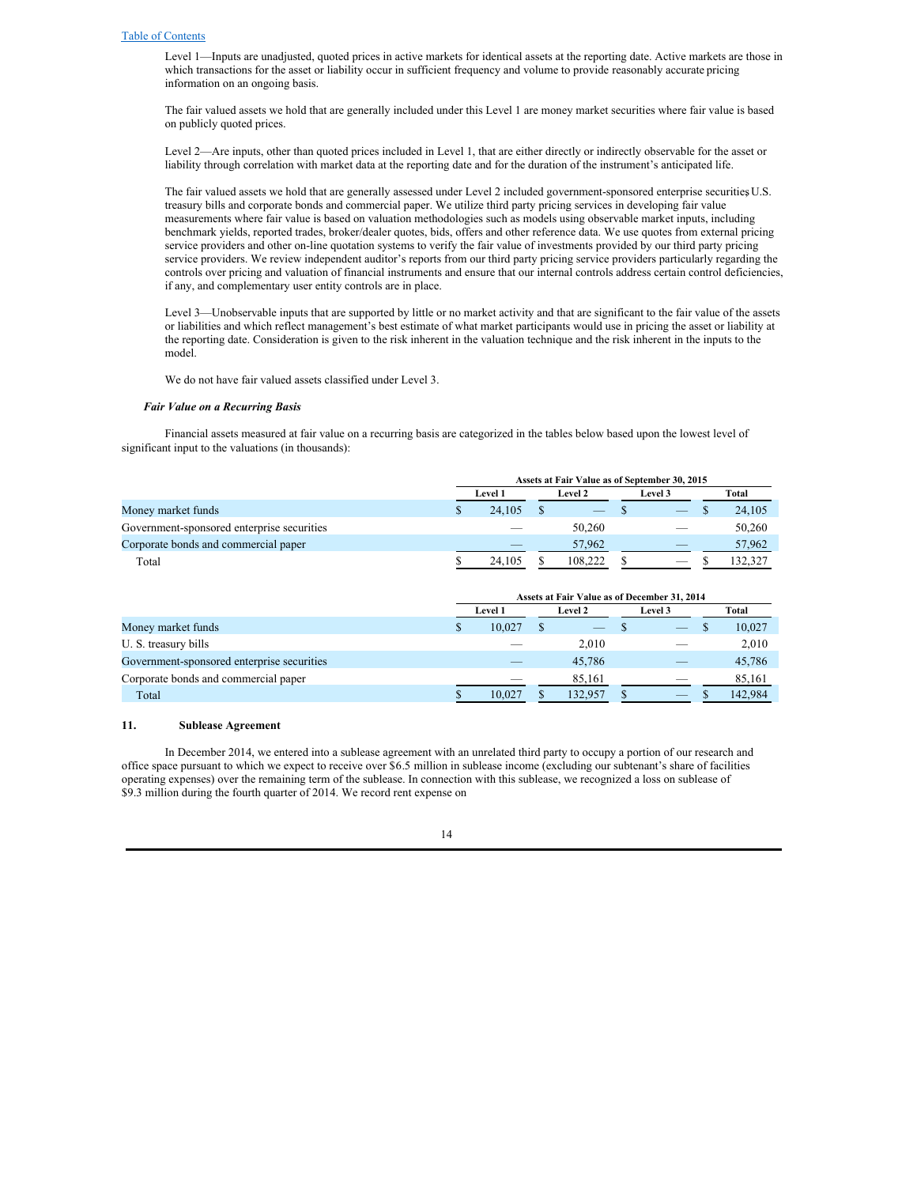Level 1—Inputs are unadjusted, quoted prices in active markets for identical assets at the reporting date. Active markets are those in which transactions for the asset or liability occur in sufficient frequency and volume to provide reasonably accurate pricing information on an ongoing basis.

The fair valued assets we hold that are generally included under this Level 1 are money market securities where fair value is based on publicly quoted prices.

Level 2—Are inputs, other than quoted prices included in Level 1, that are either directly or indirectly observable for the asset or liability through correlation with market data at the reporting date and for the duration of the instrument's anticipated life.

The fair valued assets we hold that are generally assessed under Level 2 included government-sponsored enterprise securities, U.S. treasury bills and corporate bonds and commercial paper. We utilize third party pricing services in developing fair value measurements where fair value is based on valuation methodologies such as models using observable market inputs, including benchmark yields, reported trades, broker/dealer quotes, bids, offers and other reference data. We use quotes from external pricing service providers and other on-line quotation systems to verify the fair value of investments provided by our third party pricing service providers. We review independent auditor's reports from our third party pricing service providers particularly regarding the controls over pricing and valuation of financial instruments and ensure that our internal controls address certain control deficiencies, if any, and complementary user entity controls are in place.

Level 3—Unobservable inputs that are supported by little or no market activity and that are significant to the fair value of the assets or liabilities and which reflect management's best estimate of what market participants would use in pricing the asset or liability at the reporting date. Consideration is given to the risk inherent in the valuation technique and the risk inherent in the inputs to the model.

We do not have fair valued assets classified under Level 3.

***Fair Value on a Recurring Basis***

Financial assets measured at fair value on a recurring basis are categorized in the tables below based upon the lowest level of significant input to the valuations (in thousands):

| | Assets at Fair Value as of September 30, 2015 | | | |
|---|---|---|---|---|
| | Level 1 | Level 2 | Level 3 | Total |
| Money market funds | $ 24,105 | $ — | $ — | $ 24,105 |
| Government-sponsored enterprise securities | — | 50,260 | — | 50,260 |
| Corporate bonds and commercial paper | — | 57,962 | — | 57,962 |
| Total | $ 24,105 | $ 108,222 | $ — | $ 132,327 |

| | Assets at Fair Value as of December 31, 2014 | | | |
|---|---|---|---|---|
| | Level 1 | Level 2 | Level 3 | Total |
| Money market funds | $ 10,027 | $ — | $ — | $ 10,027 |
| U. S. treasury bills | — | 2,010 | — | 2,010 |
| Government-sponsored enterprise securities | — | 45,786 | — | 45,786 |
| Corporate bonds and commercial paper | — | 85,161 | — | 85,161 |
| Total | $ 10,027 | $ 132,957 | $ — | $ 142,984 |

## 11. Sublease Agreement

In December 2014, we entered into a sublease agreement with an unrelated third party to occupy a portion of our research and office space pursuant to which we expect to receive over $6.5 million in sublease income (excluding our subtenant's share of facilities operating expenses) over the remaining term of the sublease. In connection with this sublease, we recognized a loss on sublease of $9.3 million during the fourth quarter of 2014. We record rent expense on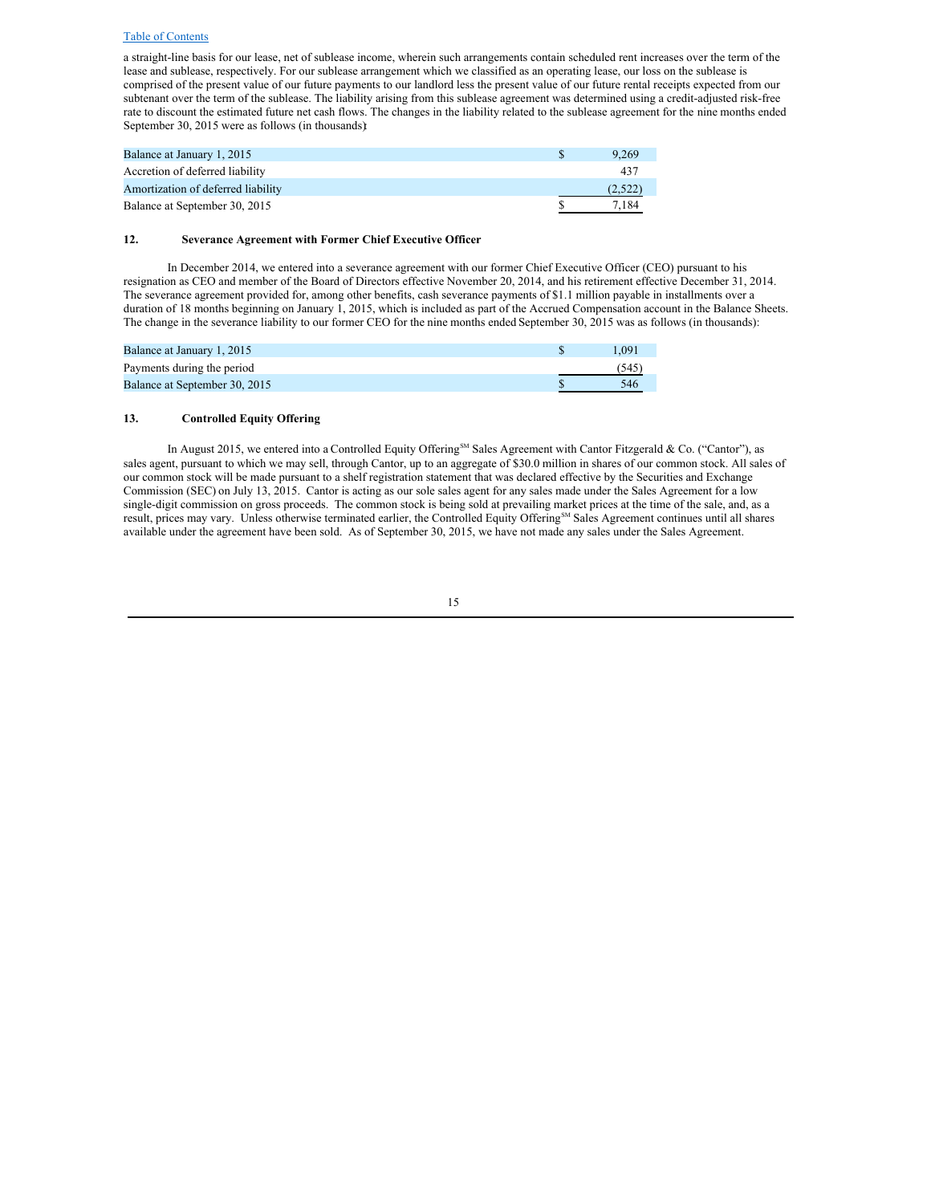a straight-line basis for our lease, net of sublease income, wherein such arrangements contain scheduled rent increases over the term of the lease and sublease, respectively. For our sublease arrangement which we classified as an operating lease, our loss on the sublease is comprised of the present value of our future payments to our landlord less the present value of our future rental receipts expected from our subtenant over the term of the sublease. The liability arising from this sublease agreement was determined using a credit-adjusted risk-free rate to discount the estimated future net cash flows. The changes in the liability related to the sublease agreement for the nine months ended September 30, 2015 were as follows (in thousands):

| | | |
|---|---|---|
| Balance at January 1, 2015 | $ | 9,269 |
| Accretion of deferred liability | | 437 |
| Amortization of deferred liability | | (2,522) |
| Balance at September 30, 2015 | $ | 7,184 |

## 12. Severance Agreement with Former Chief Executive Officer

In December 2014, we entered into a severance agreement with our former Chief Executive Officer (CEO) pursuant to his resignation as CEO and member of the Board of Directors effective November 20, 2014, and his retirement effective December 31, 2014. The severance agreement provided for, among other benefits, cash severance payments of $1.1 million payable in installments over a duration of 18 months beginning on January 1, 2015, which is included as part of the Accrued Compensation account in the Balance Sheets. The change in the severance liability to our former CEO for the nine months ended September 30, 2015 was as follows (in thousands):

| | | |
|---|---|---|
| Balance at January 1, 2015 | $ | 1,091 |
| Payments during the period | | (545) |
| Balance at September 30, 2015 | $ | 546 |

## 13. Controlled Equity Offering

In August 2015, we entered into a Controlled Equity Offering℠ Sales Agreement with Cantor Fitzgerald & Co. ("Cantor"), as sales agent, pursuant to which we may sell, through Cantor, up to an aggregate of $30.0 million in shares of our common stock. All sales of our common stock will be made pursuant to a shelf registration statement that was declared effective by the Securities and Exchange Commission (SEC) on July 13, 2015. Cantor is acting as our sole sales agent for any sales made under the Sales Agreement for a low single-digit commission on gross proceeds. The common stock is being sold at prevailing market prices at the time of the sale, and, as a result, prices may vary. Unless otherwise terminated earlier, the Controlled Equity Offering℠ Sales Agreement continues until all shares available under the agreement have been sold. As of September 30, 2015, we have not made any sales under the Sales Agreement.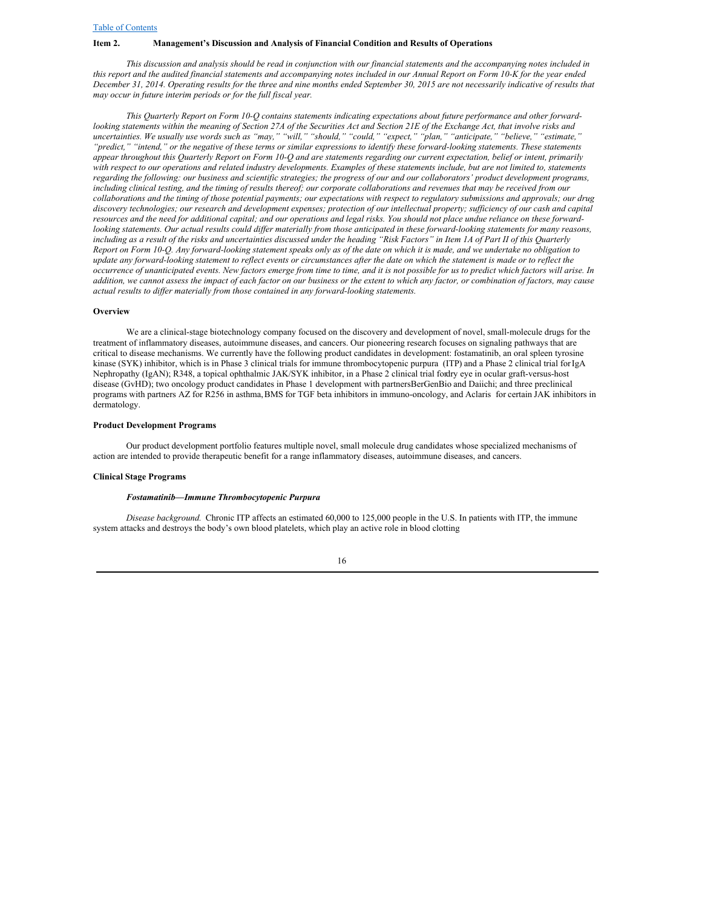## Item 2. Management's Discussion and Analysis of Financial Condition and Results of Operations

*This discussion and analysis should be read in conjunction with our financial statements and the accompanying notes included in this report and the audited financial statements and accompanying notes included in our Annual Report on Form 10-K for the year ended December 31, 2014. Operating results for the three and nine months ended September 30, 2015 are not necessarily indicative of results that may occur in future interim periods or for the full fiscal year.*

*This Quarterly Report on Form 10-Q contains statements indicating expectations about future performance and other forward-looking statements within the meaning of Section 27A of the Securities Act and Section 21E of the Exchange Act, that involve risks and uncertainties. We usually use words such as "may," "will," "should," "could," "expect," "plan," "anticipate," "believe," "estimate," "predict," "intend," or the negative of these terms or similar expressions to identify these forward-looking statements. These statements appear throughout this Quarterly Report on Form 10-Q and are statements regarding our current expectation, belief or intent, primarily with respect to our operations and related industry developments. Examples of these statements include, but are not limited to, statements regarding the following: our business and scientific strategies; the progress of our and our collaborators' product development programs, including clinical testing, and the timing of results thereof; our corporate collaborations and revenues that may be received from our collaborations and the timing of those potential payments; our expectations with respect to regulatory submissions and approvals; our drug discovery technologies; our research and development expenses; protection of our intellectual property; sufficiency of our cash and capital resources and the need for additional capital; and our operations and legal risks. You should not place undue reliance on these forward-looking statements. Our actual results could differ materially from those anticipated in these forward-looking statements for many reasons, including as a result of the risks and uncertainties discussed under the heading "Risk Factors" in Item 1A of Part II of this Quarterly Report on Form 10-Q. Any forward-looking statement speaks only as of the date on which it is made, and we undertake no obligation to update any forward-looking statement to reflect events or circumstances after the date on which the statement is made or to reflect the occurrence of unanticipated events. New factors emerge from time to time, and it is not possible for us to predict which factors will arise. In addition, we cannot assess the impact of each factor on our business or the extent to which any factor, or combination of factors, may cause actual results to differ materially from those contained in any forward-looking statements.*

### Overview

We are a clinical-stage biotechnology company focused on the discovery and development of novel, small-molecule drugs for the treatment of inflammatory diseases, autoimmune diseases, and cancers. Our pioneering research focuses on signaling pathways that are critical to disease mechanisms. We currently have the following product candidates in development: fostamatinib, an oral spleen tyrosine kinase (SYK) inhibitor, which is in Phase 3 clinical trials for immune thrombocytopenic purpura (ITP) and a Phase 2 clinical trial for IgA Nephropathy (IgAN); R348, a topical ophthalmic JAK/SYK inhibitor, in a Phase 2 clinical trial for dry eye in ocular graft-versus-host disease (GvHD); two oncology product candidates in Phase 1 development with partners BerGenBio and Daiichi; and three preclinical programs with partners AZ for R256 in asthma, BMS for TGF beta inhibitors in immuno-oncology, and Aclaris for certain JAK inhibitors in dermatology.

### Product Development Programs

Our product development portfolio features multiple novel, small molecule drug candidates whose specialized mechanisms of action are intended to provide therapeutic benefit for a range inflammatory diseases, autoimmune diseases, and cancers.

### Clinical Stage Programs

#### *Fostamatinib—Immune Thrombocytopenic Purpura*

*Disease background.* Chronic ITP affects an estimated 60,000 to 125,000 people in the U.S. In patients with ITP, the immune system attacks and destroys the body's own blood platelets, which play an active role in blood clotting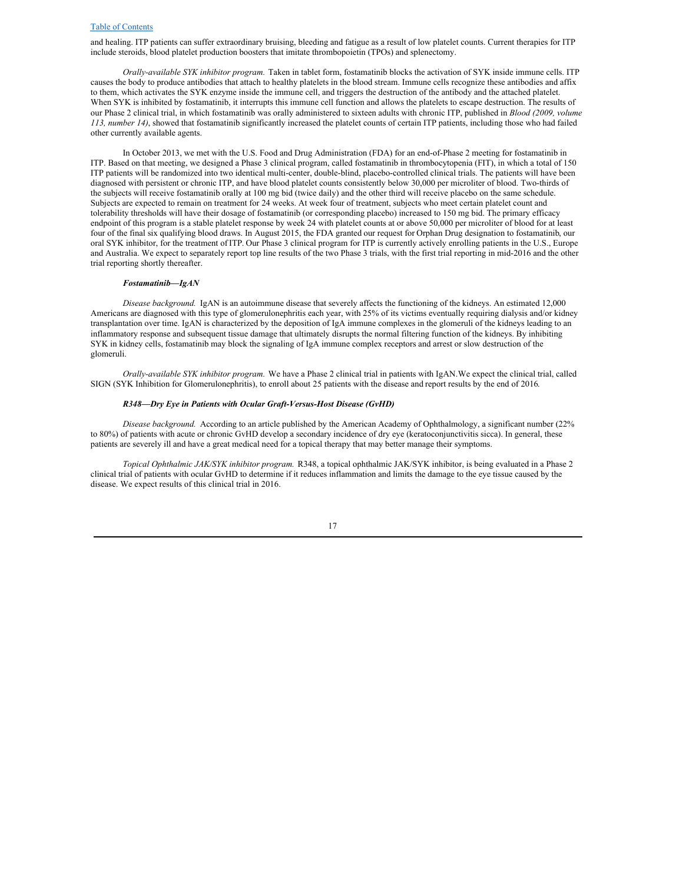and healing. ITP patients can suffer extraordinary bruising, bleeding and fatigue as a result of low platelet counts. Current therapies for ITP include steroids, blood platelet production boosters that imitate thrombopoietin (TPOs) and splenectomy.

*Orally-available SYK inhibitor program.* Taken in tablet form, fostamatinib blocks the activation of SYK inside immune cells. ITP causes the body to produce antibodies that attach to healthy platelets in the blood stream. Immune cells recognize these antibodies and affix to them, which activates the SYK enzyme inside the immune cell, and triggers the destruction of the antibody and the attached platelet. When SYK is inhibited by fostamatinib, it interrupts this immune cell function and allows the platelets to escape destruction. The results of our Phase 2 clinical trial, in which fostamatinib was orally administered to sixteen adults with chronic ITP, published in *Blood (2009, volume 113, number 14)*, showed that fostamatinib significantly increased the platelet counts of certain ITP patients, including those who had failed other currently available agents.

In October 2013, we met with the U.S. Food and Drug Administration (FDA) for an end-of-Phase 2 meeting for fostamatinib in ITP. Based on that meeting, we designed a Phase 3 clinical program, called fostamatinib in thrombocytopenia (FIT), in which a total of 150 ITP patients will be randomized into two identical multi-center, double-blind, placebo-controlled clinical trials. The patients will have been diagnosed with persistent or chronic ITP, and have blood platelet counts consistently below 30,000 per microliter of blood. Two-thirds of the subjects will receive fostamatinib orally at 100 mg bid (twice daily) and the other third will receive placebo on the same schedule. Subjects are expected to remain on treatment for 24 weeks. At week four of treatment, subjects who meet certain platelet count and tolerability thresholds will have their dosage of fostamatinib (or corresponding placebo) increased to 150 mg bid. The primary efficacy endpoint of this program is a stable platelet response by week 24 with platelet counts at or above 50,000 per microliter of blood for at least four of the final six qualifying blood draws. In August 2015, the FDA granted our request for Orphan Drug designation to fostamatinib, our oral SYK inhibitor, for the treatment of ITP. Our Phase 3 clinical program for ITP is currently actively enrolling patients in the U.S., Europe and Australia. We expect to separately report top line results of the two Phase 3 trials, with the first trial reporting in mid-2016 and the other trial reporting shortly thereafter.

#### *Fostamatinib—IgAN*

*Disease background.* IgAN is an autoimmune disease that severely affects the functioning of the kidneys. An estimated 12,000 Americans are diagnosed with this type of glomerulonephritis each year, with 25% of its victims eventually requiring dialysis and/or kidney transplantation over time. IgAN is characterized by the deposition of IgA immune complexes in the glomeruli of the kidneys leading to an inflammatory response and subsequent tissue damage that ultimately disrupts the normal filtering function of the kidneys. By inhibiting SYK in kidney cells, fostamatinib may block the signaling of IgA immune complex receptors and arrest or slow destruction of the glomeruli.

*Orally-available SYK inhibitor program.* We have a Phase 2 clinical trial in patients with IgAN.We expect the clinical trial, called SIGN (SYK Inhibition for Glomerulonephritis), to enroll about 25 patients with the disease and report results by the end of 2016.

#### *R348—Dry Eye in Patients with Ocular Graft-Versus-Host Disease (GvHD)*

*Disease background.* According to an article published by the American Academy of Ophthalmology, a significant number (22% to 80%) of patients with acute or chronic GvHD develop a secondary incidence of dry eye (keratoconjunctivitis sicca). In general, these patients are severely ill and have a great medical need for a topical therapy that may better manage their symptoms.

*Topical Ophthalmic JAK/SYK inhibitor program.* R348, a topical ophthalmic JAK/SYK inhibitor, is being evaluated in a Phase 2 clinical trial of patients with ocular GvHD to determine if it reduces inflammation and limits the damage to the eye tissue caused by the disease. We expect results of this clinical trial in 2016.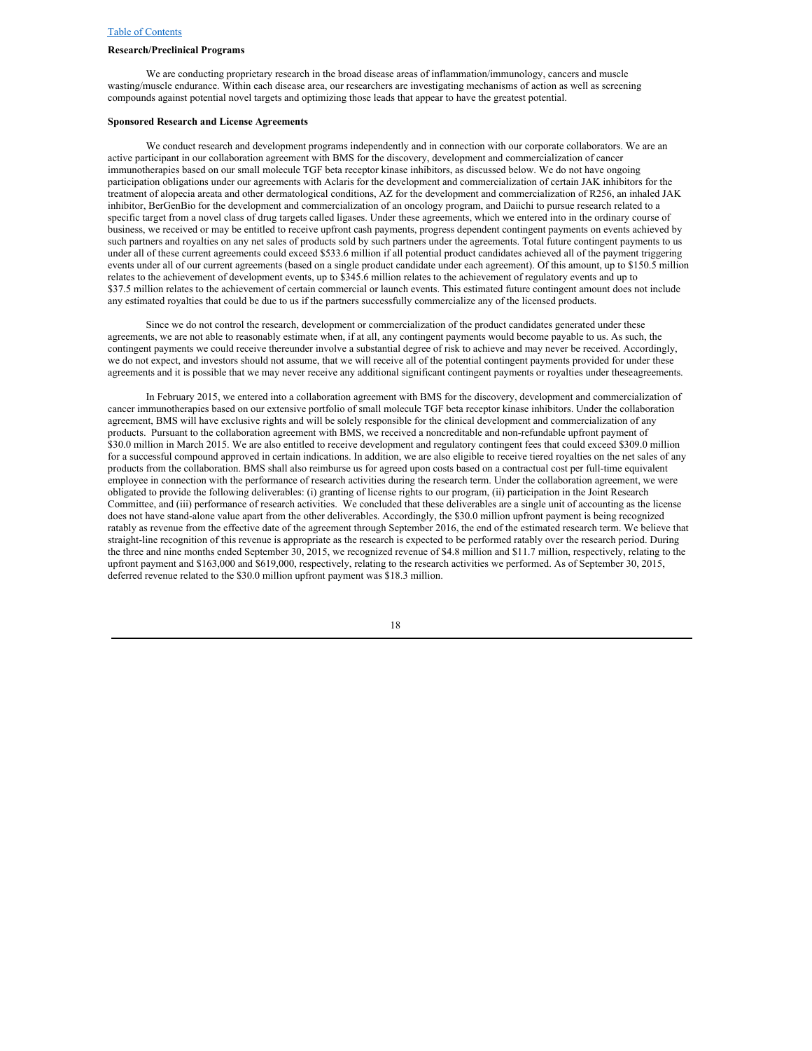**Research/Preclinical Programs**

We are conducting proprietary research in the broad disease areas of inflammation/immunology, cancers and muscle wasting/muscle endurance. Within each disease area, our researchers are investigating mechanisms of action as well as screening compounds against potential novel targets and optimizing those leads that appear to have the greatest potential.

**Sponsored Research and License Agreements**

We conduct research and development programs independently and in connection with our corporate collaborators. We are an active participant in our collaboration agreement with BMS for the discovery, development and commercialization of cancer immunotherapies based on our small molecule TGF beta receptor kinase inhibitors, as discussed below. We do not have ongoing participation obligations under our agreements with Aclaris for the development and commercialization of certain JAK inhibitors for the treatment of alopecia areata and other dermatological conditions, AZ for the development and commercialization of R256, an inhaled JAK inhibitor, BerGenBio for the development and commercialization of an oncology program, and Daiichi to pursue research related to a specific target from a novel class of drug targets called ligases. Under these agreements, which we entered into in the ordinary course of business, we received or may be entitled to receive upfront cash payments, progress dependent contingent payments on events achieved by such partners and royalties on any net sales of products sold by such partners under the agreements. Total future contingent payments to us under all of these current agreements could exceed $533.6 million if all potential product candidates achieved all of the payment triggering events under all of our current agreements (based on a single product candidate under each agreement). Of this amount, up to $150.5 million relates to the achievement of development events, up to $345.6 million relates to the achievement of regulatory events and up to $37.5 million relates to the achievement of certain commercial or launch events. This estimated future contingent amount does not include any estimated royalties that could be due to us if the partners successfully commercialize any of the licensed products.

Since we do not control the research, development or commercialization of the product candidates generated under these agreements, we are not able to reasonably estimate when, if at all, any contingent payments would become payable to us. As such, the contingent payments we could receive thereunder involve a substantial degree of risk to achieve and may never be received. Accordingly, we do not expect, and investors should not assume, that we will receive all of the potential contingent payments provided for under these agreements and it is possible that we may never receive any additional significant contingent payments or royalties under these agreements.

In February 2015, we entered into a collaboration agreement with BMS for the discovery, development and commercialization of cancer immunotherapies based on our extensive portfolio of small molecule TGF beta receptor kinase inhibitors. Under the collaboration agreement, BMS will have exclusive rights and will be solely responsible for the clinical development and commercialization of any products. Pursuant to the collaboration agreement with BMS, we received a noncreditable and non-refundable upfront payment of $30.0 million in March 2015. We are also entitled to receive development and regulatory contingent fees that could exceed $309.0 million for a successful compound approved in certain indications. In addition, we are also eligible to receive tiered royalties on the net sales of any products from the collaboration. BMS shall also reimburse us for agreed upon costs based on a contractual cost per full-time equivalent employee in connection with the performance of research activities during the research term. Under the collaboration agreement, we were obligated to provide the following deliverables: (i) granting of license rights to our program, (ii) participation in the Joint Research Committee, and (iii) performance of research activities. We concluded that these deliverables are a single unit of accounting as the license does not have stand-alone value apart from the other deliverables. Accordingly, the $30.0 million upfront payment is being recognized ratably as revenue from the effective date of the agreement through September 2016, the end of the estimated research term. We believe that straight-line recognition of this revenue is appropriate as the research is expected to be performed ratably over the research period. During the three and nine months ended September 30, 2015, we recognized revenue of $4.8 million and $11.7 million, respectively, relating to the upfront payment and $163,000 and $619,000, respectively, relating to the research activities we performed. As of September 30, 2015, deferred revenue related to the $30.0 million upfront payment was $18.3 million.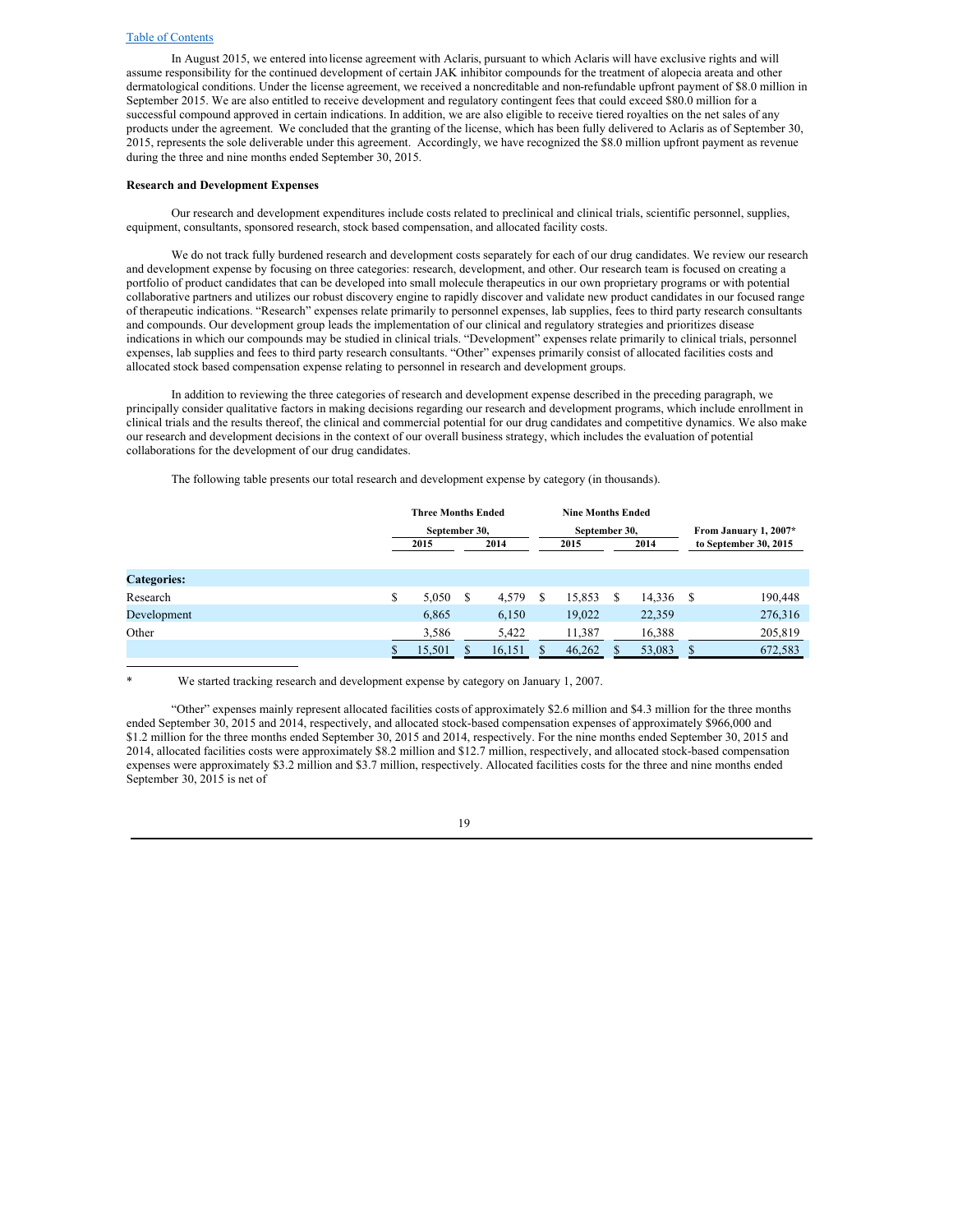In August 2015, we entered into license agreement with Aclaris, pursuant to which Aclaris will have exclusive rights and will assume responsibility for the continued development of certain JAK inhibitor compounds for the treatment of alopecia areata and other dermatological conditions. Under the license agreement, we received a noncreditable and non-refundable upfront payment of $8.0 million in September 2015. We are also entitled to receive development and regulatory contingent fees that could exceed $80.0 million for a successful compound approved in certain indications. In addition, we are also eligible to receive tiered royalties on the net sales of any products under the agreement. We concluded that the granting of the license, which has been fully delivered to Aclaris as of September 30, 2015, represents the sole deliverable under this agreement. Accordingly, we have recognized the $8.0 million upfront payment as revenue during the three and nine months ended September 30, 2015.

**Research and Development Expenses**

Our research and development expenditures include costs related to preclinical and clinical trials, scientific personnel, supplies, equipment, consultants, sponsored research, stock based compensation, and allocated facility costs.

We do not track fully burdened research and development costs separately for each of our drug candidates. We review our research and development expense by focusing on three categories: research, development, and other. Our research team is focused on creating a portfolio of product candidates that can be developed into small molecule therapeutics in our own proprietary programs or with potential collaborative partners and utilizes our robust discovery engine to rapidly discover and validate new product candidates in our focused range of therapeutic indications. "Research" expenses relate primarily to personnel expenses, lab supplies, fees to third party research consultants and compounds. Our development group leads the implementation of our clinical and regulatory strategies and prioritizes disease indications in which our compounds may be studied in clinical trials. "Development" expenses relate primarily to clinical trials, personnel expenses, lab supplies and fees to third party research consultants. "Other" expenses primarily consist of allocated facilities costs and allocated stock based compensation expense relating to personnel in research and development groups.

In addition to reviewing the three categories of research and development expense described in the preceding paragraph, we principally consider qualitative factors in making decisions regarding our research and development programs, which include enrollment in clinical trials and the results thereof, the clinical and commercial potential for our drug candidates and competitive dynamics. We also make our research and development decisions in the context of our overall business strategy, which includes the evaluation of potential collaborations for the development of our drug candidates.

The following table presents our total research and development expense by category (in thousands).

| | Three Months Ended September 30, | | Nine Months Ended September 30, | | From January 1, 2007* to September 30, 2015 |
|---|---|---|---|---|---|
| | 2015 | 2014 | 2015 | 2014 | |
| **Categories:** | | | | | |
| Research | $ 5,050 | $ 4,579 | $ 15,853 | $ 14,336 | $ 190,448 |
| Development | 6,865 | 6,150 | 19,022 | 22,359 | 276,316 |
| Other | 3,586 | 5,422 | 11,387 | 16,388 | 205,819 |
| | $ 15,501 | $ 16,151 | $ 46,262 | $ 53,083 | $ 672,583 |

\* We started tracking research and development expense by category on January 1, 2007.

"Other" expenses mainly represent allocated facilities costs of approximately $2.6 million and $4.3 million for the three months ended September 30, 2015 and 2014, respectively, and allocated stock-based compensation expenses of approximately $966,000 and $1.2 million for the three months ended September 30, 2015 and 2014, respectively. For the nine months ended September 30, 2015 and 2014, allocated facilities costs were approximately $8.2 million and $12.7 million, respectively, and allocated stock-based compensation expenses were approximately $3.2 million and $3.7 million, respectively. Allocated facilities costs for the three and nine months ended September 30, 2015 is net of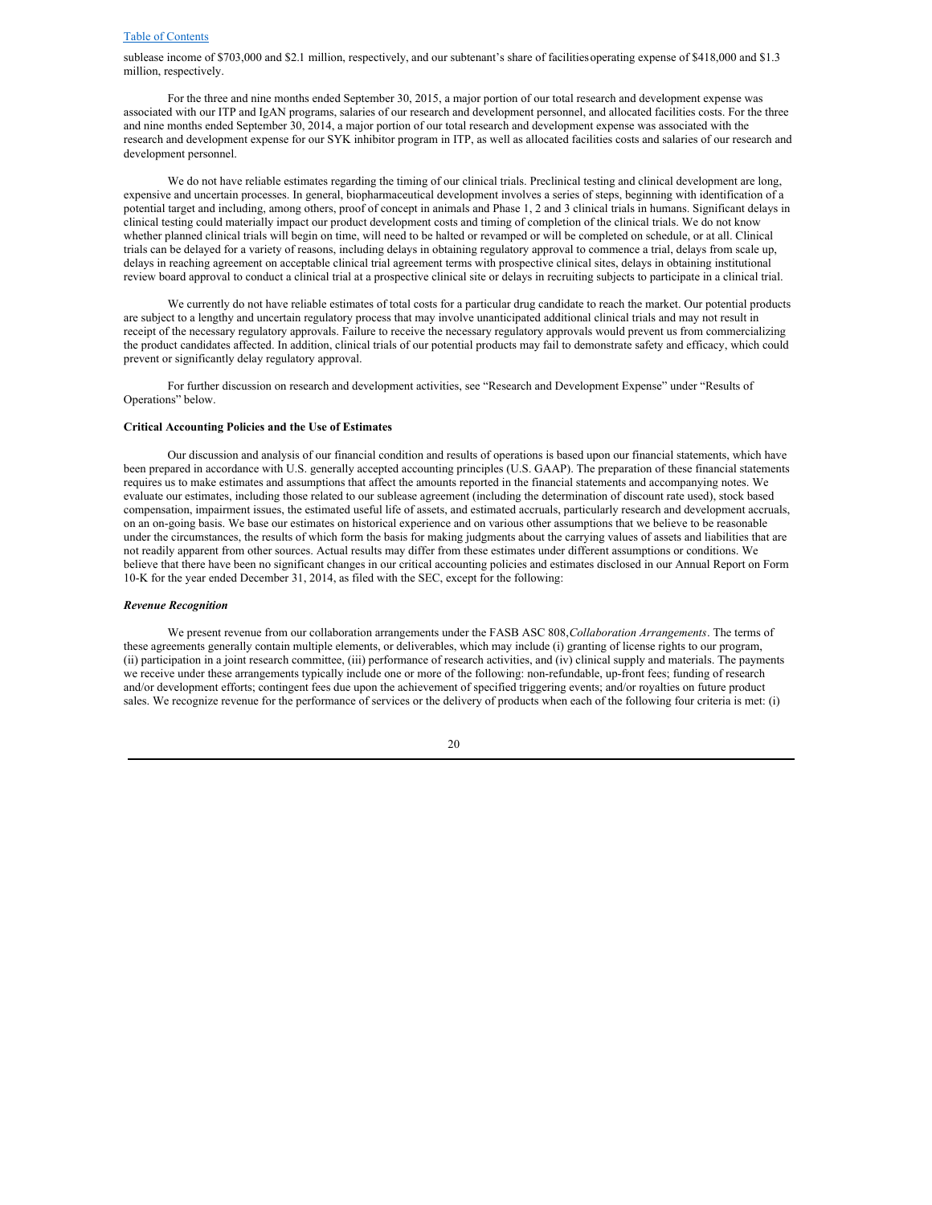sublease income of $703,000 and $2.1 million, respectively, and our subtenant's share of facilities operating expense of $418,000 and $1.3 million, respectively.

For the three and nine months ended September 30, 2015, a major portion of our total research and development expense was associated with our ITP and IgAN programs, salaries of our research and development personnel, and allocated facilities costs. For the three and nine months ended September 30, 2014, a major portion of our total research and development expense was associated with the research and development expense for our SYK inhibitor program in ITP, as well as allocated facilities costs and salaries of our research and development personnel.

We do not have reliable estimates regarding the timing of our clinical trials. Preclinical testing and clinical development are long, expensive and uncertain processes. In general, biopharmaceutical development involves a series of steps, beginning with identification of a potential target and including, among others, proof of concept in animals and Phase 1, 2 and 3 clinical trials in humans. Significant delays in clinical testing could materially impact our product development costs and timing of completion of the clinical trials. We do not know whether planned clinical trials will begin on time, will need to be halted or revamped or will be completed on schedule, or at all. Clinical trials can be delayed for a variety of reasons, including delays in obtaining regulatory approval to commence a trial, delays from scale up, delays in reaching agreement on acceptable clinical trial agreement terms with prospective clinical sites, delays in obtaining institutional review board approval to conduct a clinical trial at a prospective clinical site or delays in recruiting subjects to participate in a clinical trial.

We currently do not have reliable estimates of total costs for a particular drug candidate to reach the market. Our potential products are subject to a lengthy and uncertain regulatory process that may involve unanticipated additional clinical trials and may not result in receipt of the necessary regulatory approvals. Failure to receive the necessary regulatory approvals would prevent us from commercializing the product candidates affected. In addition, clinical trials of our potential products may fail to demonstrate safety and efficacy, which could prevent or significantly delay regulatory approval.

For further discussion on research and development activities, see "Research and Development Expense" under "Results of Operations" below.

**Critical Accounting Policies and the Use of Estimates**

Our discussion and analysis of our financial condition and results of operations is based upon our financial statements, which have been prepared in accordance with U.S. generally accepted accounting principles (U.S. GAAP). The preparation of these financial statements requires us to make estimates and assumptions that affect the amounts reported in the financial statements and accompanying notes. We evaluate our estimates, including those related to our sublease agreement (including the determination of discount rate used), stock based compensation, impairment issues, the estimated useful life of assets, and estimated accruals, particularly research and development accruals, on an on-going basis. We base our estimates on historical experience and on various other assumptions that we believe to be reasonable under the circumstances, the results of which form the basis for making judgments about the carrying values of assets and liabilities that are not readily apparent from other sources. Actual results may differ from these estimates under different assumptions or conditions. We believe that there have been no significant changes in our critical accounting policies and estimates disclosed in our Annual Report on Form 10-K for the year ended December 31, 2014, as filed with the SEC, except for the following:

***Revenue Recognition***

We present revenue from our collaboration arrangements under the FASB ASC 808, *Collaboration Arrangements*. The terms of these agreements generally contain multiple elements, or deliverables, which may include (i) granting of license rights to our program, (ii) participation in a joint research committee, (iii) performance of research activities, and (iv) clinical supply and materials. The payments we receive under these arrangements typically include one or more of the following: non-refundable, up-front fees; funding of research and/or development efforts; contingent fees due upon the achievement of specified triggering events; and/or royalties on future product sales. We recognize revenue for the performance of services or the delivery of products when each of the following four criteria is met: (i)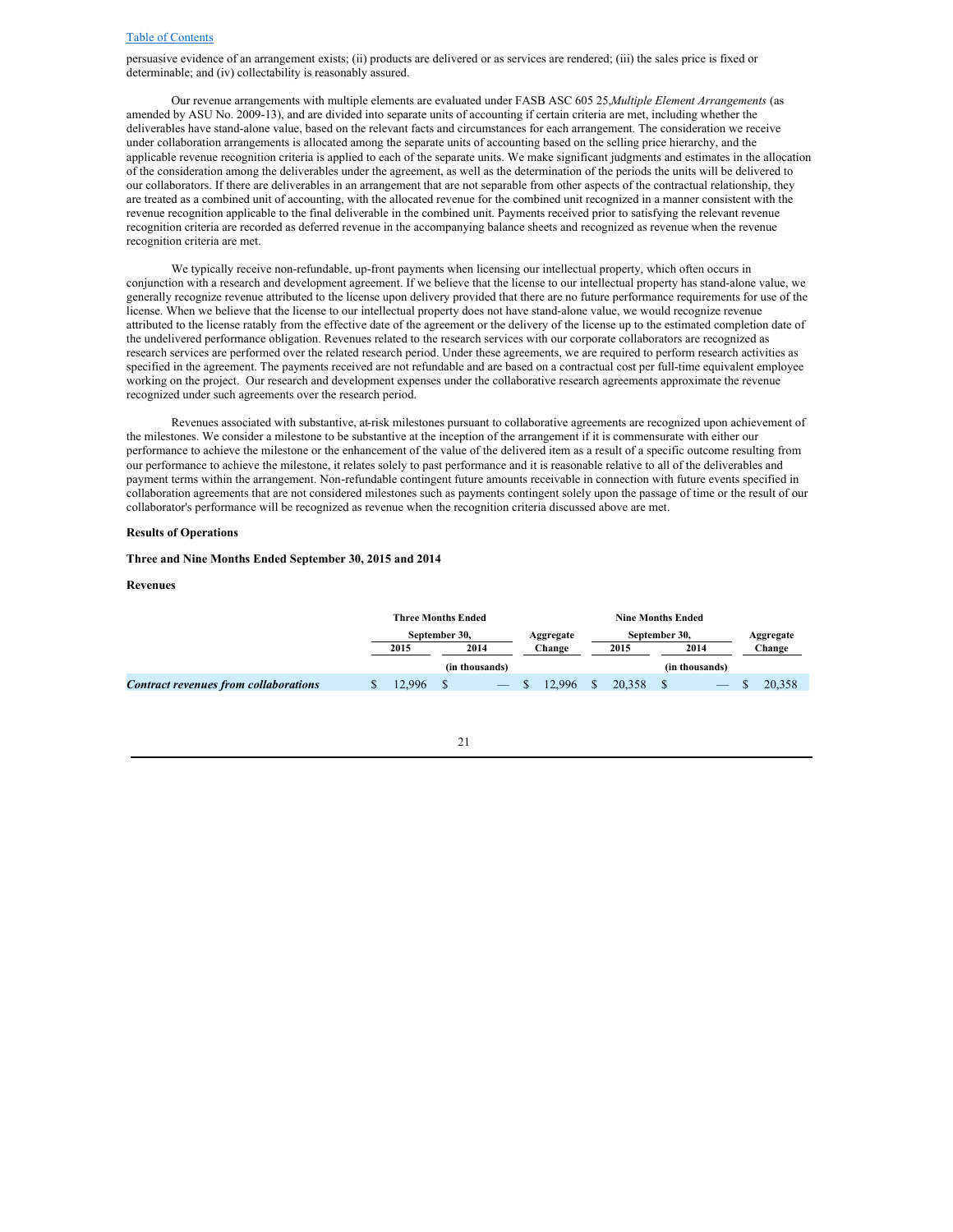persuasive evidence of an arrangement exists; (ii) products are delivered or as services are rendered; (iii) the sales price is fixed or determinable; and (iv) collectability is reasonably assured.

Our revenue arrangements with multiple elements are evaluated under FASB ASC 605 25,*Multiple Element Arrangements* (as amended by ASU No. 2009-13), and are divided into separate units of accounting if certain criteria are met, including whether the deliverables have stand-alone value, based on the relevant facts and circumstances for each arrangement. The consideration we receive under collaboration arrangements is allocated among the separate units of accounting based on the selling price hierarchy, and the applicable revenue recognition criteria is applied to each of the separate units. We make significant judgments and estimates in the allocation of the consideration among the deliverables under the agreement, as well as the determination of the periods the units will be delivered to our collaborators. If there are deliverables in an arrangement that are not separable from other aspects of the contractual relationship, they are treated as a combined unit of accounting, with the allocated revenue for the combined unit recognized in a manner consistent with the revenue recognition applicable to the final deliverable in the combined unit. Payments received prior to satisfying the relevant revenue recognition criteria are recorded as deferred revenue in the accompanying balance sheets and recognized as revenue when the revenue recognition criteria are met.

We typically receive non-refundable, up-front payments when licensing our intellectual property, which often occurs in conjunction with a research and development agreement. If we believe that the license to our intellectual property has stand-alone value, we generally recognize revenue attributed to the license upon delivery provided that there are no future performance requirements for use of the license. When we believe that the license to our intellectual property does not have stand-alone value, we would recognize revenue attributed to the license ratably from the effective date of the agreement or the delivery of the license up to the estimated completion date of the undelivered performance obligation. Revenues related to the research services with our corporate collaborators are recognized as research services are performed over the related research period. Under these agreements, we are required to perform research activities as specified in the agreement. The payments received are not refundable and are based on a contractual cost per full-time equivalent employee working on the project. Our research and development expenses under the collaborative research agreements approximate the revenue recognized under such agreements over the research period.

Revenues associated with substantive, at-risk milestones pursuant to collaborative agreements are recognized upon achievement of the milestones. We consider a milestone to be substantive at the inception of the arrangement if it is commensurate with either our performance to achieve the milestone or the enhancement of the value of the delivered item as a result of a specific outcome resulting from our performance to achieve the milestone, it relates solely to past performance and it is reasonable relative to all of the deliverables and payment terms within the arrangement. Non-refundable contingent future amounts receivable in connection with future events specified in collaboration agreements that are not considered milestones such as payments contingent solely upon the passage of time or the result of our collaborator's performance will be recognized as revenue when the recognition criteria discussed above are met.

**Results of Operations**

**Three and Nine Months Ended September 30, 2015 and 2014**

**Revenues**

| | Three Months Ended September 30, | | Aggregate | Nine Months Ended September 30, | | Aggregate |
|---|---|---|---|---|---|---|
| | 2015 | 2014 | Change | 2015 | 2014 | Change |
| | (in thousands) | | | (in thousands) | | |
| ***Contract revenues from collaborations*** | $ 12,996 | $ — | $ 12,996 | $ 20,358 | $ — | $ 20,358 |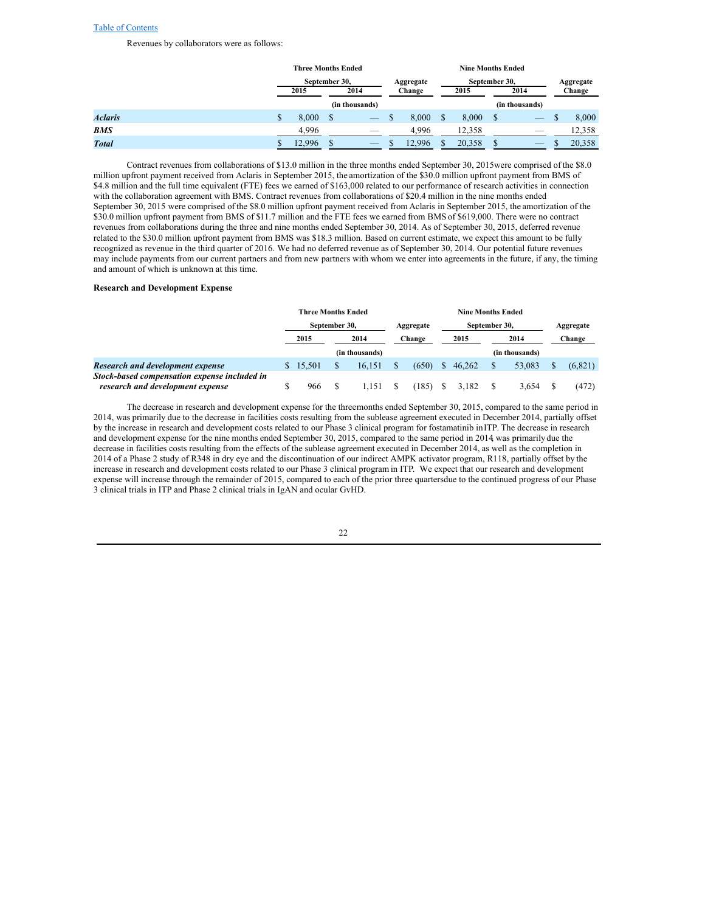Revenues by collaborators were as follows:

| | Three Months Ended September 30, | | Aggregate Change | Nine Months Ended September 30, | | Aggregate Change |
|---|---|---|---|---|---|---|
| | 2015 | 2014 | | 2015 | 2014 | |
| | | (in thousands) | | | (in thousands) | |
| ***Aclaris*** | $ 8,000 | $ — | $ 8,000 | $ 8,000 | $ — | $ 8,000 |
| ***BMS*** | 4,996 | — | 4,996 | 12,358 | — | 12,358 |
| ***Total*** | $ 12,996 | $ — | $ 12,996 | $ 20,358 | $ — | $ 20,358 |

Contract revenues from collaborations of $13.0 million in the three months ended September 30, 2015were comprised of the $8.0 million upfront payment received from Aclaris in September 2015, the amortization of the $30.0 million upfront payment from BMS of $4.8 million and the full time equivalent (FTE) fees we earned of $163,000 related to our performance of research activities in connection with the collaboration agreement with BMS. Contract revenues from collaborations of $20.4 million in the nine months ended September 30, 2015 were comprised of the $8.0 million upfront payment received from Aclaris in September 2015, the amortization of the $30.0 million upfront payment from BMS of $11.7 million and the FTE fees we earned from BMS of $619,000. There were no contract revenues from collaborations during the three and nine months ended September 30, 2014. As of September 30, 2015, deferred revenue related to the $30.0 million upfront payment from BMS was $18.3 million. Based on current estimate, we expect this amount to be fully recognized as revenue in the third quarter of 2016. We had no deferred revenue as of September 30, 2014. Our potential future revenues may include payments from our current partners and from new partners with whom we enter into agreements in the future, if any, the timing and amount of which is unknown at this time.

**Research and Development Expense**

| | Three Months Ended September 30, | | Aggregate Change | Nine Months Ended September 30, | | Aggregate Change |
|---|---|---|---|---|---|---|
| | 2015 | 2014 | | 2015 | 2014 | |
| | | (in thousands) | | | (in thousands) | |
| ***Research and development expense*** | $ 15,501 | $ 16,151 | $ (650) | $ 46,262 | $ 53,083 | $ (6,821) |
| ***Stock-based compensation expense included in research and development expense*** | $ 966 | $ 1,151 | $ (185) | $ 3,182 | $ 3,654 | $ (472) |

The decrease in research and development expense for the threemonths ended September 30, 2015, compared to the same period in 2014, was primarily due to the decrease in facilities costs resulting from the sublease agreement executed in December 2014, partially offset by the increase in research and development costs related to our Phase 3 clinical program for fostamatinib inITP. The decrease in research and development expense for the nine months ended September 30, 2015, compared to the same period in 2014 was primarily due the decrease in facilities costs resulting from the effects of the sublease agreement executed in December 2014, as well as the completion in 2014 of a Phase 2 study of R348 in dry eye and the discontinuation of our indirect AMPK activator program, R118, partially offset by the increase in research and development costs related to our Phase 3 clinical program in ITP. We expect that our research and development expense will increase through the remainder of 2015, compared to each of the prior three quartersdue to the continued progress of our Phase 3 clinical trials in ITP and Phase 2 clinical trials in IgAN and ocular GvHD.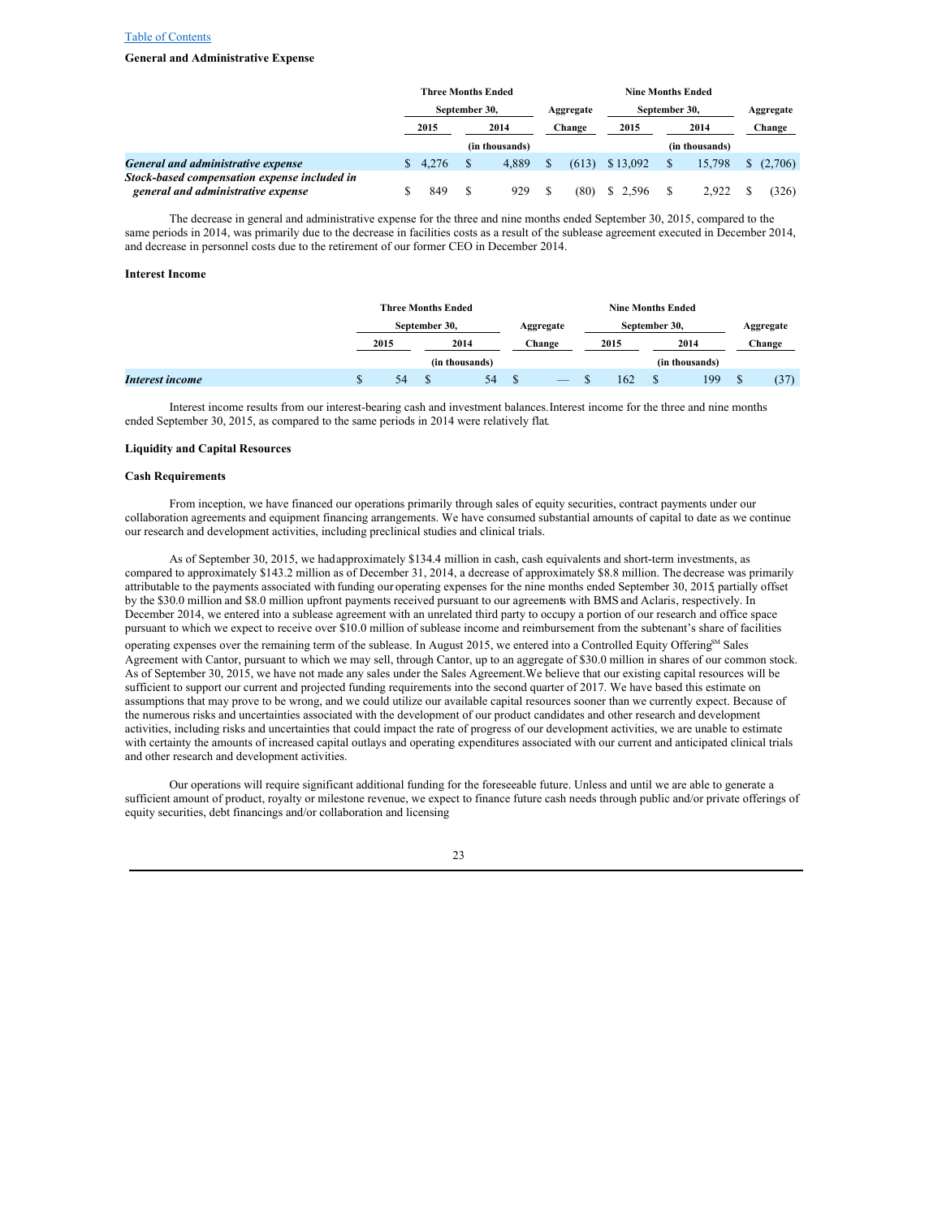[Table of Contents](#)

**General and Administrative Expense**

| | Three Months Ended September 30, | | Aggregate | Nine Months Ended September 30, | | Aggregate |
|---|---|---|---|---|---|---|
| | 2015 | 2014 | Change | 2015 | 2014 | Change |
| | (in thousands) | | | (in thousands) | | |
| ***General and administrative expense*** | $ 4,276 | $ 4,889 | $ (613) | $ 13,092 | $ 15,798 | $ (2,706) |
| ***Stock-based compensation expense included in general and administrative expense*** | $ 849 | $ 929 | $ (80) | $ 2,596 | $ 2,922 | $ (326) |

The decrease in general and administrative expense for the three and nine months ended September 30, 2015, compared to the same periods in 2014, was primarily due to the decrease in facilities costs as a result of the sublease agreement executed in December 2014, and decrease in personnel costs due to the retirement of our former CEO in December 2014.

**Interest Income**

| | Three Months Ended September 30, | | Aggregate | Nine Months Ended September 30, | | Aggregate |
|---|---|---|---|---|---|---|
| | 2015 | 2014 | Change | 2015 | 2014 | Change |
| | (in thousands) | | | (in thousands) | | |
| ***Interest income*** | $ 54 | $ 54 | $ — | $ 162 | $ 199 | $ (37) |

Interest income results from our interest-bearing cash and investment balances. Interest income for the three and nine months ended September 30, 2015, as compared to the same periods in 2014 were relatively flat.

**Liquidity and Capital Resources**

**Cash Requirements**

From inception, we have financed our operations primarily through sales of equity securities, contract payments under our collaboration agreements and equipment financing arrangements. We have consumed substantial amounts of capital to date as we continue our research and development activities, including preclinical studies and clinical trials.

As of September 30, 2015, we had approximately $134.4 million in cash, cash equivalents and short-term investments, as compared to approximately $143.2 million as of December 31, 2014, a decrease of approximately $8.8 million. The decrease was primarily attributable to the payments associated with funding our operating expenses for the nine months ended September 30, 2015, partially offset by the $30.0 million and $8.0 million upfront payments received pursuant to our agreements with BMS and Aclaris, respectively. In December 2014, we entered into a sublease agreement with an unrelated third party to occupy a portion of our research and office space pursuant to which we expect to receive over $10.0 million of sublease income and reimbursement from the subtenant's share of facilities operating expenses over the remaining term of the sublease. In August 2015, we entered into a Controlled Equity Offering[SM] Sales Agreement with Cantor, pursuant to which we may sell, through Cantor, up to an aggregate of $30.0 million in shares of our common stock. As of September 30, 2015, we have not made any sales under the Sales Agreement. We believe that our existing capital resources will be sufficient to support our current and projected funding requirements into the second quarter of 2017. We have based this estimate on assumptions that may prove to be wrong, and we could utilize our available capital resources sooner than we currently expect. Because of the numerous risks and uncertainties associated with the development of our product candidates and other research and development activities, including risks and uncertainties that could impact the rate of progress of our development activities, we are unable to estimate with certainty the amounts of increased capital outlays and operating expenditures associated with our current and anticipated clinical trials and other research and development activities.

Our operations will require significant additional funding for the foreseeable future. Unless and until we are able to generate a sufficient amount of product, royalty or milestone revenue, we expect to finance future cash needs through public and/or private offerings of equity securities, debt financings and/or collaboration and licensing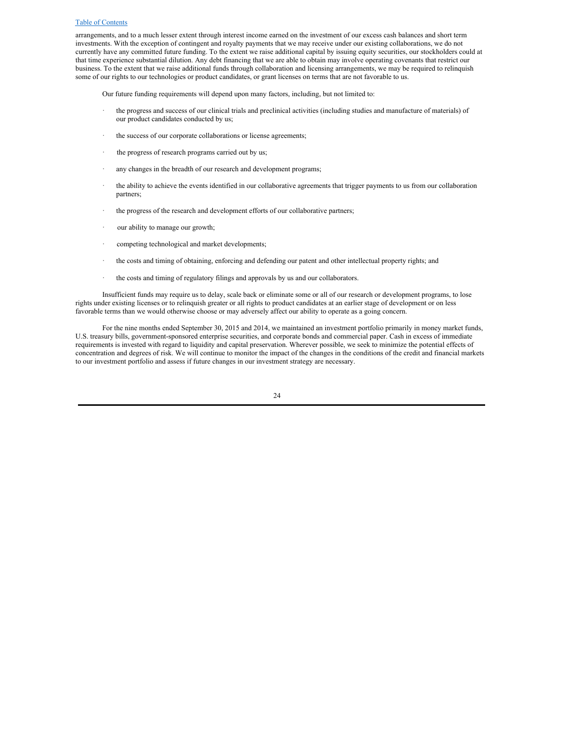arrangements, and to a much lesser extent through interest income earned on the investment of our excess cash balances and short term investments. With the exception of contingent and royalty payments that we may receive under our existing collaborations, we do not currently have any committed future funding. To the extent we raise additional capital by issuing equity securities, our stockholders could at that time experience substantial dilution. Any debt financing that we are able to obtain may involve operating covenants that restrict our business. To the extent that we raise additional funds through collaboration and licensing arrangements, we may be required to relinquish some of our rights to our technologies or product candidates, or grant licenses on terms that are not favorable to us.

Our future funding requirements will depend upon many factors, including, but not limited to:

- the progress and success of our clinical trials and preclinical activities (including studies and manufacture of materials) of our product candidates conducted by us;
- the success of our corporate collaborations or license agreements;
- the progress of research programs carried out by us;
- any changes in the breadth of our research and development programs;
- the ability to achieve the events identified in our collaborative agreements that trigger payments to us from our collaboration partners;
- the progress of the research and development efforts of our collaborative partners;
- our ability to manage our growth;
- competing technological and market developments;
- the costs and timing of obtaining, enforcing and defending our patent and other intellectual property rights; and
- the costs and timing of regulatory filings and approvals by us and our collaborators.

Insufficient funds may require us to delay, scale back or eliminate some or all of our research or development programs, to lose rights under existing licenses or to relinquish greater or all rights to product candidates at an earlier stage of development or on less favorable terms than we would otherwise choose or may adversely affect our ability to operate as a going concern.

For the nine months ended September 30, 2015 and 2014, we maintained an investment portfolio primarily in money market funds, U.S. treasury bills, government-sponsored enterprise securities, and corporate bonds and commercial paper. Cash in excess of immediate requirements is invested with regard to liquidity and capital preservation. Wherever possible, we seek to minimize the potential effects of concentration and degrees of risk. We will continue to monitor the impact of the changes in the conditions of the credit and financial markets to our investment portfolio and assess if future changes in our investment strategy are necessary.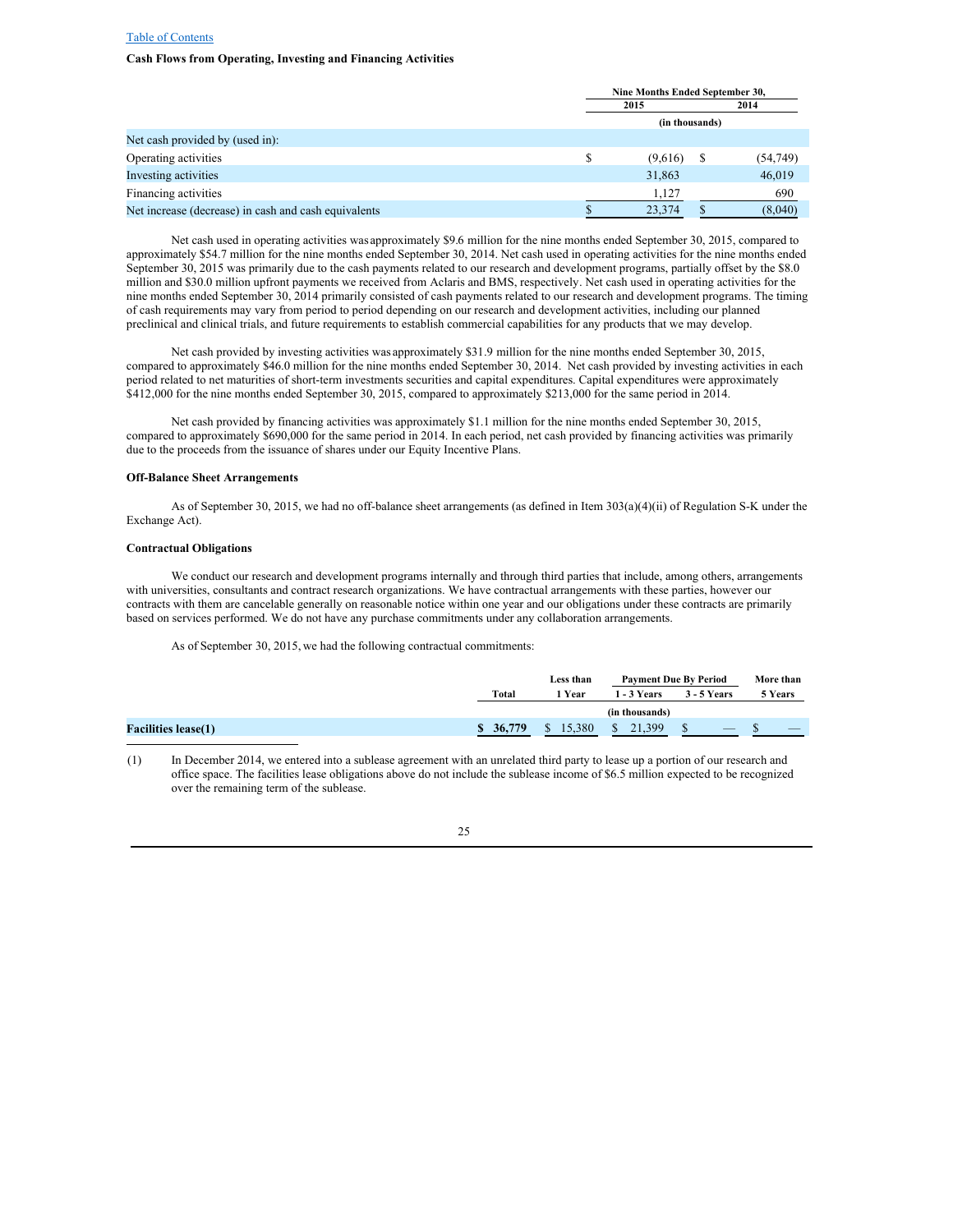**Cash Flows from Operating, Investing and Financing Activities**

| | Nine Months Ended September 30, | |
|---|---|---|
| | 2015 | 2014 |
| | (in thousands) | |
| Net cash provided by (used in): | | |
| Operating activities | $ (9,616) | $ (54,749) |
| Investing activities | 31,863 | 46,019 |
| Financing activities | 1,127 | 690 |
| Net increase (decrease) in cash and cash equivalents | $ 23,374 | $ (8,040) |

Net cash used in operating activities was approximately $9.6 million for the nine months ended September 30, 2015, compared to approximately $54.7 million for the nine months ended September 30, 2014. Net cash used in operating activities for the nine months ended September 30, 2015 was primarily due to the cash payments related to our research and development programs, partially offset by the $8.0 million and $30.0 million upfront payments we received from Aclaris and BMS, respectively. Net cash used in operating activities for the nine months ended September 30, 2014 primarily consisted of cash payments related to our research and development programs. The timing of cash requirements may vary from period to period depending on our research and development activities, including our planned preclinical and clinical trials, and future requirements to establish commercial capabilities for any products that we may develop.

Net cash provided by investing activities was approximately $31.9 million for the nine months ended September 30, 2015, compared to approximately $46.0 million for the nine months ended September 30, 2014. Net cash provided by investing activities in each period related to net maturities of short-term investments securities and capital expenditures. Capital expenditures were approximately $412,000 for the nine months ended September 30, 2015, compared to approximately $213,000 for the same period in 2014.

Net cash provided by financing activities was approximately $1.1 million for the nine months ended September 30, 2015, compared to approximately $690,000 for the same period in 2014. In each period, net cash provided by financing activities was primarily due to the proceeds from the issuance of shares under our Equity Incentive Plans.

**Off-Balance Sheet Arrangements**

As of September 30, 2015, we had no off-balance sheet arrangements (as defined in Item 303(a)(4)(ii) of Regulation S-K under the Exchange Act).

**Contractual Obligations**

We conduct our research and development programs internally and through third parties that include, among others, arrangements with universities, consultants and contract research organizations. We have contractual arrangements with these parties, however our contracts with them are cancelable generally on reasonable notice within one year and our obligations under these contracts are primarily based on services performed. We do not have any purchase commitments under any collaboration arrangements.

As of September 30, 2015, we had the following contractual commitments:

| | | Payment Due By Period | | | |
|---|---|---|---|---|---|
| | Total | Less than 1 Year | 1 - 3 Years | 3 - 5 Years | More than 5 Years |
| | (in thousands) | | | | |
| **Facilities lease(1)** | **$ 36,779** | $ 15,380 | $ 21,399 | $ — | $ — |

(1) In December 2014, we entered into a sublease agreement with an unrelated third party to lease up a portion of our research and office space. The facilities lease obligations above do not include the sublease income of $6.5 million expected to be recognized over the remaining term of the sublease.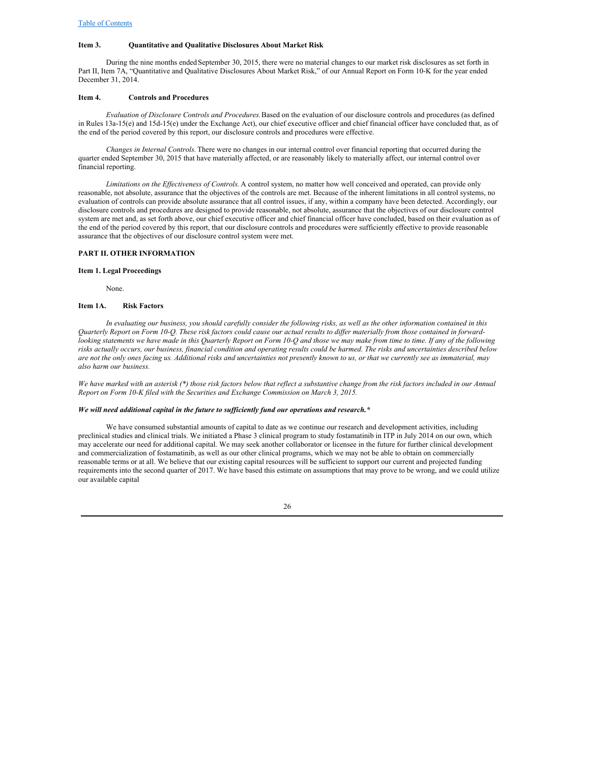### Item 3. Quantitative and Qualitative Disclosures About Market Risk

During the nine months ended September 30, 2015, there were no material changes to our market risk disclosures as set forth in Part II, Item 7A, "Quantitative and Qualitative Disclosures About Market Risk," of our Annual Report on Form 10-K for the year ended December 31, 2014.

### Item 4. Controls and Procedures

*Evaluation of Disclosure Controls and Procedures.* Based on the evaluation of our disclosure controls and procedures (as defined in Rules 13a-15(e) and 15d-15(e) under the Exchange Act), our chief executive officer and chief financial officer have concluded that, as of the end of the period covered by this report, our disclosure controls and procedures were effective.

*Changes in Internal Controls.* There were no changes in our internal control over financial reporting that occurred during the quarter ended September 30, 2015 that have materially affected, or are reasonably likely to materially affect, our internal control over financial reporting.

*Limitations on the Effectiveness of Controls.* A control system, no matter how well conceived and operated, can provide only reasonable, not absolute, assurance that the objectives of the controls are met. Because of the inherent limitations in all control systems, no evaluation of controls can provide absolute assurance that all control issues, if any, within a company have been detected. Accordingly, our disclosure controls and procedures are designed to provide reasonable, not absolute, assurance that the objectives of our disclosure control system are met and, as set forth above, our chief executive officer and chief financial officer have concluded, based on their evaluation as of the end of the period covered by this report, that our disclosure controls and procedures were sufficiently effective to provide reasonable assurance that the objectives of our disclosure control system were met.

## PART II. OTHER INFORMATION

### Item 1. Legal Proceedings

None.

### Item 1A. Risk Factors

*In evaluating our business, you should carefully consider the following risks, as well as the other information contained in this Quarterly Report on Form 10-Q. These risk factors could cause our actual results to differ materially from those contained in forward-looking statements we have made in this Quarterly Report on Form 10-Q and those we may make from time to time. If any of the following risks actually occurs, our business, financial condition and operating results could be harmed. The risks and uncertainties described below are not the only ones facing us. Additional risks and uncertainties not presently known to us, or that we currently see as immaterial, may also harm our business.*

*We have marked with an asterisk (*) those risk factors below that reflect a substantive change from the risk factors included in our Annual Report on Form 10-K filed with the Securities and Exchange Commission on March 3, 2015.*

***We will need additional capital in the future to sufficiently fund our operations and research.****

We have consumed substantial amounts of capital to date as we continue our research and development activities, including preclinical studies and clinical trials. We initiated a Phase 3 clinical program to study fostamatinib in ITP in July 2014 on our own, which may accelerate our need for additional capital. We may seek another collaborator or licensee in the future for further clinical development and commercialization of fostamatinib, as well as our other clinical programs, which we may not be able to obtain on commercially reasonable terms or at all. We believe that our existing capital resources will be sufficient to support our current and projected funding requirements into the second quarter of 2017. We have based this estimate on assumptions that may prove to be wrong, and we could utilize our available capital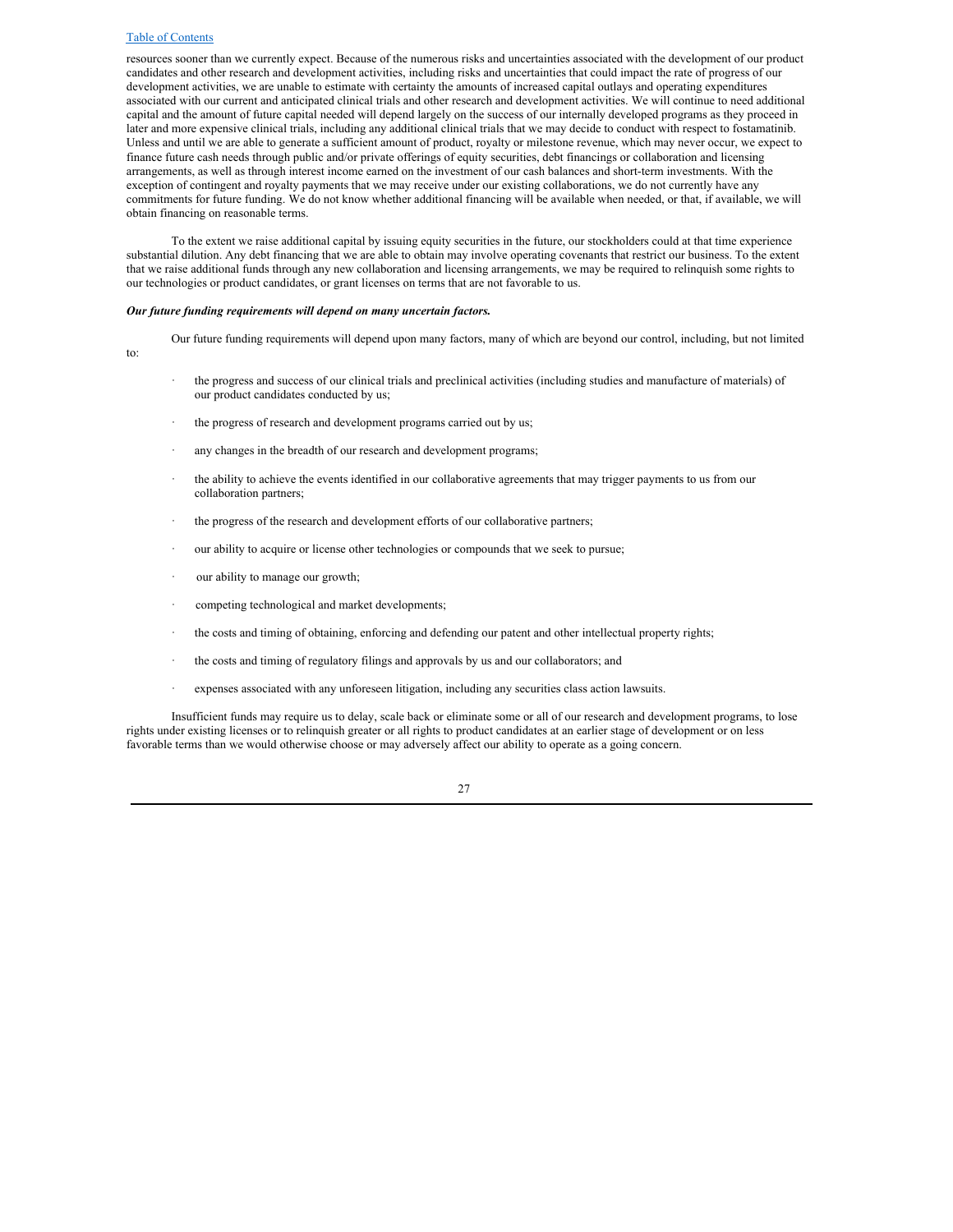resources sooner than we currently expect. Because of the numerous risks and uncertainties associated with the development of our product candidates and other research and development activities, including risks and uncertainties that could impact the rate of progress of our development activities, we are unable to estimate with certainty the amounts of increased capital outlays and operating expenditures associated with our current and anticipated clinical trials and other research and development activities. We will continue to need additional capital and the amount of future capital needed will depend largely on the success of our internally developed programs as they proceed in later and more expensive clinical trials, including any additional clinical trials that we may decide to conduct with respect to fostamatinib. Unless and until we are able to generate a sufficient amount of product, royalty or milestone revenue, which may never occur, we expect to finance future cash needs through public and/or private offerings of equity securities, debt financings or collaboration and licensing arrangements, as well as through interest income earned on the investment of our cash balances and short-term investments. With the exception of contingent and royalty payments that we may receive under our existing collaborations, we do not currently have any commitments for future funding. We do not know whether additional financing will be available when needed, or that, if available, we will obtain financing on reasonable terms.

To the extent we raise additional capital by issuing equity securities in the future, our stockholders could at that time experience substantial dilution. Any debt financing that we are able to obtain may involve operating covenants that restrict our business. To the extent that we raise additional funds through any new collaboration and licensing arrangements, we may be required to relinquish some rights to our technologies or product candidates, or grant licenses on terms that are not favorable to us.

***Our future funding requirements will depend on many uncertain factors.***

Our future funding requirements will depend upon many factors, many of which are beyond our control, including, but not limited to:

- the progress and success of our clinical trials and preclinical activities (including studies and manufacture of materials) of our product candidates conducted by us;
- the progress of research and development programs carried out by us;
- any changes in the breadth of our research and development programs;
- the ability to achieve the events identified in our collaborative agreements that may trigger payments to us from our collaboration partners;
- the progress of the research and development efforts of our collaborative partners;
- our ability to acquire or license other technologies or compounds that we seek to pursue;
- our ability to manage our growth;
- competing technological and market developments;
- the costs and timing of obtaining, enforcing and defending our patent and other intellectual property rights;
- the costs and timing of regulatory filings and approvals by us and our collaborators; and
- expenses associated with any unforeseen litigation, including any securities class action lawsuits.

Insufficient funds may require us to delay, scale back or eliminate some or all of our research and development programs, to lose rights under existing licenses or to relinquish greater or all rights to product candidates at an earlier stage of development or on less favorable terms than we would otherwise choose or may adversely affect our ability to operate as a going concern.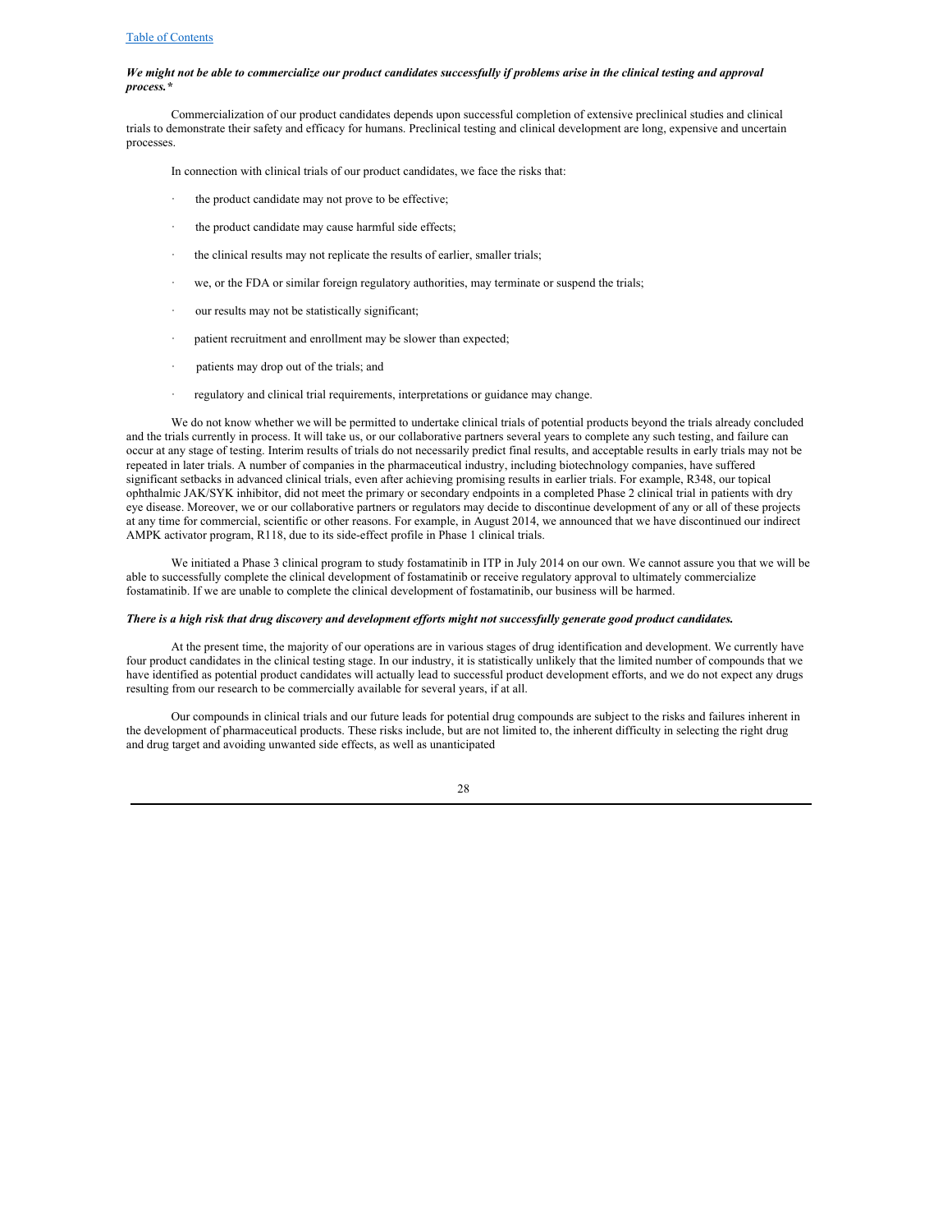***We might not be able to commercialize our product candidates successfully if problems arise in the clinical testing and approval process.****

Commercialization of our product candidates depends upon successful completion of extensive preclinical studies and clinical trials to demonstrate their safety and efficacy for humans. Preclinical testing and clinical development are long, expensive and uncertain processes.

In connection with clinical trials of our product candidates, we face the risks that:

- the product candidate may not prove to be effective;
- the product candidate may cause harmful side effects;
- the clinical results may not replicate the results of earlier, smaller trials;
- we, or the FDA or similar foreign regulatory authorities, may terminate or suspend the trials;
- our results may not be statistically significant;
- patient recruitment and enrollment may be slower than expected;
- patients may drop out of the trials; and
- regulatory and clinical trial requirements, interpretations or guidance may change.

We do not know whether we will be permitted to undertake clinical trials of potential products beyond the trials already concluded and the trials currently in process. It will take us, or our collaborative partners several years to complete any such testing, and failure can occur at any stage of testing. Interim results of trials do not necessarily predict final results, and acceptable results in early trials may not be repeated in later trials. A number of companies in the pharmaceutical industry, including biotechnology companies, have suffered significant setbacks in advanced clinical trials, even after achieving promising results in earlier trials. For example, R348, our topical ophthalmic JAK/SYK inhibitor, did not meet the primary or secondary endpoints in a completed Phase 2 clinical trial in patients with dry eye disease. Moreover, we or our collaborative partners or regulators may decide to discontinue development of any or all of these projects at any time for commercial, scientific or other reasons. For example, in August 2014, we announced that we have discontinued our indirect AMPK activator program, R118, due to its side-effect profile in Phase 1 clinical trials.

We initiated a Phase 3 clinical program to study fostamatinib in ITP in July 2014 on our own. We cannot assure you that we will be able to successfully complete the clinical development of fostamatinib or receive regulatory approval to ultimately commercialize fostamatinib. If we are unable to complete the clinical development of fostamatinib, our business will be harmed.

***There is a high risk that drug discovery and development efforts might not successfully generate good product candidates.***

At the present time, the majority of our operations are in various stages of drug identification and development. We currently have four product candidates in the clinical testing stage. In our industry, it is statistically unlikely that the limited number of compounds that we have identified as potential product candidates will actually lead to successful product development efforts, and we do not expect any drugs resulting from our research to be commercially available for several years, if at all.

Our compounds in clinical trials and our future leads for potential drug compounds are subject to the risks and failures inherent in the development of pharmaceutical products. These risks include, but are not limited to, the inherent difficulty in selecting the right drug and drug target and avoiding unwanted side effects, as well as unanticipated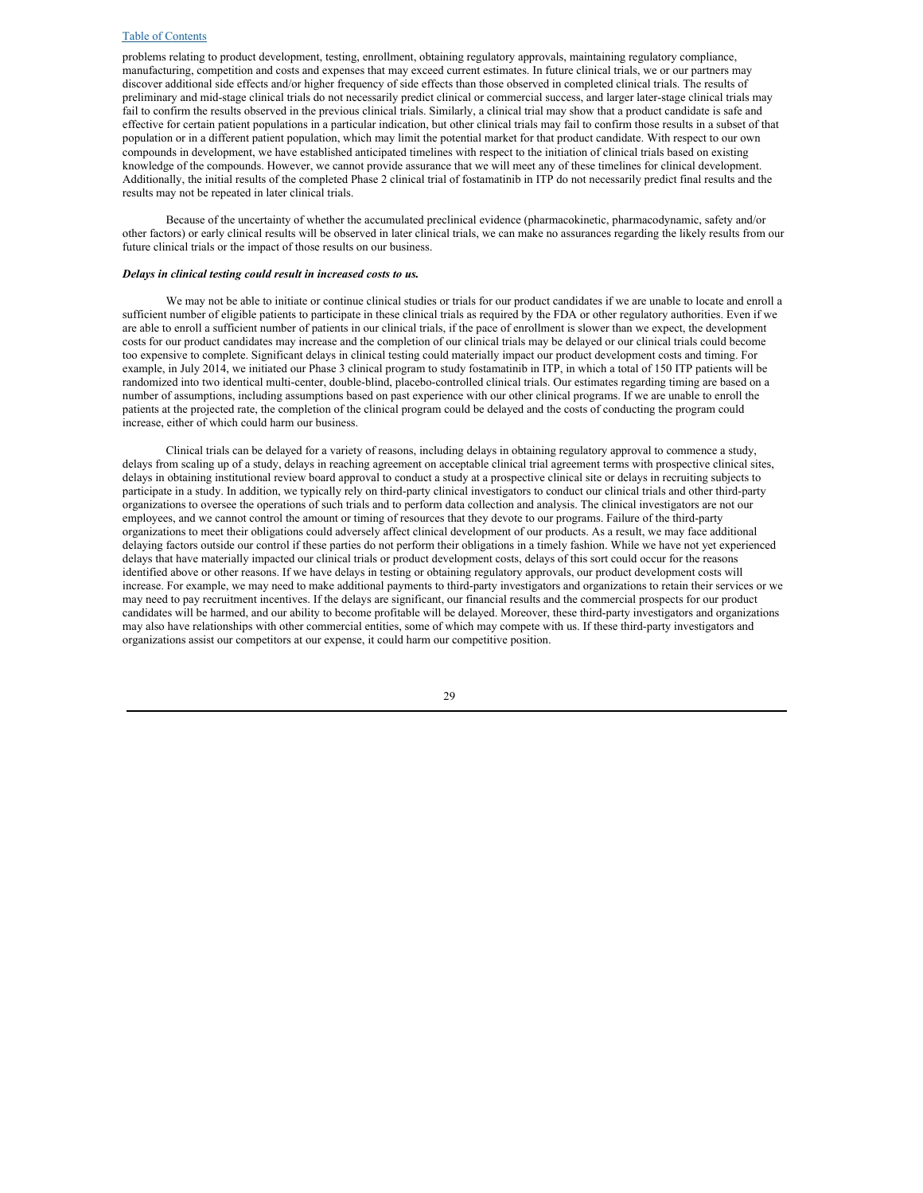problems relating to product development, testing, enrollment, obtaining regulatory approvals, maintaining regulatory compliance, manufacturing, competition and costs and expenses that may exceed current estimates. In future clinical trials, we or our partners may discover additional side effects and/or higher frequency of side effects than those observed in completed clinical trials. The results of preliminary and mid-stage clinical trials do not necessarily predict clinical or commercial success, and larger later-stage clinical trials may fail to confirm the results observed in the previous clinical trials. Similarly, a clinical trial may show that a product candidate is safe and effective for certain patient populations in a particular indication, but other clinical trials may fail to confirm those results in a subset of that population or in a different patient population, which may limit the potential market for that product candidate. With respect to our own compounds in development, we have established anticipated timelines with respect to the initiation of clinical trials based on existing knowledge of the compounds. However, we cannot provide assurance that we will meet any of these timelines for clinical development. Additionally, the initial results of the completed Phase 2 clinical trial of fostamatinib in ITP do not necessarily predict final results and the results may not be repeated in later clinical trials.

Because of the uncertainty of whether the accumulated preclinical evidence (pharmacokinetic, pharmacodynamic, safety and/or other factors) or early clinical results will be observed in later clinical trials, we can make no assurances regarding the likely results from our future clinical trials or the impact of those results on our business.

***Delays in clinical testing could result in increased costs to us.***

We may not be able to initiate or continue clinical studies or trials for our product candidates if we are unable to locate and enroll a sufficient number of eligible patients to participate in these clinical trials as required by the FDA or other regulatory authorities. Even if we are able to enroll a sufficient number of patients in our clinical trials, if the pace of enrollment is slower than we expect, the development costs for our product candidates may increase and the completion of our clinical trials may be delayed or our clinical trials could become too expensive to complete. Significant delays in clinical testing could materially impact our product development costs and timing. For example, in July 2014, we initiated our Phase 3 clinical program to study fostamatinib in ITP, in which a total of 150 ITP patients will be randomized into two identical multi-center, double-blind, placebo-controlled clinical trials. Our estimates regarding timing are based on a number of assumptions, including assumptions based on past experience with our other clinical programs. If we are unable to enroll the patients at the projected rate, the completion of the clinical program could be delayed and the costs of conducting the program could increase, either of which could harm our business.

Clinical trials can be delayed for a variety of reasons, including delays in obtaining regulatory approval to commence a study, delays from scaling up of a study, delays in reaching agreement on acceptable clinical trial agreement terms with prospective clinical sites, delays in obtaining institutional review board approval to conduct a study at a prospective clinical site or delays in recruiting subjects to participate in a study. In addition, we typically rely on third-party clinical investigators to conduct our clinical trials and other third-party organizations to oversee the operations of such trials and to perform data collection and analysis. The clinical investigators are not our employees, and we cannot control the amount or timing of resources that they devote to our programs. Failure of the third-party organizations to meet their obligations could adversely affect clinical development of our products. As a result, we may face additional delaying factors outside our control if these parties do not perform their obligations in a timely fashion. While we have not yet experienced delays that have materially impacted our clinical trials or product development costs, delays of this sort could occur for the reasons identified above or other reasons. If we have delays in testing or obtaining regulatory approvals, our product development costs will increase. For example, we may need to make additional payments to third-party investigators and organizations to retain their services or we may need to pay recruitment incentives. If the delays are significant, our financial results and the commercial prospects for our product candidates will be harmed, and our ability to become profitable will be delayed. Moreover, these third-party investigators and organizations may also have relationships with other commercial entities, some of which may compete with us. If these third-party investigators and organizations assist our competitors at our expense, it could harm our competitive position.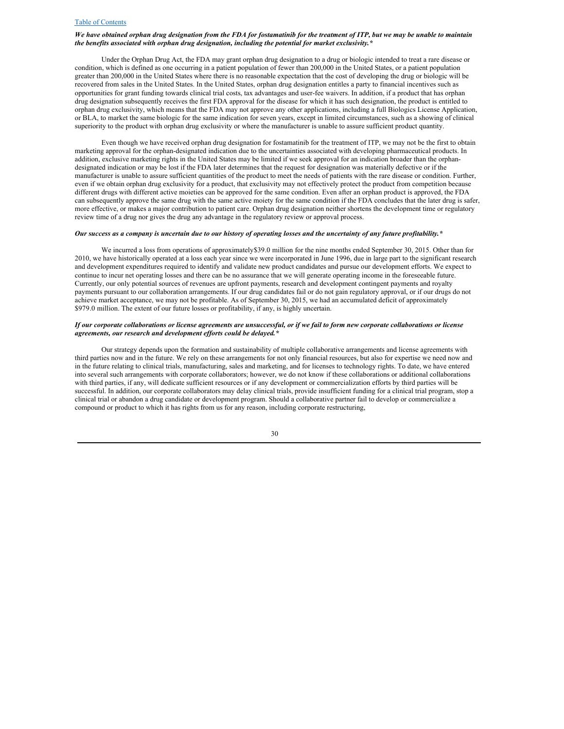***We have obtained orphan drug designation from the FDA for fostamatinib for the treatment of ITP, but we may be unable to maintain the benefits associated with orphan drug designation, including the potential for market exclusivity.****

Under the Orphan Drug Act, the FDA may grant orphan drug designation to a drug or biologic intended to treat a rare disease or condition, which is defined as one occurring in a patient population of fewer than 200,000 in the United States, or a patient population greater than 200,000 in the United States where there is no reasonable expectation that the cost of developing the drug or biologic will be recovered from sales in the United States. In the United States, orphan drug designation entitles a party to financial incentives such as opportunities for grant funding towards clinical trial costs, tax advantages and user-fee waivers. In addition, if a product that has orphan drug designation subsequently receives the first FDA approval for the disease for which it has such designation, the product is entitled to orphan drug exclusivity, which means that the FDA may not approve any other applications, including a full Biologics License Application, or BLA, to market the same biologic for the same indication for seven years, except in limited circumstances, such as a showing of clinical superiority to the product with orphan drug exclusivity or where the manufacturer is unable to assure sufficient product quantity.

Even though we have received orphan drug designation for fostamatinib for the treatment of ITP, we may not be the first to obtain marketing approval for the orphan-designated indication due to the uncertainties associated with developing pharmaceutical products. In addition, exclusive marketing rights in the United States may be limited if we seek approval for an indication broader than the orphan-designated indication or may be lost if the FDA later determines that the request for designation was materially defective or if the manufacturer is unable to assure sufficient quantities of the product to meet the needs of patients with the rare disease or condition. Further, even if we obtain orphan drug exclusivity for a product, that exclusivity may not effectively protect the product from competition because different drugs with different active moieties can be approved for the same condition. Even after an orphan product is approved, the FDA can subsequently approve the same drug with the same active moiety for the same condition if the FDA concludes that the later drug is safer, more effective, or makes a major contribution to patient care. Orphan drug designation neither shortens the development time or regulatory review time of a drug nor gives the drug any advantage in the regulatory review or approval process.

***Our success as a company is uncertain due to our history of operating losses and the uncertainty of any future profitability.****

We incurred a loss from operations of approximately$39.0 million for the nine months ended September 30, 2015. Other than for 2010, we have historically operated at a loss each year since we were incorporated in June 1996, due in large part to the significant research and development expenditures required to identify and validate new product candidates and pursue our development efforts. We expect to continue to incur net operating losses and there can be no assurance that we will generate operating income in the foreseeable future. Currently, our only potential sources of revenues are upfront payments, research and development contingent payments and royalty payments pursuant to our collaboration arrangements. If our drug candidates fail or do not gain regulatory approval, or if our drugs do not achieve market acceptance, we may not be profitable. As of September 30, 2015, we had an accumulated deficit of approximately $979.0 million. The extent of our future losses or profitability, if any, is highly uncertain.

***If our corporate collaborations or license agreements are unsuccessful, or if we fail to form new corporate collaborations or license agreements, our research and development efforts could be delayed.****

Our strategy depends upon the formation and sustainability of multiple collaborative arrangements and license agreements with third parties now and in the future. We rely on these arrangements for not only financial resources, but also for expertise we need now and in the future relating to clinical trials, manufacturing, sales and marketing, and for licenses to technology rights. To date, we have entered into several such arrangements with corporate collaborators; however, we do not know if these collaborations or additional collaborations with third parties, if any, will dedicate sufficient resources or if any development or commercialization efforts by third parties will be successful. In addition, our corporate collaborators may delay clinical trials, provide insufficient funding for a clinical trial program, stop a clinical trial or abandon a drug candidate or development program. Should a collaborative partner fail to develop or commercialize a compound or product to which it has rights from us for any reason, including corporate restructuring,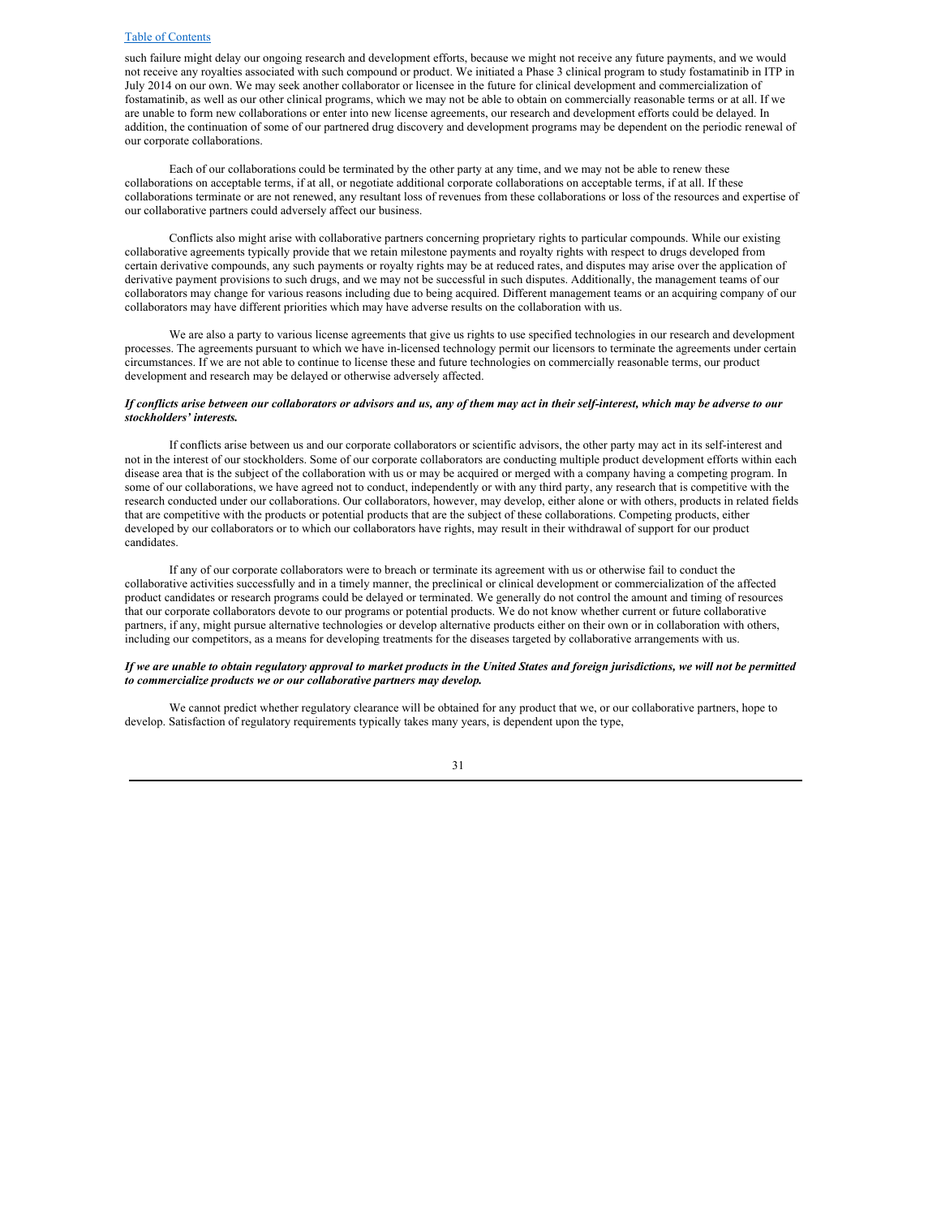such failure might delay our ongoing research and development efforts, because we might not receive any future payments, and we would not receive any royalties associated with such compound or product. We initiated a Phase 3 clinical program to study fostamatinib in ITP in July 2014 on our own. We may seek another collaborator or licensee in the future for clinical development and commercialization of fostamatinib, as well as our other clinical programs, which we may not be able to obtain on commercially reasonable terms or at all. If we are unable to form new collaborations or enter into new license agreements, our research and development efforts could be delayed. In addition, the continuation of some of our partnered drug discovery and development programs may be dependent on the periodic renewal of our corporate collaborations.

Each of our collaborations could be terminated by the other party at any time, and we may not be able to renew these collaborations on acceptable terms, if at all, or negotiate additional corporate collaborations on acceptable terms, if at all. If these collaborations terminate or are not renewed, any resultant loss of revenues from these collaborations or loss of the resources and expertise of our collaborative partners could adversely affect our business.

Conflicts also might arise with collaborative partners concerning proprietary rights to particular compounds. While our existing collaborative agreements typically provide that we retain milestone payments and royalty rights with respect to drugs developed from certain derivative compounds, any such payments or royalty rights may be at reduced rates, and disputes may arise over the application of derivative payment provisions to such drugs, and we may not be successful in such disputes. Additionally, the management teams of our collaborators may change for various reasons including due to being acquired. Different management teams or an acquiring company of our collaborators may have different priorities which may have adverse results on the collaboration with us.

We are also a party to various license agreements that give us rights to use specified technologies in our research and development processes. The agreements pursuant to which we have in-licensed technology permit our licensors to terminate the agreements under certain circumstances. If we are not able to continue to license these and future technologies on commercially reasonable terms, our product development and research may be delayed or otherwise adversely affected.

***If conflicts arise between our collaborators or advisors and us, any of them may act in their self-interest, which may be adverse to our stockholders' interests.***

If conflicts arise between us and our corporate collaborators or scientific advisors, the other party may act in its self-interest and not in the interest of our stockholders. Some of our corporate collaborators are conducting multiple product development efforts within each disease area that is the subject of the collaboration with us or may be acquired or merged with a company having a competing program. In some of our collaborations, we have agreed not to conduct, independently or with any third party, any research that is competitive with the research conducted under our collaborations. Our collaborators, however, may develop, either alone or with others, products in related fields that are competitive with the products or potential products that are the subject of these collaborations. Competing products, either developed by our collaborators or to which our collaborators have rights, may result in their withdrawal of support for our product candidates.

If any of our corporate collaborators were to breach or terminate its agreement with us or otherwise fail to conduct the collaborative activities successfully and in a timely manner, the preclinical or clinical development or commercialization of the affected product candidates or research programs could be delayed or terminated. We generally do not control the amount and timing of resources that our corporate collaborators devote to our programs or potential products. We do not know whether current or future collaborative partners, if any, might pursue alternative technologies or develop alternative products either on their own or in collaboration with others, including our competitors, as a means for developing treatments for the diseases targeted by collaborative arrangements with us.

***If we are unable to obtain regulatory approval to market products in the United States and foreign jurisdictions, we will not be permitted to commercialize products we or our collaborative partners may develop.***

We cannot predict whether regulatory clearance will be obtained for any product that we, or our collaborative partners, hope to develop. Satisfaction of regulatory requirements typically takes many years, is dependent upon the type,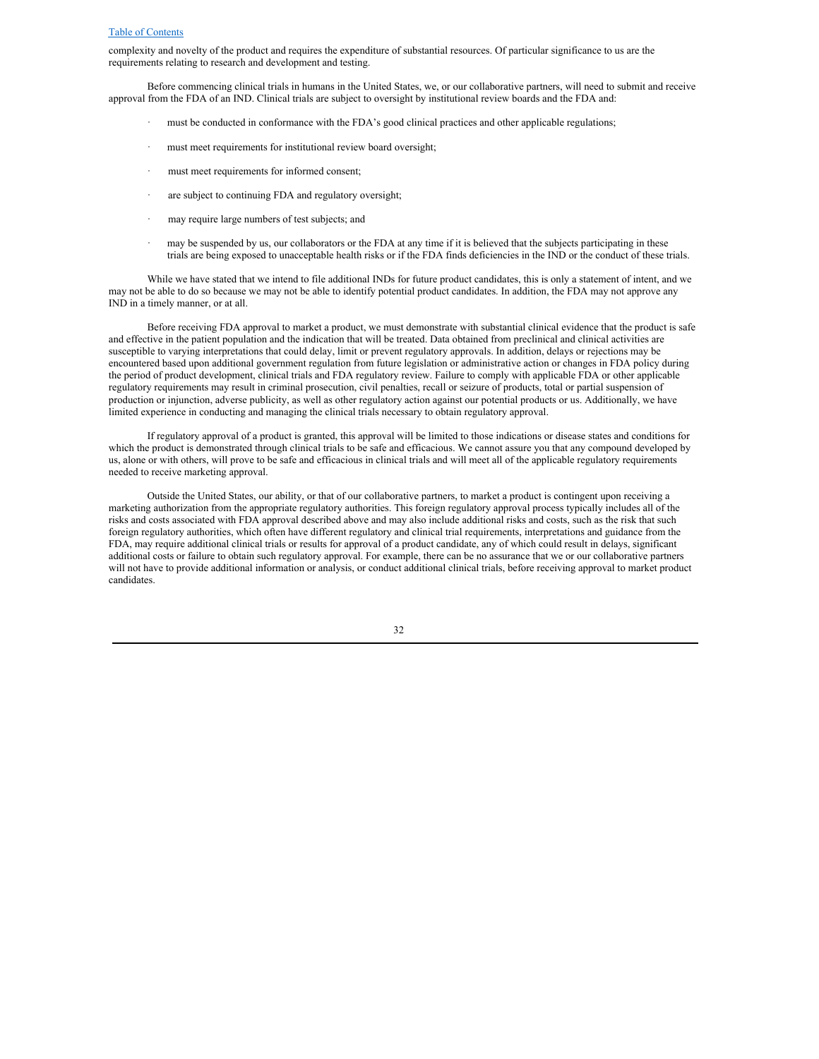complexity and novelty of the product and requires the expenditure of substantial resources. Of particular significance to us are the requirements relating to research and development and testing.

Before commencing clinical trials in humans in the United States, we, or our collaborative partners, will need to submit and receive approval from the FDA of an IND. Clinical trials are subject to oversight by institutional review boards and the FDA and:

- must be conducted in conformance with the FDA's good clinical practices and other applicable regulations;
- must meet requirements for institutional review board oversight;
- must meet requirements for informed consent;
- are subject to continuing FDA and regulatory oversight;
- may require large numbers of test subjects; and
- may be suspended by us, our collaborators or the FDA at any time if it is believed that the subjects participating in these trials are being exposed to unacceptable health risks or if the FDA finds deficiencies in the IND or the conduct of these trials.

While we have stated that we intend to file additional INDs for future product candidates, this is only a statement of intent, and we may not be able to do so because we may not be able to identify potential product candidates. In addition, the FDA may not approve any IND in a timely manner, or at all.

Before receiving FDA approval to market a product, we must demonstrate with substantial clinical evidence that the product is safe and effective in the patient population and the indication that will be treated. Data obtained from preclinical and clinical activities are susceptible to varying interpretations that could delay, limit or prevent regulatory approvals. In addition, delays or rejections may be encountered based upon additional government regulation from future legislation or administrative action or changes in FDA policy during the period of product development, clinical trials and FDA regulatory review. Failure to comply with applicable FDA or other applicable regulatory requirements may result in criminal prosecution, civil penalties, recall or seizure of products, total or partial suspension of production or injunction, adverse publicity, as well as other regulatory action against our potential products or us. Additionally, we have limited experience in conducting and managing the clinical trials necessary to obtain regulatory approval.

If regulatory approval of a product is granted, this approval will be limited to those indications or disease states and conditions for which the product is demonstrated through clinical trials to be safe and efficacious. We cannot assure you that any compound developed by us, alone or with others, will prove to be safe and efficacious in clinical trials and will meet all of the applicable regulatory requirements needed to receive marketing approval.

Outside the United States, our ability, or that of our collaborative partners, to market a product is contingent upon receiving a marketing authorization from the appropriate regulatory authorities. This foreign regulatory approval process typically includes all of the risks and costs associated with FDA approval described above and may also include additional risks and costs, such as the risk that such foreign regulatory authorities, which often have different regulatory and clinical trial requirements, interpretations and guidance from the FDA, may require additional clinical trials or results for approval of a product candidate, any of which could result in delays, significant additional costs or failure to obtain such regulatory approval. For example, there can be no assurance that we or our collaborative partners will not have to provide additional information or analysis, or conduct additional clinical trials, before receiving approval to market product candidates.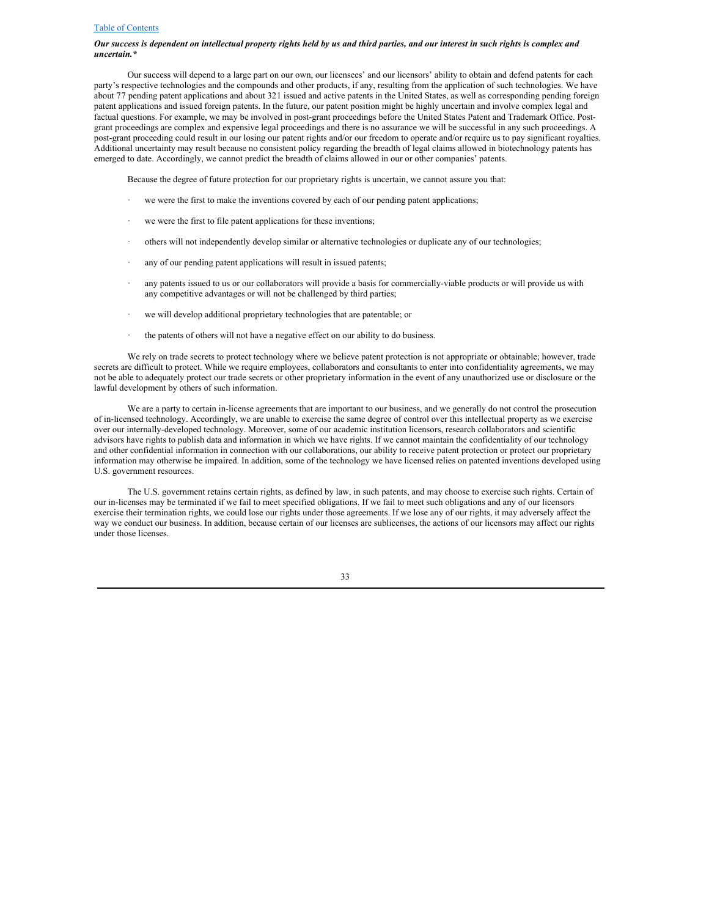***Our success is dependent on intellectual property rights held by us and third parties, and our interest in such rights is complex and uncertain.****

Our success will depend to a large part on our own, our licensees' and our licensors' ability to obtain and defend patents for each party's respective technologies and the compounds and other products, if any, resulting from the application of such technologies. We have about 77 pending patent applications and about 321 issued and active patents in the United States, as well as corresponding pending foreign patent applications and issued foreign patents. In the future, our patent position might be highly uncertain and involve complex legal and factual questions. For example, we may be involved in post-grant proceedings before the United States Patent and Trademark Office. Post-grant proceedings are complex and expensive legal proceedings and there is no assurance we will be successful in any such proceedings. A post-grant proceeding could result in our losing our patent rights and/or our freedom to operate and/or require us to pay significant royalties. Additional uncertainty may result because no consistent policy regarding the breadth of legal claims allowed in biotechnology patents has emerged to date. Accordingly, we cannot predict the breadth of claims allowed in our or other companies' patents.

Because the degree of future protection for our proprietary rights is uncertain, we cannot assure you that:

- we were the first to make the inventions covered by each of our pending patent applications;
- we were the first to file patent applications for these inventions;
- others will not independently develop similar or alternative technologies or duplicate any of our technologies;
- any of our pending patent applications will result in issued patents;
- any patents issued to us or our collaborators will provide a basis for commercially-viable products or will provide us with any competitive advantages or will not be challenged by third parties;
- we will develop additional proprietary technologies that are patentable; or
- the patents of others will not have a negative effect on our ability to do business.

We rely on trade secrets to protect technology where we believe patent protection is not appropriate or obtainable; however, trade secrets are difficult to protect. While we require employees, collaborators and consultants to enter into confidentiality agreements, we may not be able to adequately protect our trade secrets or other proprietary information in the event of any unauthorized use or disclosure or the lawful development by others of such information.

We are a party to certain in-license agreements that are important to our business, and we generally do not control the prosecution of in-licensed technology. Accordingly, we are unable to exercise the same degree of control over this intellectual property as we exercise over our internally-developed technology. Moreover, some of our academic institution licensors, research collaborators and scientific advisors have rights to publish data and information in which we have rights. If we cannot maintain the confidentiality of our technology and other confidential information in connection with our collaborations, our ability to receive patent protection or protect our proprietary information may otherwise be impaired. In addition, some of the technology we have licensed relies on patented inventions developed using U.S. government resources.

The U.S. government retains certain rights, as defined by law, in such patents, and may choose to exercise such rights. Certain of our in-licenses may be terminated if we fail to meet specified obligations. If we fail to meet such obligations and any of our licensors exercise their termination rights, we could lose our rights under those agreements. If we lose any of our rights, it may adversely affect the way we conduct our business. In addition, because certain of our licenses are sublicenses, the actions of our licensors may affect our rights under those licenses.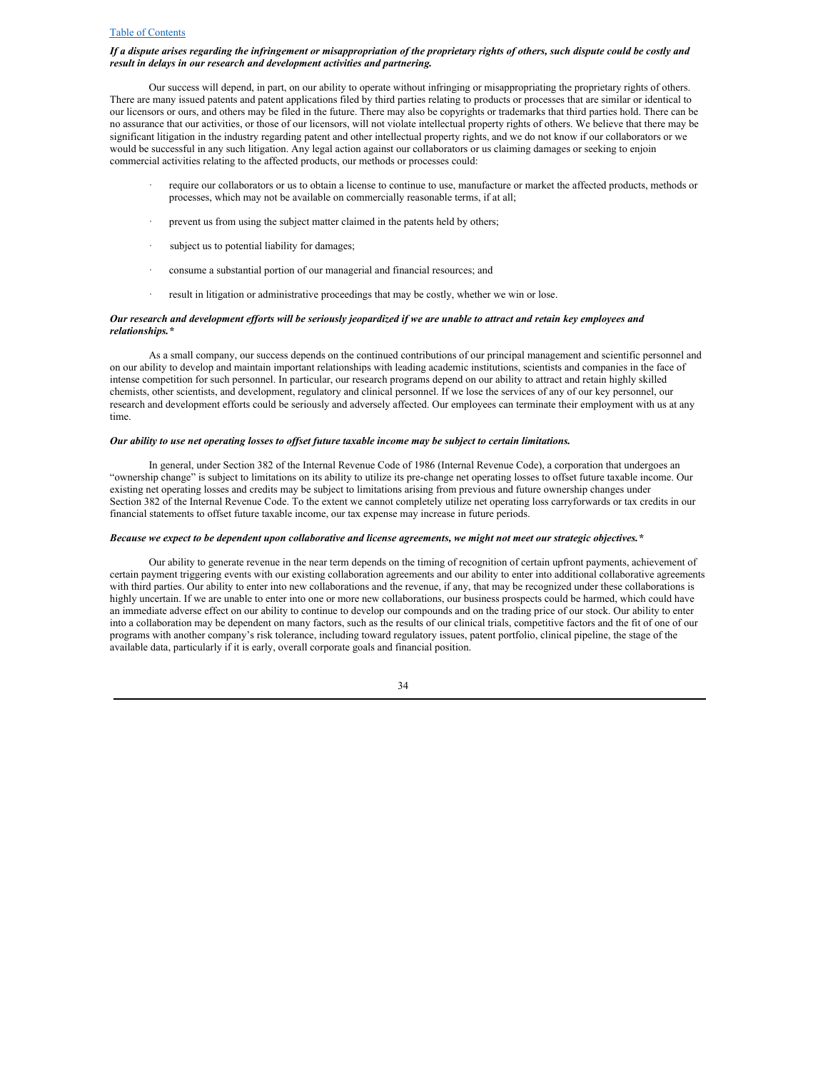***If a dispute arises regarding the infringement or misappropriation of the proprietary rights of others, such dispute could be costly and result in delays in our research and development activities and partnering.***

Our success will depend, in part, on our ability to operate without infringing or misappropriating the proprietary rights of others. There are many issued patents and patent applications filed by third parties relating to products or processes that are similar or identical to our licensors or ours, and others may be filed in the future. There may also be copyrights or trademarks that third parties hold. There can be no assurance that our activities, or those of our licensors, will not violate intellectual property rights of others. We believe that there may be significant litigation in the industry regarding patent and other intellectual property rights, and we do not know if our collaborators or we would be successful in any such litigation. Any legal action against our collaborators or us claiming damages or seeking to enjoin commercial activities relating to the affected products, our methods or processes could:

- require our collaborators or us to obtain a license to continue to use, manufacture or market the affected products, methods or processes, which may not be available on commercially reasonable terms, if at all;
- prevent us from using the subject matter claimed in the patents held by others;
- subject us to potential liability for damages;
- consume a substantial portion of our managerial and financial resources; and
- result in litigation or administrative proceedings that may be costly, whether we win or lose.

***Our research and development efforts will be seriously jeopardized if we are unable to attract and retain key employees and relationships.****

As a small company, our success depends on the continued contributions of our principal management and scientific personnel and on our ability to develop and maintain important relationships with leading academic institutions, scientists and companies in the face of intense competition for such personnel. In particular, our research programs depend on our ability to attract and retain highly skilled chemists, other scientists, and development, regulatory and clinical personnel. If we lose the services of any of our key personnel, our research and development efforts could be seriously and adversely affected. Our employees can terminate their employment with us at any time.

***Our ability to use net operating losses to offset future taxable income may be subject to certain limitations.***

In general, under Section 382 of the Internal Revenue Code of 1986 (Internal Revenue Code), a corporation that undergoes an "ownership change" is subject to limitations on its ability to utilize its pre-change net operating losses to offset future taxable income. Our existing net operating losses and credits may be subject to limitations arising from previous and future ownership changes under Section 382 of the Internal Revenue Code. To the extent we cannot completely utilize net operating loss carryforwards or tax credits in our financial statements to offset future taxable income, our tax expense may increase in future periods.

***Because we expect to be dependent upon collaborative and license agreements, we might not meet our strategic objectives.****

Our ability to generate revenue in the near term depends on the timing of recognition of certain upfront payments, achievement of certain payment triggering events with our existing collaboration agreements and our ability to enter into additional collaborative agreements with third parties. Our ability to enter into new collaborations and the revenue, if any, that may be recognized under these collaborations is highly uncertain. If we are unable to enter into one or more new collaborations, our business prospects could be harmed, which could have an immediate adverse effect on our ability to continue to develop our compounds and on the trading price of our stock. Our ability to enter into a collaboration may be dependent on many factors, such as the results of our clinical trials, competitive factors and the fit of one of our programs with another company's risk tolerance, including toward regulatory issues, patent portfolio, clinical pipeline, the stage of the available data, particularly if it is early, overall corporate goals and financial position.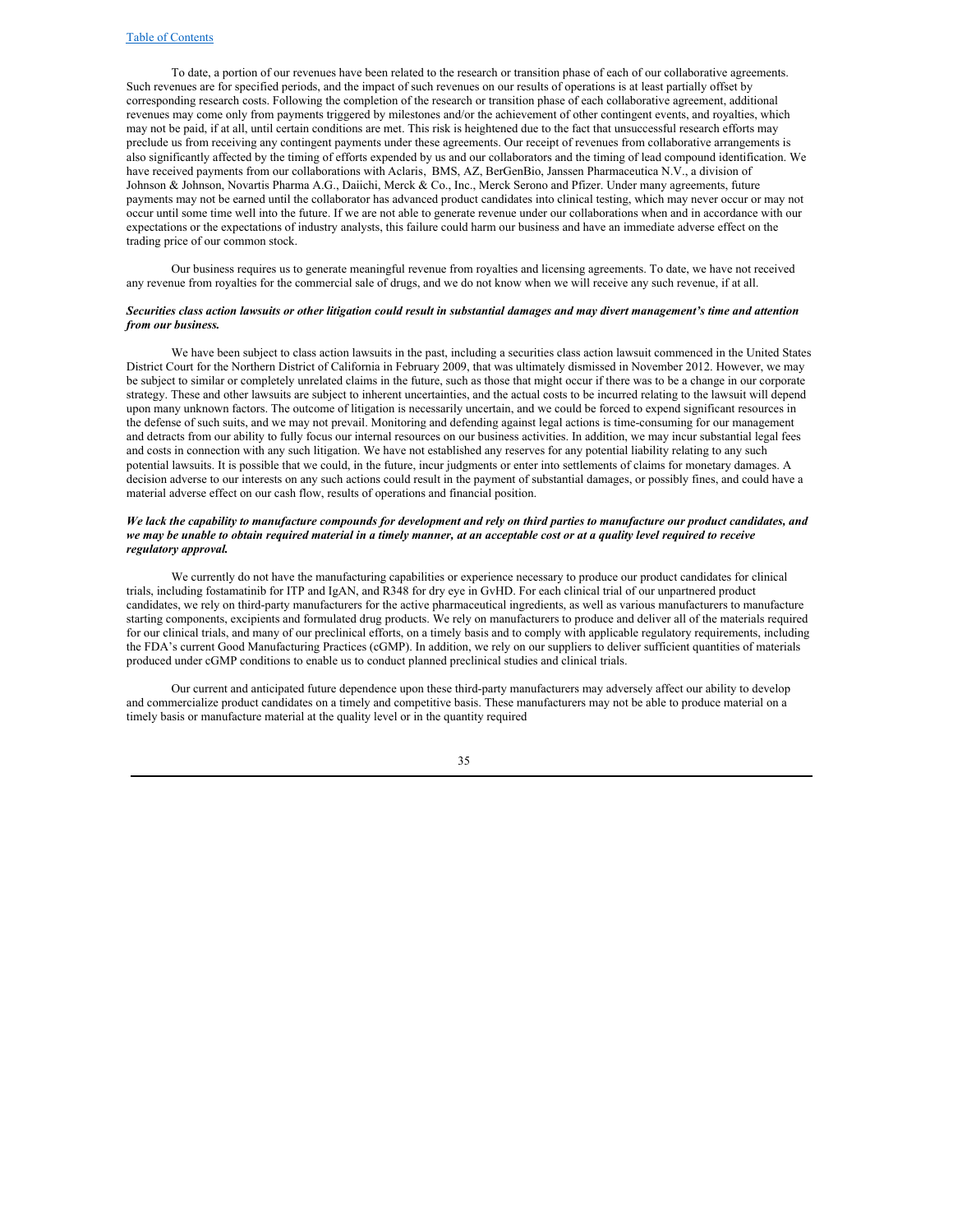To date, a portion of our revenues have been related to the research or transition phase of each of our collaborative agreements. Such revenues are for specified periods, and the impact of such revenues on our results of operations is at least partially offset by corresponding research costs. Following the completion of the research or transition phase of each collaborative agreement, additional revenues may come only from payments triggered by milestones and/or the achievement of other contingent events, and royalties, which may not be paid, if at all, until certain conditions are met. This risk is heightened due to the fact that unsuccessful research efforts may preclude us from receiving any contingent payments under these agreements. Our receipt of revenues from collaborative arrangements is also significantly affected by the timing of efforts expended by us and our collaborators and the timing of lead compound identification. We have received payments from our collaborations with Aclaris, BMS, AZ, BerGenBio, Janssen Pharmaceutica N.V., a division of Johnson & Johnson, Novartis Pharma A.G., Daiichi, Merck & Co., Inc., Merck Serono and Pfizer. Under many agreements, future payments may not be earned until the collaborator has advanced product candidates into clinical testing, which may never occur or may not occur until some time well into the future. If we are not able to generate revenue under our collaborations when and in accordance with our expectations or the expectations of industry analysts, this failure could harm our business and have an immediate adverse effect on the trading price of our common stock.

Our business requires us to generate meaningful revenue from royalties and licensing agreements. To date, we have not received any revenue from royalties for the commercial sale of drugs, and we do not know when we will receive any such revenue, if at all.

***Securities class action lawsuits or other litigation could result in substantial damages and may divert management's time and attention from our business.***

We have been subject to class action lawsuits in the past, including a securities class action lawsuit commenced in the United States District Court for the Northern District of California in February 2009, that was ultimately dismissed in November 2012. However, we may be subject to similar or completely unrelated claims in the future, such as those that might occur if there was to be a change in our corporate strategy. These and other lawsuits are subject to inherent uncertainties, and the actual costs to be incurred relating to the lawsuit will depend upon many unknown factors. The outcome of litigation is necessarily uncertain, and we could be forced to expend significant resources in the defense of such suits, and we may not prevail. Monitoring and defending against legal actions is time-consuming for our management and detracts from our ability to fully focus our internal resources on our business activities. In addition, we may incur substantial legal fees and costs in connection with any such litigation. We have not established any reserves for any potential liability relating to any such potential lawsuits. It is possible that we could, in the future, incur judgments or enter into settlements of claims for monetary damages. A decision adverse to our interests on any such actions could result in the payment of substantial damages, or possibly fines, and could have a material adverse effect on our cash flow, results of operations and financial position.

***We lack the capability to manufacture compounds for development and rely on third parties to manufacture our product candidates, and we may be unable to obtain required material in a timely manner, at an acceptable cost or at a quality level required to receive regulatory approval.***

We currently do not have the manufacturing capabilities or experience necessary to produce our product candidates for clinical trials, including fostamatinib for ITP and IgAN, and R348 for dry eye in GvHD. For each clinical trial of our unpartnered product candidates, we rely on third-party manufacturers for the active pharmaceutical ingredients, as well as various manufacturers to manufacture starting components, excipients and formulated drug products. We rely on manufacturers to produce and deliver all of the materials required for our clinical trials, and many of our preclinical efforts, on a timely basis and to comply with applicable regulatory requirements, including the FDA's current Good Manufacturing Practices (cGMP). In addition, we rely on our suppliers to deliver sufficient quantities of materials produced under cGMP conditions to enable us to conduct planned preclinical studies and clinical trials.

Our current and anticipated future dependence upon these third-party manufacturers may adversely affect our ability to develop and commercialize product candidates on a timely and competitive basis. These manufacturers may not be able to produce material on a timely basis or manufacture material at the quality level or in the quantity required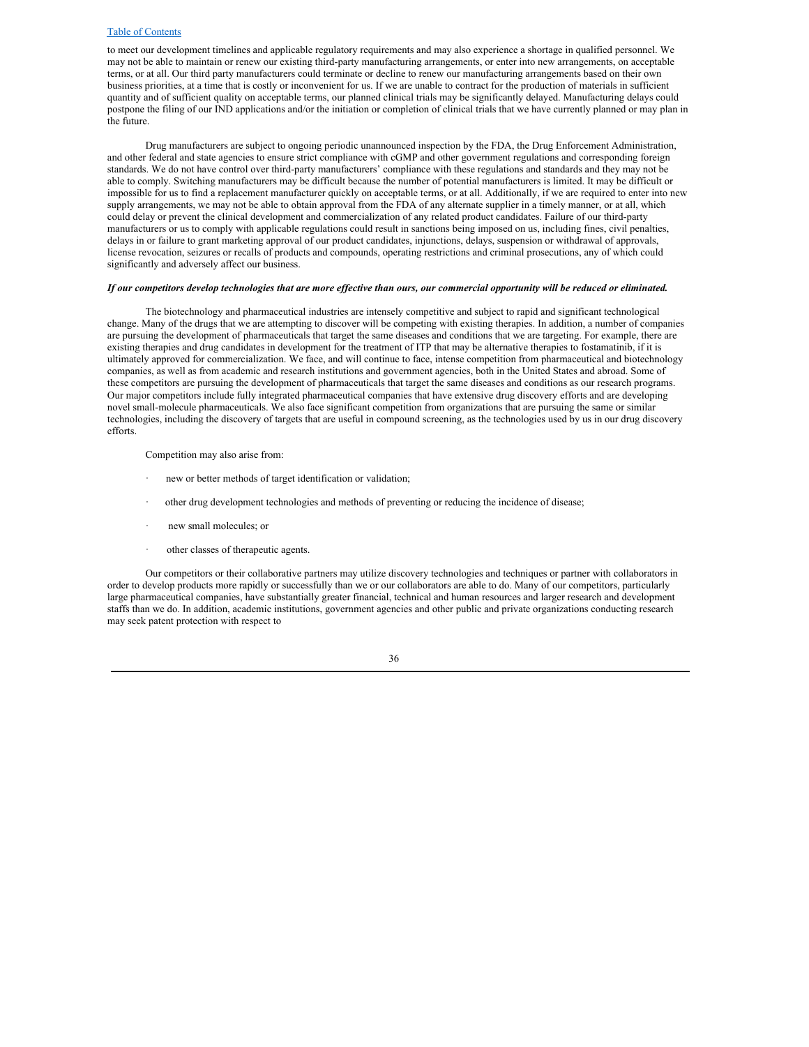to meet our development timelines and applicable regulatory requirements and may also experience a shortage in qualified personnel. We may not be able to maintain or renew our existing third-party manufacturing arrangements, or enter into new arrangements, on acceptable terms, or at all. Our third party manufacturers could terminate or decline to renew our manufacturing arrangements based on their own business priorities, at a time that is costly or inconvenient for us. If we are unable to contract for the production of materials in sufficient quantity and of sufficient quality on acceptable terms, our planned clinical trials may be significantly delayed. Manufacturing delays could postpone the filing of our IND applications and/or the initiation or completion of clinical trials that we have currently planned or may plan in the future.

Drug manufacturers are subject to ongoing periodic unannounced inspection by the FDA, the Drug Enforcement Administration, and other federal and state agencies to ensure strict compliance with cGMP and other government regulations and corresponding foreign standards. We do not have control over third-party manufacturers' compliance with these regulations and standards and they may not be able to comply. Switching manufacturers may be difficult because the number of potential manufacturers is limited. It may be difficult or impossible for us to find a replacement manufacturer quickly on acceptable terms, or at all. Additionally, if we are required to enter into new supply arrangements, we may not be able to obtain approval from the FDA of any alternate supplier in a timely manner, or at all, which could delay or prevent the clinical development and commercialization of any related product candidates. Failure of our third-party manufacturers or us to comply with applicable regulations could result in sanctions being imposed on us, including fines, civil penalties, delays in or failure to grant marketing approval of our product candidates, injunctions, delays, suspension or withdrawal of approvals, license revocation, seizures or recalls of products and compounds, operating restrictions and criminal prosecutions, any of which could significantly and adversely affect our business.

***If our competitors develop technologies that are more effective than ours, our commercial opportunity will be reduced or eliminated.***

The biotechnology and pharmaceutical industries are intensely competitive and subject to rapid and significant technological change. Many of the drugs that we are attempting to discover will be competing with existing therapies. In addition, a number of companies are pursuing the development of pharmaceuticals that target the same diseases and conditions that we are targeting. For example, there are existing therapies and drug candidates in development for the treatment of ITP that may be alternative therapies to fostamatinib, if it is ultimately approved for commercialization. We face, and will continue to face, intense competition from pharmaceutical and biotechnology companies, as well as from academic and research institutions and government agencies, both in the United States and abroad. Some of these competitors are pursuing the development of pharmaceuticals that target the same diseases and conditions as our research programs. Our major competitors include fully integrated pharmaceutical companies that have extensive drug discovery efforts and are developing novel small-molecule pharmaceuticals. We also face significant competition from organizations that are pursuing the same or similar technologies, including the discovery of targets that are useful in compound screening, as the technologies used by us in our drug discovery efforts.

Competition may also arise from:

- new or better methods of target identification or validation;
- other drug development technologies and methods of preventing or reducing the incidence of disease;
- new small molecules; or
- other classes of therapeutic agents.

Our competitors or their collaborative partners may utilize discovery technologies and techniques or partner with collaborators in order to develop products more rapidly or successfully than we or our collaborators are able to do. Many of our competitors, particularly large pharmaceutical companies, have substantially greater financial, technical and human resources and larger research and development staffs than we do. In addition, academic institutions, government agencies and other public and private organizations conducting research may seek patent protection with respect to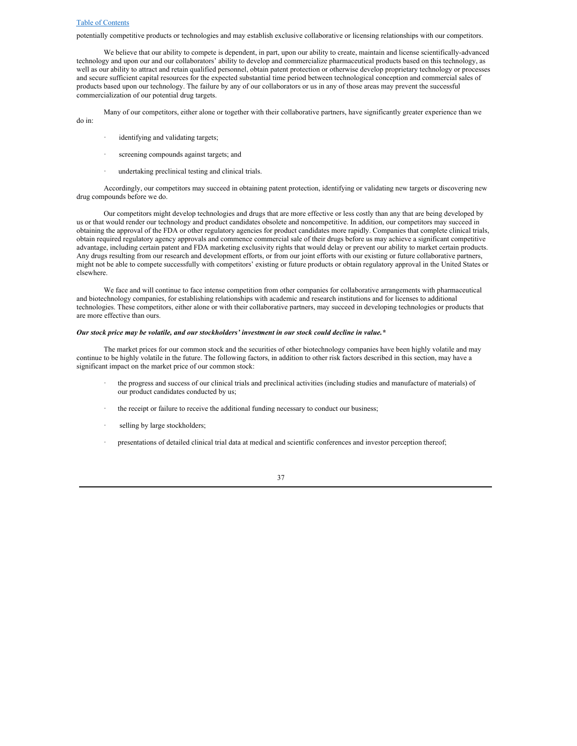potentially competitive products or technologies and may establish exclusive collaborative or licensing relationships with our competitors.

We believe that our ability to compete is dependent, in part, upon our ability to create, maintain and license scientifically-advanced technology and upon our and our collaborators' ability to develop and commercialize pharmaceutical products based on this technology, as well as our ability to attract and retain qualified personnel, obtain patent protection or otherwise develop proprietary technology or processes and secure sufficient capital resources for the expected substantial time period between technological conception and commercial sales of products based upon our technology. The failure by any of our collaborators or us in any of those areas may prevent the successful commercialization of our potential drug targets.

Many of our competitors, either alone or together with their collaborative partners, have significantly greater experience than we do in:

- identifying and validating targets;
- screening compounds against targets; and
- undertaking preclinical testing and clinical trials.

Accordingly, our competitors may succeed in obtaining patent protection, identifying or validating new targets or discovering new drug compounds before we do.

Our competitors might develop technologies and drugs that are more effective or less costly than any that are being developed by us or that would render our technology and product candidates obsolete and noncompetitive. In addition, our competitors may succeed in obtaining the approval of the FDA or other regulatory agencies for product candidates more rapidly. Companies that complete clinical trials, obtain required regulatory agency approvals and commence commercial sale of their drugs before us may achieve a significant competitive advantage, including certain patent and FDA marketing exclusivity rights that would delay or prevent our ability to market certain products. Any drugs resulting from our research and development efforts, or from our joint efforts with our existing or future collaborative partners, might not be able to compete successfully with competitors' existing or future products or obtain regulatory approval in the United States or elsewhere.

We face and will continue to face intense competition from other companies for collaborative arrangements with pharmaceutical and biotechnology companies, for establishing relationships with academic and research institutions and for licenses to additional technologies. These competitors, either alone or with their collaborative partners, may succeed in developing technologies or products that are more effective than ours.

***Our stock price may be volatile, and our stockholders' investment in our stock could decline in value.****

The market prices for our common stock and the securities of other biotechnology companies have been highly volatile and may continue to be highly volatile in the future. The following factors, in addition to other risk factors described in this section, may have a significant impact on the market price of our common stock:

- the progress and success of our clinical trials and preclinical activities (including studies and manufacture of materials) of our product candidates conducted by us;
- the receipt or failure to receive the additional funding necessary to conduct our business;
- selling by large stockholders;
- presentations of detailed clinical trial data at medical and scientific conferences and investor perception thereof;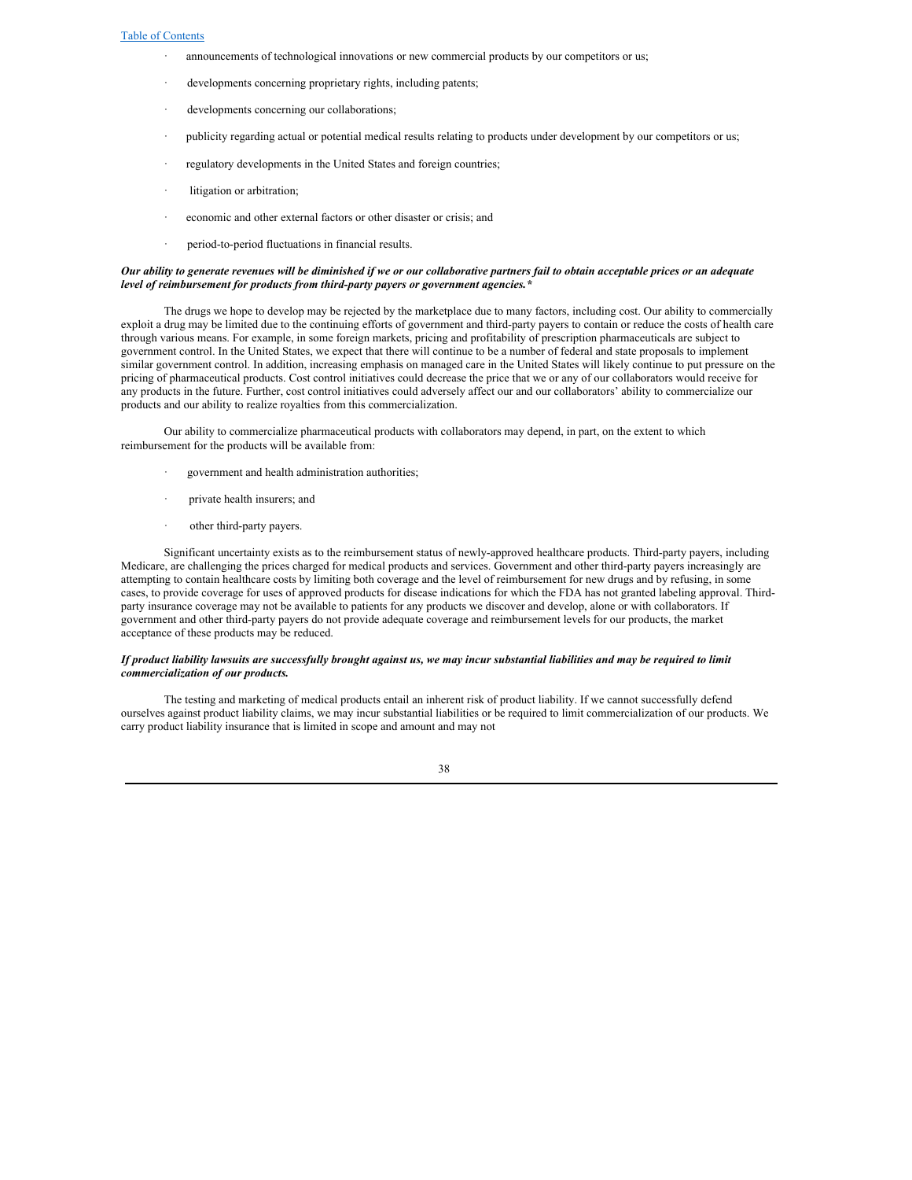- announcements of technological innovations or new commercial products by our competitors or us;
- developments concerning proprietary rights, including patents;
- developments concerning our collaborations;
- publicity regarding actual or potential medical results relating to products under development by our competitors or us;
- regulatory developments in the United States and foreign countries;
- litigation or arbitration;
- economic and other external factors or other disaster or crisis; and
- period-to-period fluctuations in financial results.

***Our ability to generate revenues will be diminished if we or our collaborative partners fail to obtain acceptable prices or an adequate level of reimbursement for products from third-party payers or government agencies.****

The drugs we hope to develop may be rejected by the marketplace due to many factors, including cost. Our ability to commercially exploit a drug may be limited due to the continuing efforts of government and third-party payers to contain or reduce the costs of health care through various means. For example, in some foreign markets, pricing and profitability of prescription pharmaceuticals are subject to government control. In the United States, we expect that there will continue to be a number of federal and state proposals to implement similar government control. In addition, increasing emphasis on managed care in the United States will likely continue to put pressure on the pricing of pharmaceutical products. Cost control initiatives could decrease the price that we or any of our collaborators would receive for any products in the future. Further, cost control initiatives could adversely affect our and our collaborators' ability to commercialize our products and our ability to realize royalties from this commercialization.

Our ability to commercialize pharmaceutical products with collaborators may depend, in part, on the extent to which reimbursement for the products will be available from:

- government and health administration authorities;
- private health insurers; and
- other third-party payers.

Significant uncertainty exists as to the reimbursement status of newly-approved healthcare products. Third-party payers, including Medicare, are challenging the prices charged for medical products and services. Government and other third-party payers increasingly are attempting to contain healthcare costs by limiting both coverage and the level of reimbursement for new drugs and by refusing, in some cases, to provide coverage for uses of approved products for disease indications for which the FDA has not granted labeling approval. Third-party insurance coverage may not be available to patients for any products we discover and develop, alone or with collaborators. If government and other third-party payers do not provide adequate coverage and reimbursement levels for our products, the market acceptance of these products may be reduced.

***If product liability lawsuits are successfully brought against us, we may incur substantial liabilities and may be required to limit commercialization of our products.***

The testing and marketing of medical products entail an inherent risk of product liability. If we cannot successfully defend ourselves against product liability claims, we may incur substantial liabilities or be required to limit commercialization of our products. We carry product liability insurance that is limited in scope and amount and may not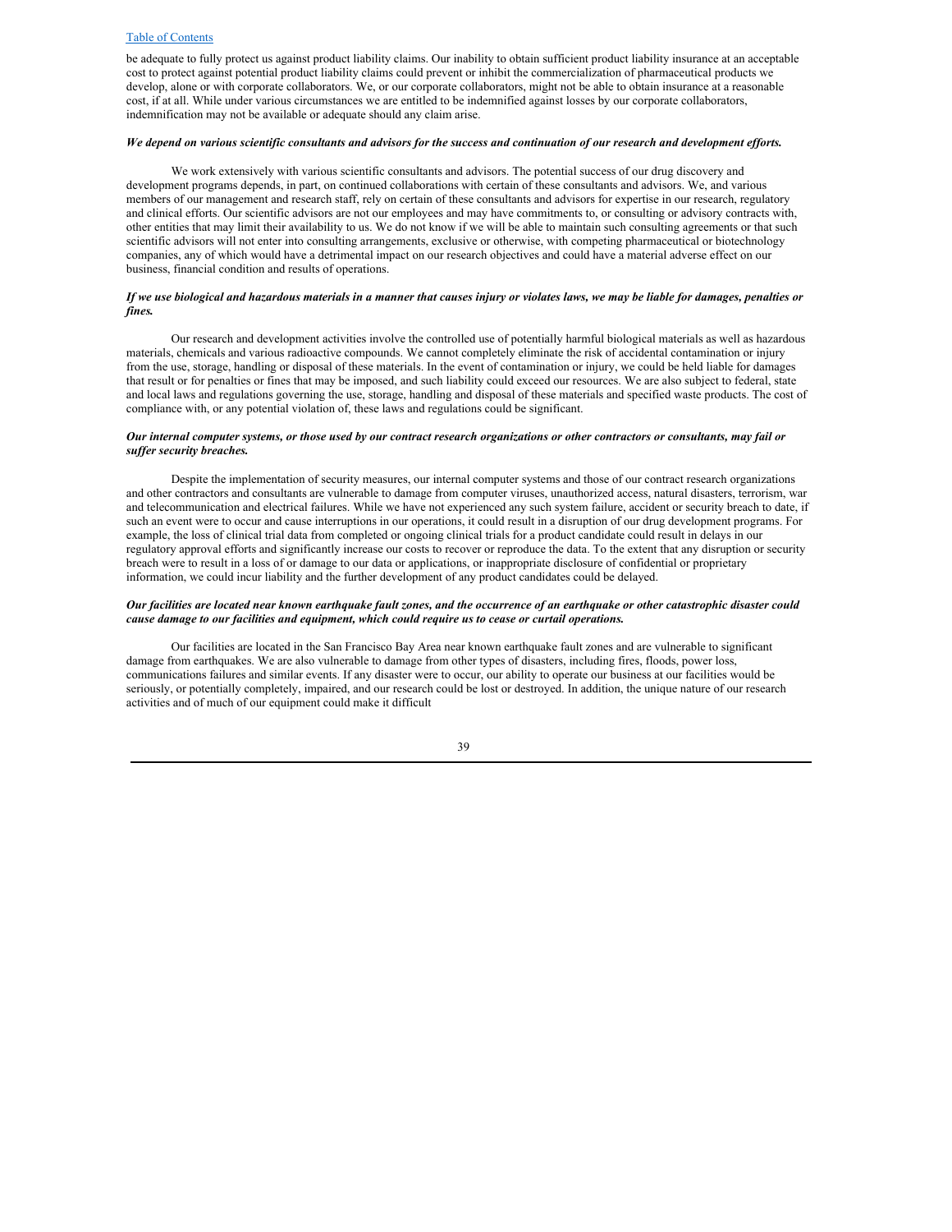be adequate to fully protect us against product liability claims. Our inability to obtain sufficient product liability insurance at an acceptable cost to protect against potential product liability claims could prevent or inhibit the commercialization of pharmaceutical products we develop, alone or with corporate collaborators. We, or our corporate collaborators, might not be able to obtain insurance at a reasonable cost, if at all. While under various circumstances we are entitled to be indemnified against losses by our corporate collaborators, indemnification may not be available or adequate should any claim arise.

***We depend on various scientific consultants and advisors for the success and continuation of our research and development efforts.***

We work extensively with various scientific consultants and advisors. The potential success of our drug discovery and development programs depends, in part, on continued collaborations with certain of these consultants and advisors. We, and various members of our management and research staff, rely on certain of these consultants and advisors for expertise in our research, regulatory and clinical efforts. Our scientific advisors are not our employees and may have commitments to, or consulting or advisory contracts with, other entities that may limit their availability to us. We do not know if we will be able to maintain such consulting agreements or that such scientific advisors will not enter into consulting arrangements, exclusive or otherwise, with competing pharmaceutical or biotechnology companies, any of which would have a detrimental impact on our research objectives and could have a material adverse effect on our business, financial condition and results of operations.

***If we use biological and hazardous materials in a manner that causes injury or violates laws, we may be liable for damages, penalties or fines.***

Our research and development activities involve the controlled use of potentially harmful biological materials as well as hazardous materials, chemicals and various radioactive compounds. We cannot completely eliminate the risk of accidental contamination or injury from the use, storage, handling or disposal of these materials. In the event of contamination or injury, we could be held liable for damages that result or for penalties or fines that may be imposed, and such liability could exceed our resources. We are also subject to federal, state and local laws and regulations governing the use, storage, handling and disposal of these materials and specified waste products. The cost of compliance with, or any potential violation of, these laws and regulations could be significant.

***Our internal computer systems, or those used by our contract research organizations or other contractors or consultants, may fail or suffer security breaches.***

Despite the implementation of security measures, our internal computer systems and those of our contract research organizations and other contractors and consultants are vulnerable to damage from computer viruses, unauthorized access, natural disasters, terrorism, war and telecommunication and electrical failures. While we have not experienced any such system failure, accident or security breach to date, if such an event were to occur and cause interruptions in our operations, it could result in a disruption of our drug development programs. For example, the loss of clinical trial data from completed or ongoing clinical trials for a product candidate could result in delays in our regulatory approval efforts and significantly increase our costs to recover or reproduce the data. To the extent that any disruption or security breach were to result in a loss of or damage to our data or applications, or inappropriate disclosure of confidential or proprietary information, we could incur liability and the further development of any product candidates could be delayed.

***Our facilities are located near known earthquake fault zones, and the occurrence of an earthquake or other catastrophic disaster could cause damage to our facilities and equipment, which could require us to cease or curtail operations.***

Our facilities are located in the San Francisco Bay Area near known earthquake fault zones and are vulnerable to significant damage from earthquakes. We are also vulnerable to damage from other types of disasters, including fires, floods, power loss, communications failures and similar events. If any disaster were to occur, our ability to operate our business at our facilities would be seriously, or potentially completely, impaired, and our research could be lost or destroyed. In addition, the unique nature of our research activities and of much of our equipment could make it difficult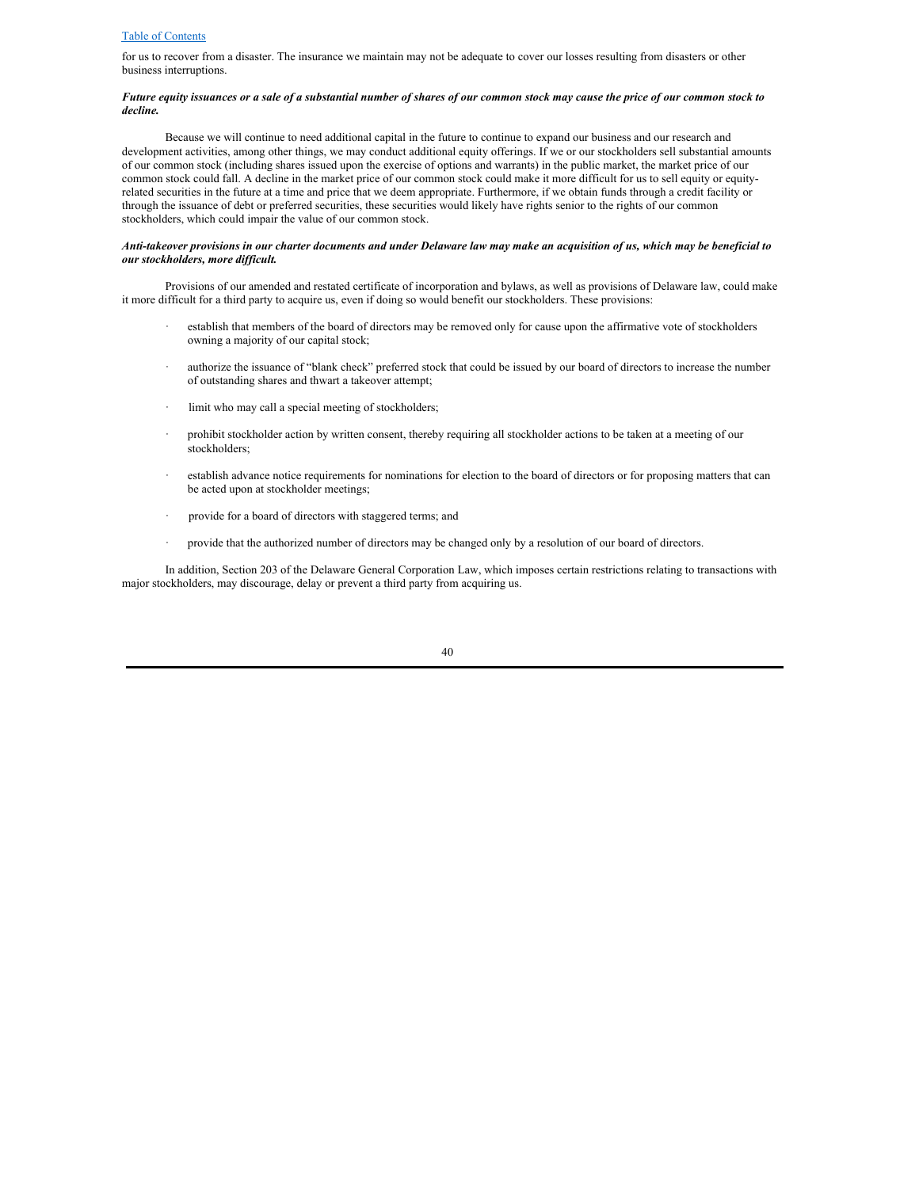for us to recover from a disaster. The insurance we maintain may not be adequate to cover our losses resulting from disasters or other business interruptions.

***Future equity issuances or a sale of a substantial number of shares of our common stock may cause the price of our common stock to decline.***

Because we will continue to need additional capital in the future to continue to expand our business and our research and development activities, among other things, we may conduct additional equity offerings. If we or our stockholders sell substantial amounts of our common stock (including shares issued upon the exercise of options and warrants) in the public market, the market price of our common stock could fall. A decline in the market price of our common stock could make it more difficult for us to sell equity or equity-related securities in the future at a time and price that we deem appropriate. Furthermore, if we obtain funds through a credit facility or through the issuance of debt or preferred securities, these securities would likely have rights senior to the rights of our common stockholders, which could impair the value of our common stock.

***Anti-takeover provisions in our charter documents and under Delaware law may make an acquisition of us, which may be beneficial to our stockholders, more difficult.***

Provisions of our amended and restated certificate of incorporation and bylaws, as well as provisions of Delaware law, could make it more difficult for a third party to acquire us, even if doing so would benefit our stockholders. These provisions:

- establish that members of the board of directors may be removed only for cause upon the affirmative vote of stockholders owning a majority of our capital stock;
- authorize the issuance of "blank check" preferred stock that could be issued by our board of directors to increase the number of outstanding shares and thwart a takeover attempt;
- limit who may call a special meeting of stockholders;
- prohibit stockholder action by written consent, thereby requiring all stockholder actions to be taken at a meeting of our stockholders;
- establish advance notice requirements for nominations for election to the board of directors or for proposing matters that can be acted upon at stockholder meetings;
- provide for a board of directors with staggered terms; and
- provide that the authorized number of directors may be changed only by a resolution of our board of directors.

In addition, Section 203 of the Delaware General Corporation Law, which imposes certain restrictions relating to transactions with major stockholders, may discourage, delay or prevent a third party from acquiring us.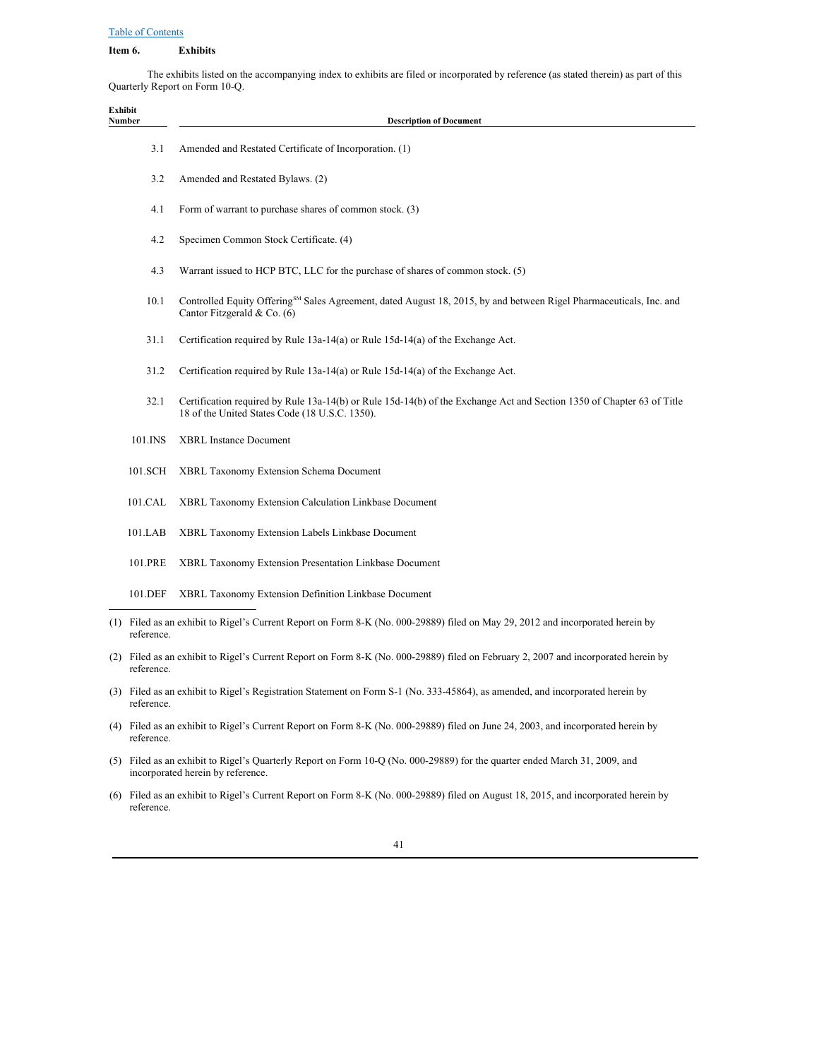[Table of Contents](#)

**Item 6. Exhibits**

The exhibits listed on the accompanying index to exhibits are filed or incorporated by reference (as stated therein) as part of this Quarterly Report on Form 10-Q.

| Exhibit Number | Description of Document |
|---|---|
| 3.1 | Amended and Restated Certificate of Incorporation. (1) |
| 3.2 | Amended and Restated Bylaws. (2) |
| 4.1 | Form of warrant to purchase shares of common stock. (3) |
| 4.2 | Specimen Common Stock Certificate. (4) |
| 4.3 | Warrant issued to HCP BTC, LLC for the purchase of shares of common stock. (5) |
| 10.1 | Controlled Equity Offering℠ Sales Agreement, dated August 18, 2015, by and between Rigel Pharmaceuticals, Inc. and Cantor Fitzgerald & Co. (6) |
| 31.1 | Certification required by Rule 13a-14(a) or Rule 15d-14(a) of the Exchange Act. |
| 31.2 | Certification required by Rule 13a-14(a) or Rule 15d-14(a) of the Exchange Act. |
| 32.1 | Certification required by Rule 13a-14(b) or Rule 15d-14(b) of the Exchange Act and Section 1350 of Chapter 63 of Title 18 of the United States Code (18 U.S.C. 1350). |
| 101.INS | XBRL Instance Document |
| 101.SCH | XBRL Taxonomy Extension Schema Document |
| 101.CAL | XBRL Taxonomy Extension Calculation Linkbase Document |
| 101.LAB | XBRL Taxonomy Extension Labels Linkbase Document |
| 101.PRE | XBRL Taxonomy Extension Presentation Linkbase Document |
| 101.DEF | XBRL Taxonomy Extension Definition Linkbase Document |

(1) Filed as an exhibit to Rigel's Current Report on Form 8-K (No. 000-29889) filed on May 29, 2012 and incorporated herein by reference.

(2) Filed as an exhibit to Rigel's Current Report on Form 8-K (No. 000-29889) filed on February 2, 2007 and incorporated herein by reference.

(3) Filed as an exhibit to Rigel's Registration Statement on Form S-1 (No. 333-45864), as amended, and incorporated herein by reference.

(4) Filed as an exhibit to Rigel's Current Report on Form 8-K (No. 000-29889) filed on June 24, 2003, and incorporated herein by reference.

(5) Filed as an exhibit to Rigel's Quarterly Report on Form 10-Q (No. 000-29889) for the quarter ended March 31, 2009, and incorporated herein by reference.

(6) Filed as an exhibit to Rigel's Current Report on Form 8-K (No. 000-29889) filed on August 18, 2015, and incorporated herein by reference.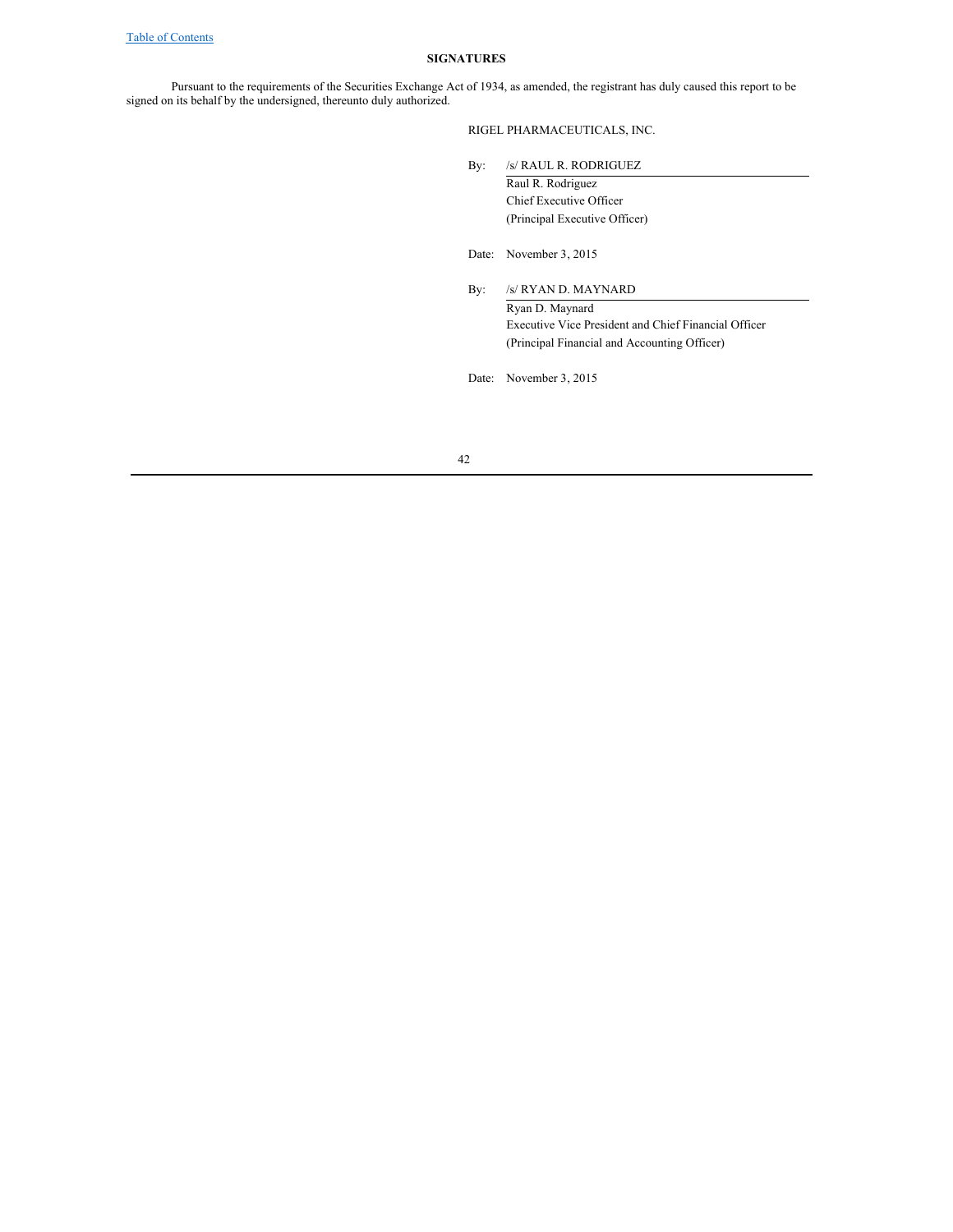## SIGNATURES

Pursuant to the requirements of the Securities Exchange Act of 1934, as amended, the registrant has duly caused this report to be signed on its behalf by the undersigned, thereunto duly authorized.

RIGEL PHARMACEUTICALS, INC.

By: /s/ RAUL R. RODRIGUEZ
Raul R. Rodriguez
Chief Executive Officer
(Principal Executive Officer)

Date: November 3, 2015

By: /s/ RYAN D. MAYNARD
Ryan D. Maynard
Executive Vice President and Chief Financial Officer
(Principal Financial and Accounting Officer)

Date: November 3, 2015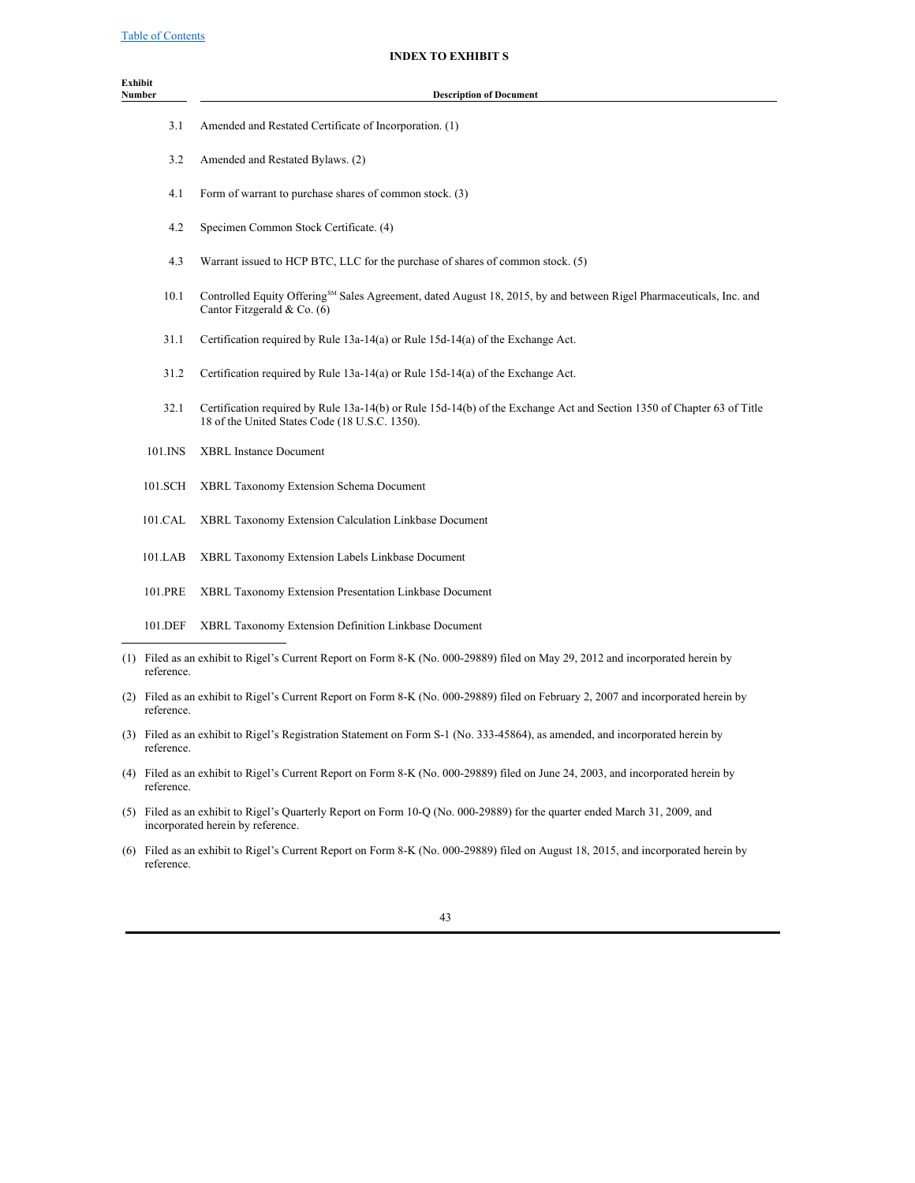Table of Contents

## INDEX TO EXHIBIT S

| Exhibit Number | Description of Document |
|---|---|
| 3.1 | Amended and Restated Certificate of Incorporation. (1) |
| 3.2 | Amended and Restated Bylaws. (2) |
| 4.1 | Form of warrant to purchase shares of common stock. (3) |
| 4.2 | Specimen Common Stock Certificate. (4) |
| 4.3 | Warrant issued to HCP BTC, LLC for the purchase of shares of common stock. (5) |
| 10.1 | Controlled Equity Offering[SM] Sales Agreement, dated August 18, 2015, by and between Rigel Pharmaceuticals, Inc. and Cantor Fitzgerald & Co. (6) |
| 31.1 | Certification required by Rule 13a-14(a) or Rule 15d-14(a) of the Exchange Act. |
| 31.2 | Certification required by Rule 13a-14(a) or Rule 15d-14(a) of the Exchange Act. |
| 32.1 | Certification required by Rule 13a-14(b) or Rule 15d-14(b) of the Exchange Act and Section 1350 of Chapter 63 of Title 18 of the United States Code (18 U.S.C. 1350). |
| 101.INS | XBRL Instance Document |
| 101.SCH | XBRL Taxonomy Extension Schema Document |
| 101.CAL | XBRL Taxonomy Extension Calculation Linkbase Document |
| 101.LAB | XBRL Taxonomy Extension Labels Linkbase Document |
| 101.PRE | XBRL Taxonomy Extension Presentation Linkbase Document |
| 101.DEF | XBRL Taxonomy Extension Definition Linkbase Document |

(1) Filed as an exhibit to Rigel's Current Report on Form 8-K (No. 000-29889) filed on May 29, 2012 and incorporated herein by reference.

(2) Filed as an exhibit to Rigel's Current Report on Form 8-K (No. 000-29889) filed on February 2, 2007 and incorporated herein by reference.

(3) Filed as an exhibit to Rigel's Registration Statement on Form S-1 (No. 333-45864), as amended, and incorporated herein by reference.

(4) Filed as an exhibit to Rigel's Current Report on Form 8-K (No. 000-29889) filed on June 24, 2003, and incorporated herein by reference.

(5) Filed as an exhibit to Rigel's Quarterly Report on Form 10-Q (No. 000-29889) for the quarter ended March 31, 2009, and incorporated herein by reference.

(6) Filed as an exhibit to Rigel's Current Report on Form 8-K (No. 000-29889) filed on August 18, 2015, and incorporated herein by reference.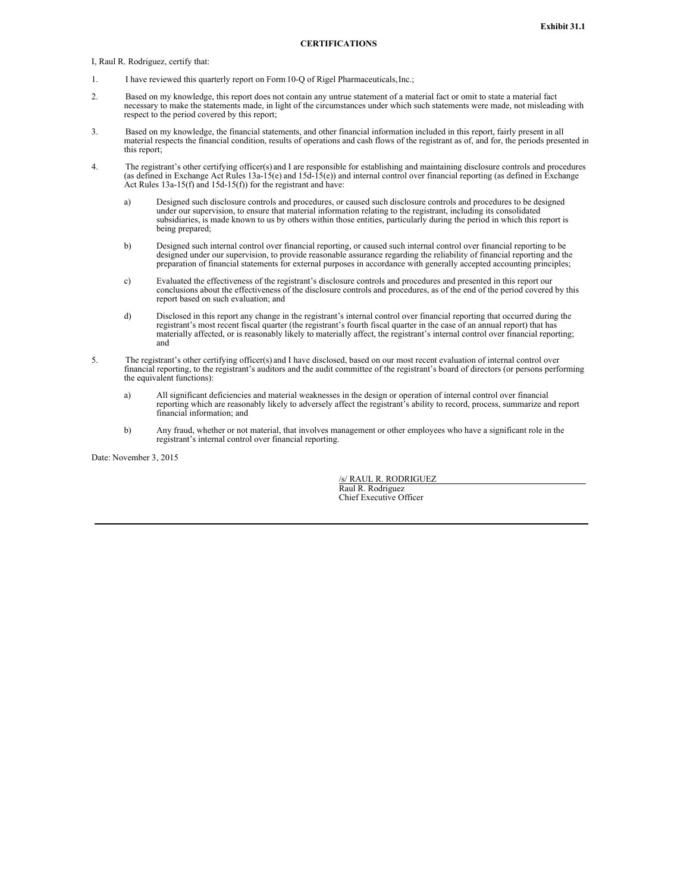**Exhibit 31.1**

**CERTIFICATIONS**

I, Raul R. Rodriguez, certify that:

1. I have reviewed this quarterly report on Form 10-Q of Rigel Pharmaceuticals, Inc.;

2. Based on my knowledge, this report does not contain any untrue statement of a material fact or omit to state a material fact necessary to make the statements made, in light of the circumstances under which such statements were made, not misleading with respect to the period covered by this report;

3. Based on my knowledge, the financial statements, and other financial information included in this report, fairly present in all material respects the financial condition, results of operations and cash flows of the registrant as of, and for, the periods presented in this report;

4. The registrant's other certifying officer(s) and I are responsible for establishing and maintaining disclosure controls and procedures (as defined in Exchange Act Rules 13a-15(e) and 15d-15(e)) and internal control over financial reporting (as defined in Exchange Act Rules 13a-15(f) and 15d-15(f)) for the registrant and have:

   a) Designed such disclosure controls and procedures, or caused such disclosure controls and procedures to be designed under our supervision, to ensure that material information relating to the registrant, including its consolidated subsidiaries, is made known to us by others within those entities, particularly during the period in which this report is being prepared;

   b) Designed such internal control over financial reporting, or caused such internal control over financial reporting to be designed under our supervision, to provide reasonable assurance regarding the reliability of financial reporting and the preparation of financial statements for external purposes in accordance with generally accepted accounting principles;

   c) Evaluated the effectiveness of the registrant's disclosure controls and procedures and presented in this report our conclusions about the effectiveness of the disclosure controls and procedures, as of the end of the period covered by this report based on such evaluation; and

   d) Disclosed in this report any change in the registrant's internal control over financial reporting that occurred during the registrant's most recent fiscal quarter (the registrant's fourth fiscal quarter in the case of an annual report) that has materially affected, or is reasonably likely to materially affect, the registrant's internal control over financial reporting; and

5. The registrant's other certifying officer(s) and I have disclosed, based on our most recent evaluation of internal control over financial reporting, to the registrant's auditors and the audit committee of the registrant's board of directors (or persons performing the equivalent functions):

   a) All significant deficiencies and material weaknesses in the design or operation of internal control over financial reporting which are reasonably likely to adversely affect the registrant's ability to record, process, summarize and report financial information; and

   b) Any fraud, whether or not material, that involves management or other employees who have a significant role in the registrant's internal control over financial reporting.

Date: November 3, 2015

/s/ RAUL R. RODRIGUEZ
Raul R. Rodriguez
Chief Executive Officer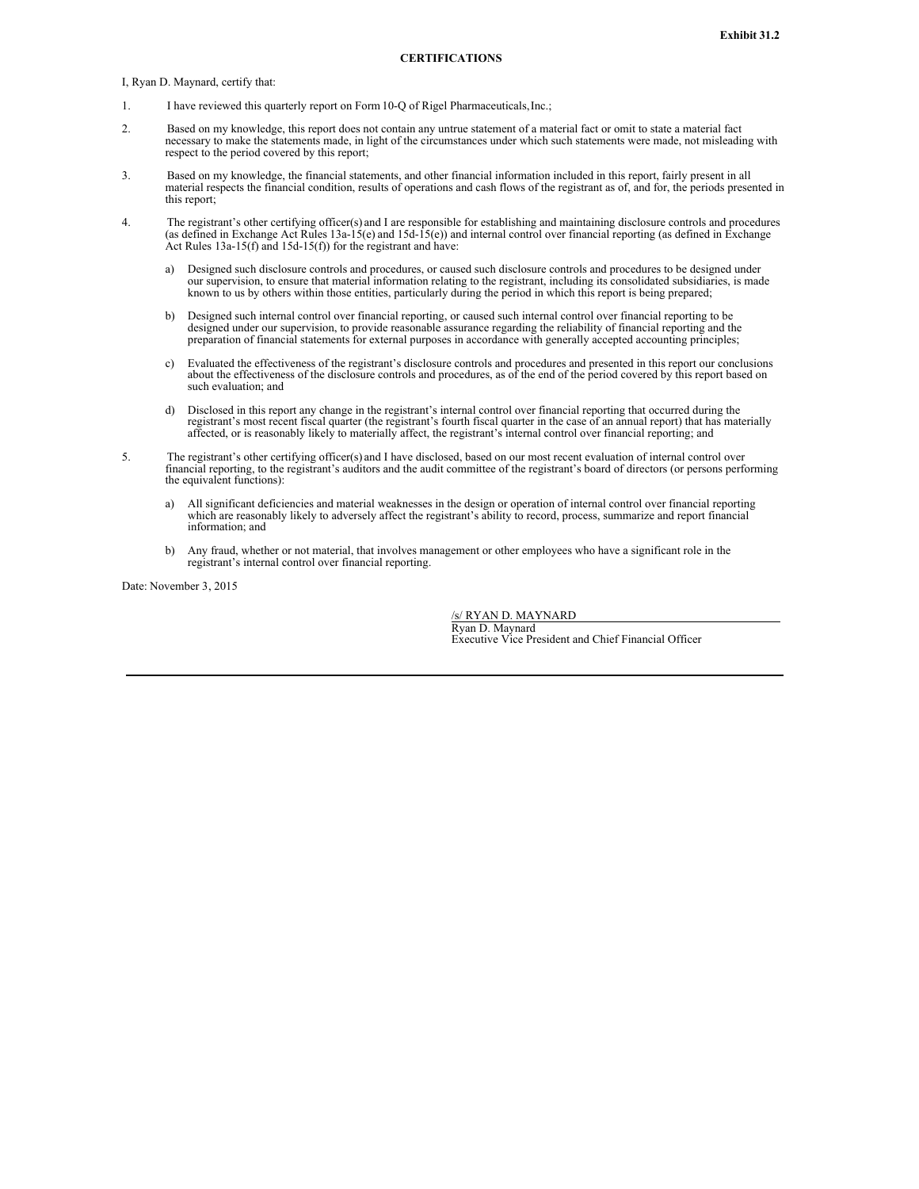**Exhibit 31.2**

**CERTIFICATIONS**

I, Ryan D. Maynard, certify that:

1. I have reviewed this quarterly report on Form 10-Q of Rigel Pharmaceuticals, Inc.;

2. Based on my knowledge, this report does not contain any untrue statement of a material fact or omit to state a material fact necessary to make the statements made, in light of the circumstances under which such statements were made, not misleading with respect to the period covered by this report;

3. Based on my knowledge, the financial statements, and other financial information included in this report, fairly present in all material respects the financial condition, results of operations and cash flows of the registrant as of, and for, the periods presented in this report;

4. The registrant's other certifying officer(s) and I are responsible for establishing and maintaining disclosure controls and procedures (as defined in Exchange Act Rules 13a-15(e) and 15d-15(e)) and internal control over financial reporting (as defined in Exchange Act Rules 13a-15(f) and 15d-15(f)) for the registrant and have:

   a) Designed such disclosure controls and procedures, or caused such disclosure controls and procedures to be designed under our supervision, to ensure that material information relating to the registrant, including its consolidated subsidiaries, is made known to us by others within those entities, particularly during the period in which this report is being prepared;

   b) Designed such internal control over financial reporting, or caused such internal control over financial reporting to be designed under our supervision, to provide reasonable assurance regarding the reliability of financial reporting and the preparation of financial statements for external purposes in accordance with generally accepted accounting principles;

   c) Evaluated the effectiveness of the registrant's disclosure controls and procedures and presented in this report our conclusions about the effectiveness of the disclosure controls and procedures, as of the end of the period covered by this report based on such evaluation; and

   d) Disclosed in this report any change in the registrant's internal control over financial reporting that occurred during the registrant's most recent fiscal quarter (the registrant's fourth fiscal quarter in the case of an annual report) that has materially affected, or is reasonably likely to materially affect, the registrant's internal control over financial reporting; and

5. The registrant's other certifying officer(s) and I have disclosed, based on our most recent evaluation of internal control over financial reporting, to the registrant's auditors and the audit committee of the registrant's board of directors (or persons performing the equivalent functions):

   a) All significant deficiencies and material weaknesses in the design or operation of internal control over financial reporting which are reasonably likely to adversely affect the registrant's ability to record, process, summarize and report financial information; and

   b) Any fraud, whether or not material, that involves management or other employees who have a significant role in the registrant's internal control over financial reporting.

Date: November 3, 2015

/s/ RYAN D. MAYNARD
Ryan D. Maynard
Executive Vice President and Chief Financial Officer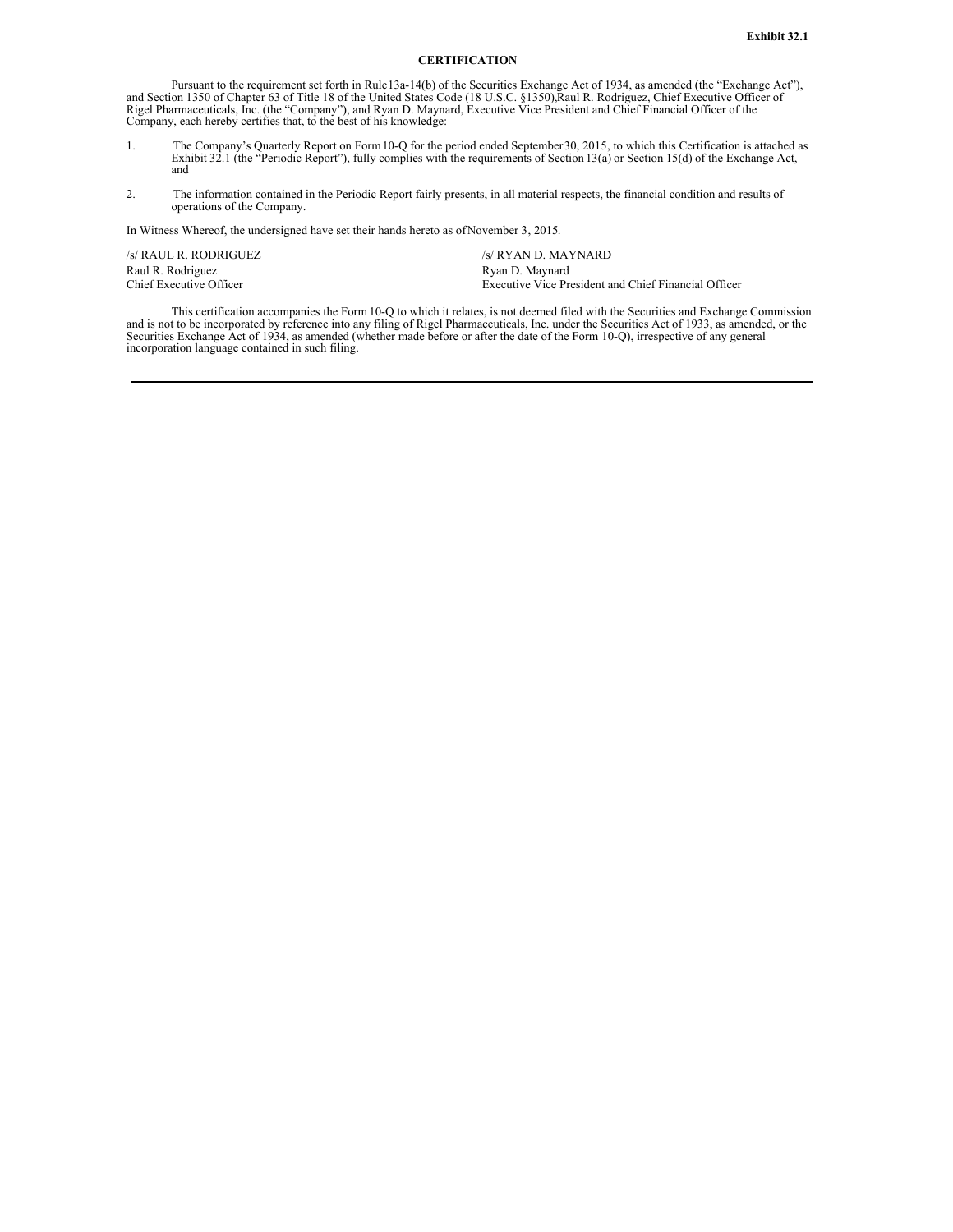**Exhibit 32.1**

**CERTIFICATION**

Pursuant to the requirement set forth in Rule13a-14(b) of the Securities Exchange Act of 1934, as amended (the "Exchange Act"), and Section 1350 of Chapter 63 of Title 18 of the United States Code (18 U.S.C. §1350),Raul R. Rodriguez, Chief Executive Officer of Rigel Pharmaceuticals, Inc. (the "Company"), and Ryan D. Maynard, Executive Vice President and Chief Financial Officer of the Company, each hereby certifies that, to the best of his knowledge:

1. The Company's Quarterly Report on Form10-Q for the period ended September30, 2015, to which this Certification is attached as Exhibit 32.1 (the "Periodic Report"), fully complies with the requirements of Section13(a) or Section 15(d) of the Exchange Act, and

2. The information contained in the Periodic Report fairly presents, in all material respects, the financial condition and results of operations of the Company.

In Witness Whereof, the undersigned have set their hands hereto as ofNovember 3, 2015.

| | |
|---|---|
| /s/ RAUL R. RODRIGUEZ | /s/ RYAN D. MAYNARD |
| Raul R. Rodriguez | Ryan D. Maynard |
| Chief Executive Officer | Executive Vice President and Chief Financial Officer |

This certification accompanies the Form10-Q to which it relates, is not deemed filed with the Securities and Exchange Commission and is not to be incorporated by reference into any filing of Rigel Pharmaceuticals, Inc. under the Securities Act of 1933, as amended, or the Securities Exchange Act of 1934, as amended (whether made before or after the date of the Form 10-Q), irrespective of any general incorporation language contained in such filing.